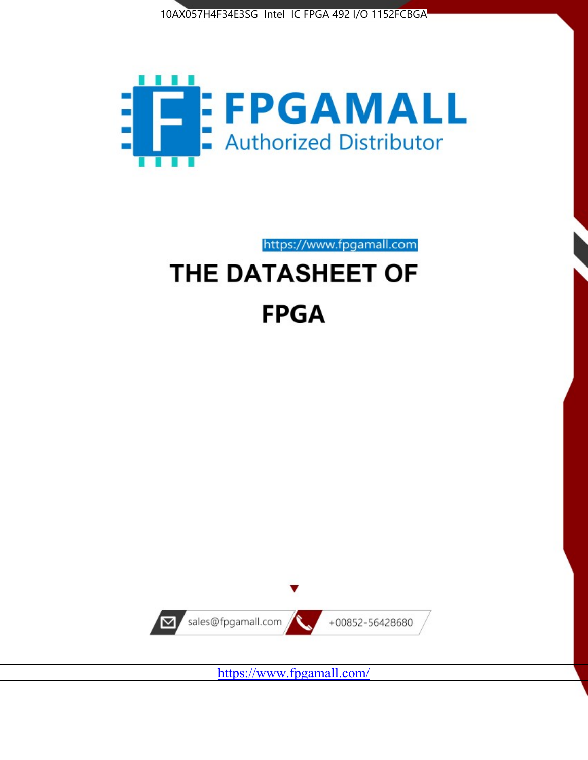10AX057H4F34E3SG Intel IC FPGA 492 I/O 1152FCBGA

FPGAMALL

Authorized Distributor

https://www.fpgamall.com

# THE DATASHEET OF

# FPGA

sales@fpgamall.com

+00852-56428680

https://www.fpgamall.com/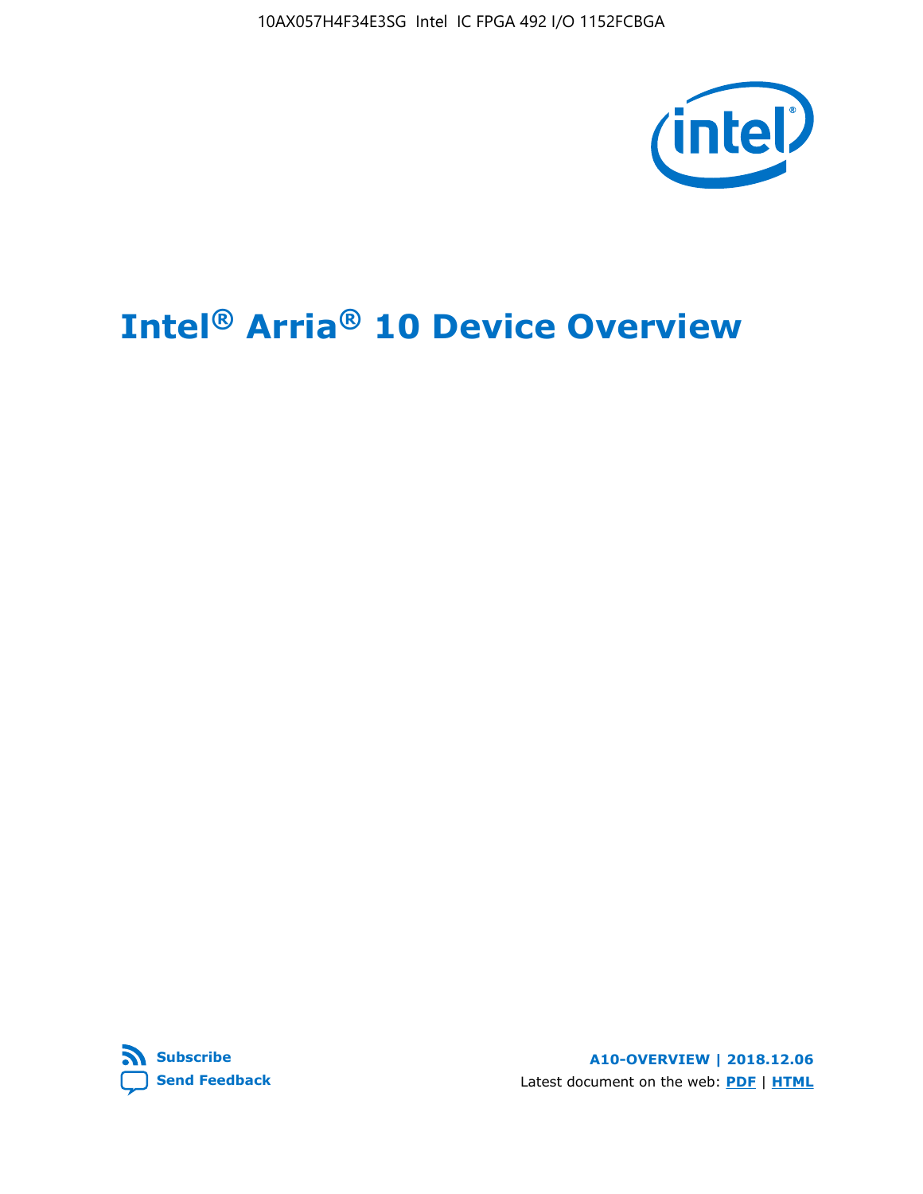# Intel® Arria® 10 Device Overview

Subscribe

Send Feedback

A10-OVERVIEW | 2018.12.06

Latest document on the web: PDF | HTML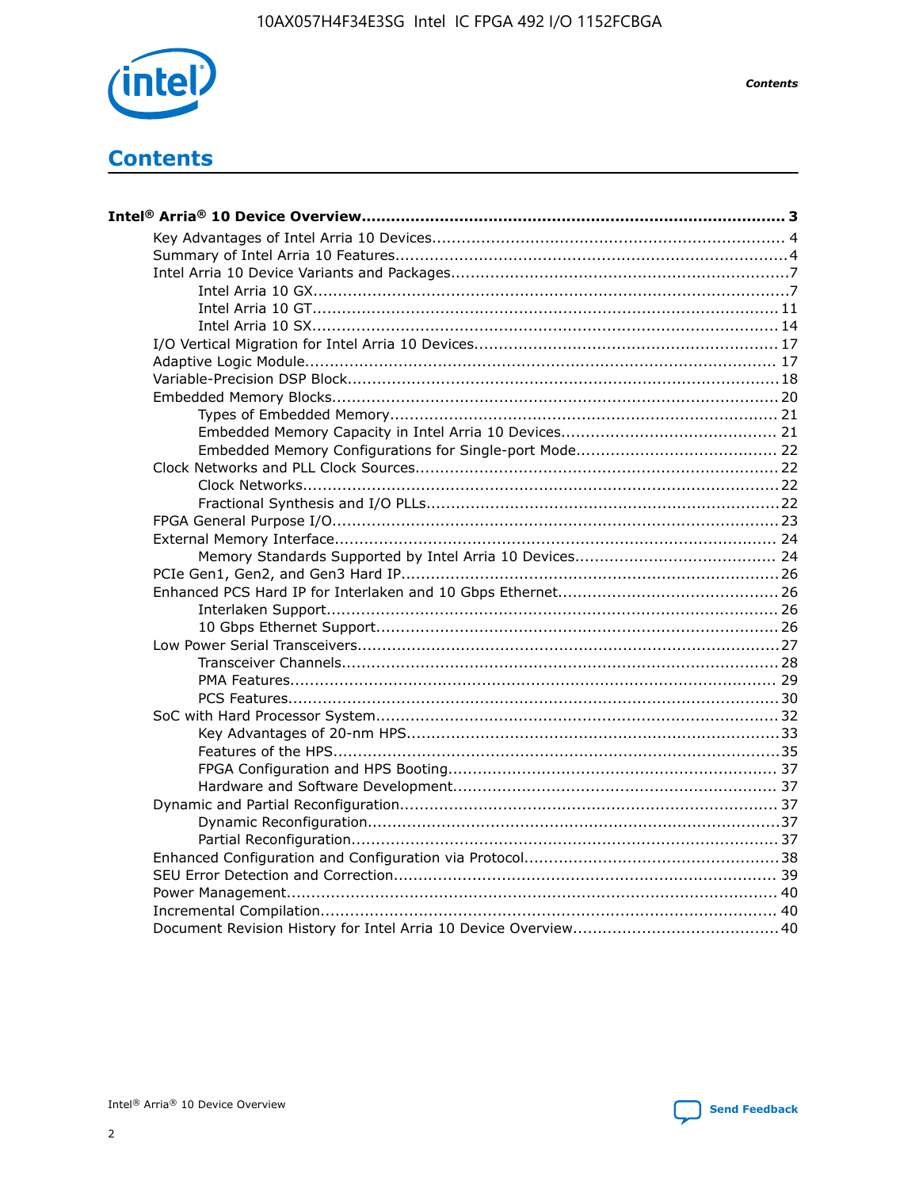# Contents

**Intel® Arria® 10 Device Overview......................................................................................... 3**

- Key Advantages of Intel Arria 10 Devices........................................................................ 4
- Summary of Intel Arria 10 Features................................................................................4
- Intel Arria 10 Device Variants and Packages.....................................................................7
    - Intel Arria 10 GX.................................................................................................7
    - Intel Arria 10 GT............................................................................................... 11
    - Intel Arria 10 SX............................................................................................... 14
- I/O Vertical Migration for Intel Arria 10 Devices.............................................................. 17
- Adaptive Logic Module................................................................................................ 17
- Variable-Precision DSP Block........................................................................................18
- Embedded Memory Blocks........................................................................................... 20
    - Types of Embedded Memory............................................................................... 21
    - Embedded Memory Capacity in Intel Arria 10 Devices............................................ 21
    - Embedded Memory Configurations for Single-port Mode......................................... 22
- Clock Networks and PLL Clock Sources.......................................................................... 22
    - Clock Networks................................................................................................. 22
    - Fractional Synthesis and I/O PLLs........................................................................ 22
- FPGA General Purpose I/O........................................................................................... 23
- External Memory Interface.......................................................................................... 24
    - Memory Standards Supported by Intel Arria 10 Devices.......................................... 24
- PCIe Gen1, Gen2, and Gen3 Hard IP............................................................................. 26
- Enhanced PCS Hard IP for Interlaken and 10 Gbps Ethernet.............................................. 26
    - Interlaken Support............................................................................................ 26
    - 10 Gbps Ethernet Support.................................................................................. 26
- Low Power Serial Transceivers...................................................................................... 27
    - Transceiver Channels......................................................................................... 28
    - PMA Features................................................................................................... 29
    - PCS Features.................................................................................................... 30
- SoC with Hard Processor System.................................................................................. 32
    - Key Advantages of 20-nm HPS............................................................................ 33
    - Features of the HPS........................................................................................... 35
    - FPGA Configuration and HPS Booting................................................................... 37
    - Hardware and Software Development.................................................................. 37
- Dynamic and Partial Reconfiguration............................................................................. 37
    - Dynamic Reconfiguration.................................................................................... 37
    - Partial Reconfiguration....................................................................................... 37
- Enhanced Configuration and Configuration via Protocol.................................................... 38
- SEU Error Detection and Correction.............................................................................. 39
- Power Management.................................................................................................... 40
- Incremental Compilation............................................................................................. 40
- Document Revision History for Intel Arria 10 Device Overview.......................................... 40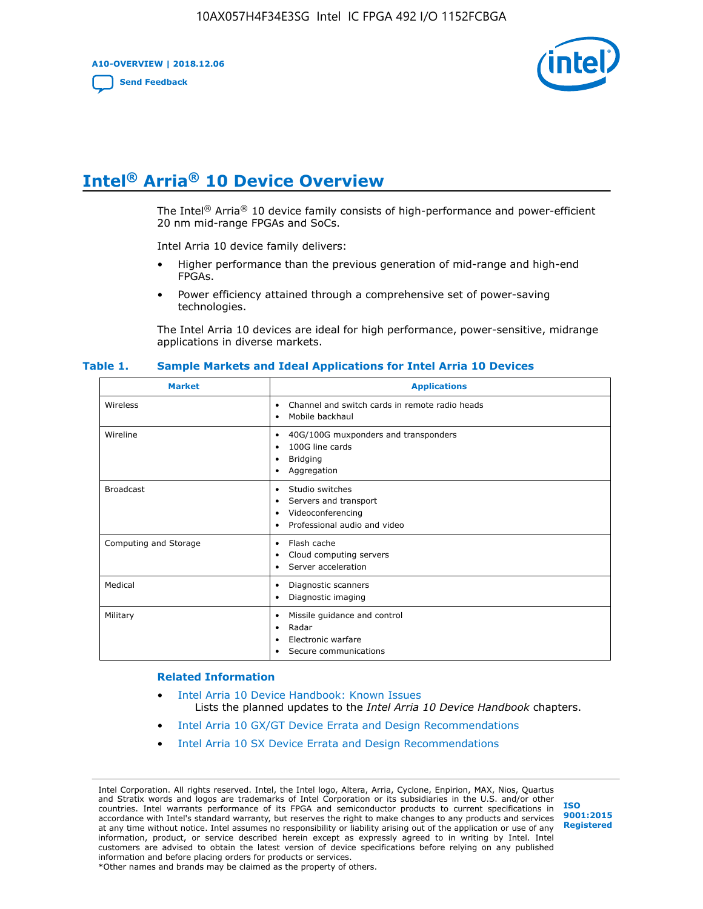# Intel® Arria® 10 Device Overview

The Intel® Arria® 10 device family consists of high-performance and power-efficient 20 nm mid-range FPGAs and SoCs.

Intel Arria 10 device family delivers:

- Higher performance than the previous generation of mid-range and high-end FPGAs.
- Power efficiency attained through a comprehensive set of power-saving technologies.

The Intel Arria 10 devices are ideal for high performance, power-sensitive, midrange applications in diverse markets.

**Table 1. Sample Markets and Ideal Applications for Intel Arria 10 Devices**

| Market | Applications |
|---|---|
| Wireless | • Channel and switch cards in remote radio heads<br>• Mobile backhaul |
| Wireline | • 40G/100G muxponders and transponders<br>• 100G line cards<br>• Bridging<br>• Aggregation |
| Broadcast | • Studio switches<br>• Servers and transport<br>• Videoconferencing<br>• Professional audio and video |
| Computing and Storage | • Flash cache<br>• Cloud computing servers<br>• Server acceleration |
| Medical | • Diagnostic scanners<br>• Diagnostic imaging |
| Military | • Missile guidance and control<br>• Radar<br>• Electronic warfare<br>• Secure communications |

### Related Information

- Intel Arria 10 Device Handbook: Known Issues
  Lists the planned updates to the *Intel Arria 10 Device Handbook* chapters.
- Intel Arria 10 GX/GT Device Errata and Design Recommendations
- Intel Arria 10 SX Device Errata and Design Recommendations

Intel Corporation. All rights reserved. Intel, the Intel logo, Altera, Arria, Cyclone, Enpirion, MAX, Nios, Quartus and Stratix words and logos are trademarks of Intel Corporation or its subsidiaries in the U.S. and/or other countries. Intel warrants performance of its FPGA and semiconductor products to current specifications in accordance with Intel's standard warranty, but reserves the right to make changes to any products and services at any time without notice. Intel assumes no responsibility or liability arising out of the application or use of any information, product, or service described herein except as expressly agreed to in writing by Intel. Intel customers are advised to obtain the latest version of device specifications before relying on any published information and before placing orders for products or services.
*Other names and brands may be claimed as the property of others.

ISO 9001:2015 Registered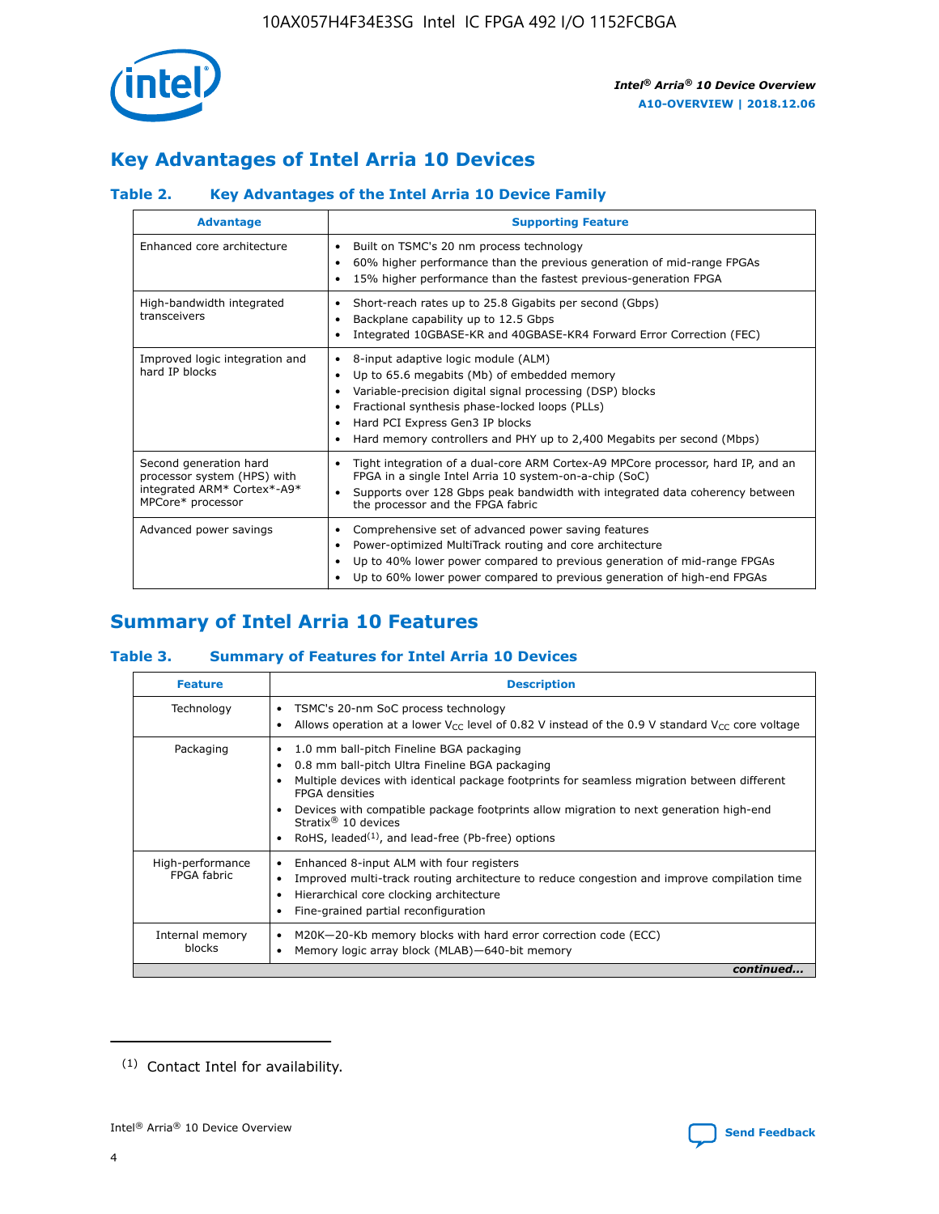## Key Advantages of Intel Arria 10 Devices

### Table 2. Key Advantages of the Intel Arria 10 Device Family

| Advantage | Supporting Feature |
|---|---|
| Enhanced core architecture | • Built on TSMC's 20 nm process technology<br>• 60% higher performance than the previous generation of mid-range FPGAs<br>• 15% higher performance than the fastest previous-generation FPGA |
| High-bandwidth integrated transceivers | • Short-reach rates up to 25.8 Gigabits per second (Gbps)<br>• Backplane capability up to 12.5 Gbps<br>• Integrated 10GBASE-KR and 40GBASE-KR4 Forward Error Correction (FEC) |
| Improved logic integration and hard IP blocks | • 8-input adaptive logic module (ALM)<br>• Up to 65.6 megabits (Mb) of embedded memory<br>• Variable-precision digital signal processing (DSP) blocks<br>• Fractional synthesis phase-locked loops (PLLs)<br>• Hard PCI Express Gen3 IP blocks<br>• Hard memory controllers and PHY up to 2,400 Megabits per second (Mbps) |
| Second generation hard processor system (HPS) with integrated ARM* Cortex*-A9* MPCore* processor | • Tight integration of a dual-core ARM Cortex-A9 MPCore processor, hard IP, and an FPGA in a single Intel Arria 10 system-on-a-chip (SoC)<br>• Supports over 128 Gbps peak bandwidth with integrated data coherency between the processor and the FPGA fabric |
| Advanced power savings | • Comprehensive set of advanced power saving features<br>• Power-optimized MultiTrack routing and core architecture<br>• Up to 40% lower power compared to previous generation of mid-range FPGAs<br>• Up to 60% lower power compared to previous generation of high-end FPGAs |

## Summary of Intel Arria 10 Features

### Table 3. Summary of Features for Intel Arria 10 Devices

| Feature | Description |
|---|---|
| Technology | • TSMC's 20-nm SoC process technology<br>• Allows operation at a lower $V_{CC}$ level of 0.82 V instead of the 0.9 V standard $V_{CC}$ core voltage |
| Packaging | • 1.0 mm ball-pitch Fineline BGA packaging<br>• 0.8 mm ball-pitch Ultra Fineline BGA packaging<br>• Multiple devices with identical package footprints for seamless migration between different FPGA densities<br>• Devices with compatible package footprints allow migration to next generation high-end Stratix® 10 devices<br>• RoHS, leaded[(1)], and lead-free (Pb-free) options |
| High-performance FPGA fabric | • Enhanced 8-input ALM with four registers<br>• Improved multi-track routing architecture to reduce congestion and improve compilation time<br>• Hierarchical core clocking architecture<br>• Fine-grained partial reconfiguration |
| Internal memory blocks | • M20K—20-Kb memory blocks with hard error correction code (ECC)<br>• Memory logic array block (MLAB)—640-bit memory |

*continued...*

(1) Contact Intel for availability.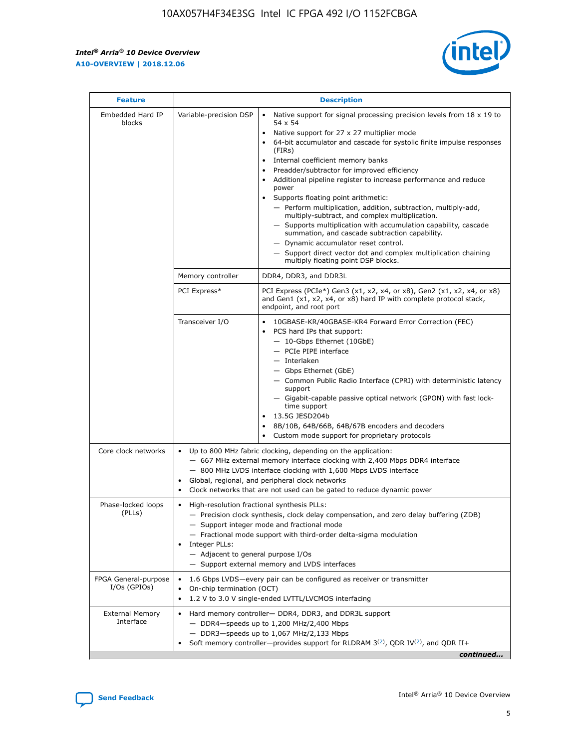| Feature | Description | |
|---|---|---|
| Embedded Hard IP blocks | Variable-precision DSP | • Native support for signal processing precision levels from 18 x 19 to 54 x 54<br>• Native support for 27 x 27 multiplier mode<br>• 64-bit accumulator and cascade for systolic finite impulse responses (FIRs)<br>• Internal coefficient memory banks<br>• Preadder/subtractor for improved efficiency<br>• Additional pipeline register to increase performance and reduce power<br>• Supports floating point arithmetic:<br>— Perform multiplication, addition, subtraction, multiply-add, multiply-subtract, and complex multiplication.<br>— Supports multiplication with accumulation capability, cascade summation, and cascade subtraction capability.<br>— Dynamic accumulator reset control.<br>— Support direct vector dot and complex multiplication chaining multiply floating point DSP blocks. |
| | Memory controller | DDR4, DDR3, and DDR3L |
| | PCI Express* | PCI Express (PCIe*) Gen3 (x1, x2, x4, or x8), Gen2 (x1, x2, x4, or x8) and Gen1 (x1, x2, x4, or x8) hard IP with complete protocol stack, endpoint, and root port |
| | Transceiver I/O | • 10GBASE-KR/40GBASE-KR4 Forward Error Correction (FEC)<br>• PCS hard IPs that support:<br>— 10-Gbps Ethernet (10GbE)<br>— PCIe PIPE interface<br>— Interlaken<br>— Gbps Ethernet (GbE)<br>— Common Public Radio Interface (CPRI) with deterministic latency support<br>— Gigabit-capable passive optical network (GPON) with fast lock-time support<br>• 13.5G JESD204b<br>• 8B/10B, 64B/66B, 64B/67B encoders and decoders<br>• Custom mode support for proprietary protocols |
| Core clock networks | • Up to 800 MHz fabric clocking, depending on the application:<br>— 667 MHz external memory interface clocking with 2,400 Mbps DDR4 interface<br>— 800 MHz LVDS interface clocking with 1,600 Mbps LVDS interface<br>• Global, regional, and peripheral clock networks<br>• Clock networks that are not used can be gated to reduce dynamic power | |
| Phase-locked loops (PLLs) | • High-resolution fractional synthesis PLLs:<br>— Precision clock synthesis, clock delay compensation, and zero delay buffering (ZDB)<br>— Support integer mode and fractional mode<br>— Fractional mode support with third-order delta-sigma modulation<br>• Integer PLLs:<br>— Adjacent to general purpose I/Os<br>— Support external memory and LVDS interfaces | |
| FPGA General-purpose I/Os (GPIOs) | • 1.6 Gbps LVDS—every pair can be configured as receiver or transmitter<br>• On-chip termination (OCT)<br>• 1.2 V to 3.0 V single-ended LVTTL/LVCMOS interfacing | |
| External Memory Interface | • Hard memory controller— DDR4, DDR3, and DDR3L support<br>— DDR4—speeds up to 1,200 MHz/2,400 Mbps<br>— DDR3—speeds up to 1,067 MHz/2,133 Mbps<br>• Soft memory controller—provides support for RLDRAM 3[(2)], QDR IV[(2)], and QDR II+ | |

*continued...*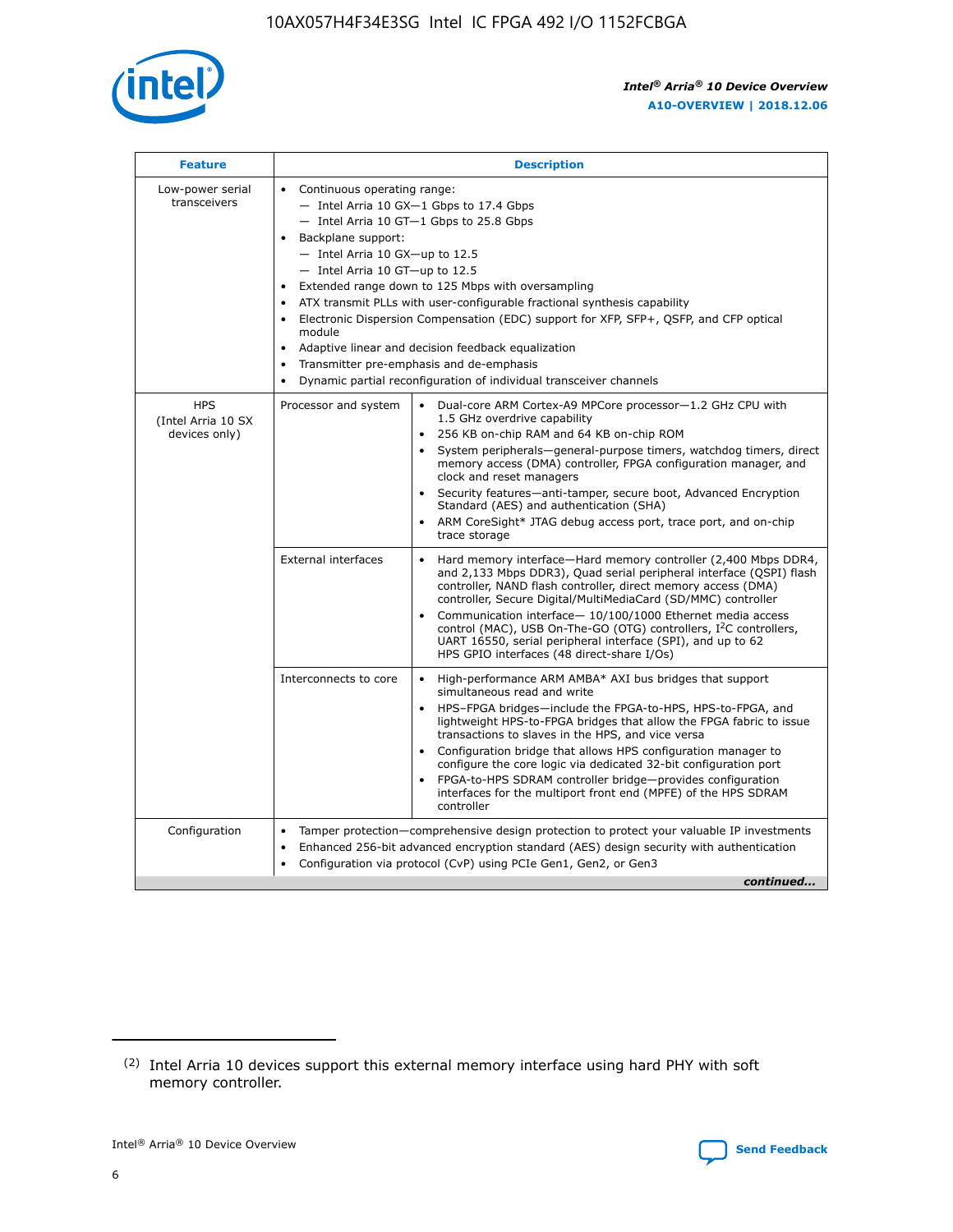| Feature | Description | |
|---|---|---|
| Low-power serial transceivers | • Continuous operating range:<br>— Intel Arria 10 GX—1 Gbps to 17.4 Gbps<br>— Intel Arria 10 GT—1 Gbps to 25.8 Gbps<br>• Backplane support:<br>— Intel Arria 10 GX—up to 12.5<br>— Intel Arria 10 GT—up to 12.5<br>• Extended range down to 125 Mbps with oversampling<br>• ATX transmit PLLs with user-configurable fractional synthesis capability<br>• Electronic Dispersion Compensation (EDC) support for XFP, SFP+, QSFP, and CFP optical module<br>• Adaptive linear and decision feedback equalization<br>• Transmitter pre-emphasis and de-emphasis<br>• Dynamic partial reconfiguration of individual transceiver channels | |
| HPS (Intel Arria 10 SX devices only) | Processor and system | • Dual-core ARM Cortex-A9 MPCore processor—1.2 GHz CPU with 1.5 GHz overdrive capability<br>• 256 KB on-chip RAM and 64 KB on-chip ROM<br>• System peripherals—general-purpose timers, watchdog timers, direct memory access (DMA) controller, FPGA configuration manager, and clock and reset managers<br>• Security features—anti-tamper, secure boot, Advanced Encryption Standard (AES) and authentication (SHA)<br>• ARM CoreSight* JTAG debug access port, trace port, and on-chip trace storage |
| | External interfaces | • Hard memory interface—Hard memory controller (2,400 Mbps DDR4, and 2,133 Mbps DDR3), Quad serial peripheral interface (QSPI) flash controller, NAND flash controller, direct memory access (DMA) controller, Secure Digital/MultiMediaCard (SD/MMC) controller<br>• Communication interface— 10/100/1000 Ethernet media access control (MAC), USB On-The-GO (OTG) controllers, I$^2$C controllers, UART 16550, serial peripheral interface (SPI), and up to 62 HPS GPIO interfaces (48 direct-share I/Os) |
| | Interconnects to core | • High-performance ARM AMBA* AXI bus bridges that support simultaneous read and write<br>• HPS–FPGA bridges—include the FPGA-to-HPS, HPS-to-FPGA, and lightweight HPS-to-FPGA bridges that allow the FPGA fabric to issue transactions to slaves in the HPS, and vice versa<br>• Configuration bridge that allows HPS configuration manager to configure the core logic via dedicated 32-bit configuration port<br>• FPGA-to-HPS SDRAM controller bridge—provides configuration interfaces for the multiport front end (MPFE) of the HPS SDRAM controller |
| Configuration | • Tamper protection—comprehensive design protection to protect your valuable IP investments<br>• Enhanced 256-bit advanced encryption standard (AES) design security with authentication<br>• Configuration via protocol (CvP) using PCIe Gen1, Gen2, or Gen3 | |

*continued...*

(2) Intel Arria 10 devices support this external memory interface using hard PHY with soft memory controller.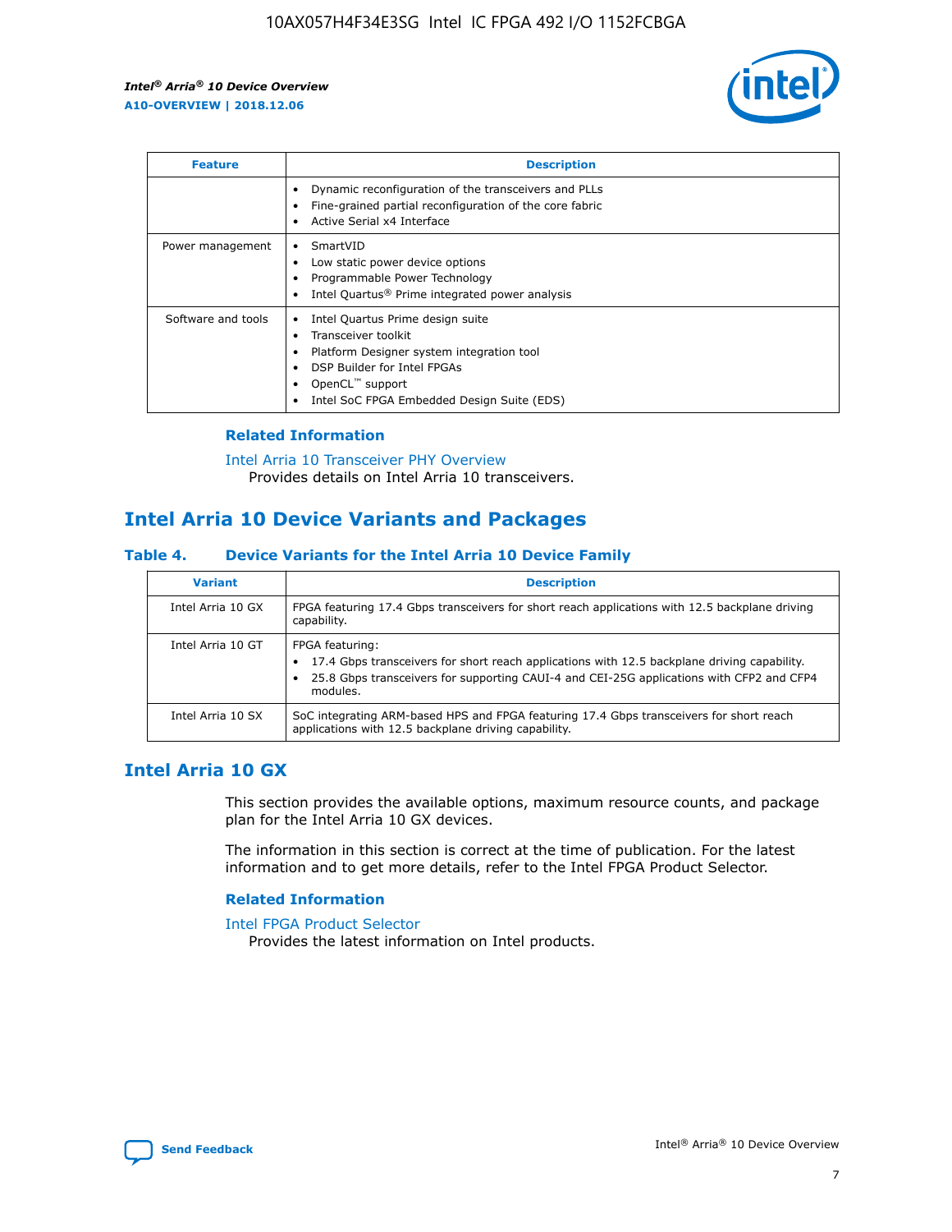| Feature | Description |
| --- | --- |
|  | • Dynamic reconfiguration of the transceivers and PLLs<br>• Fine-grained partial reconfiguration of the core fabric<br>• Active Serial x4 Interface |
| Power management | • SmartVID<br>• Low static power device options<br>• Programmable Power Technology<br>• Intel Quartus® Prime integrated power analysis |
| Software and tools | • Intel Quartus Prime design suite<br>• Transceiver toolkit<br>• Platform Designer system integration tool<br>• DSP Builder for Intel FPGAs<br>• OpenCL™ support<br>• Intel SoC FPGA Embedded Design Suite (EDS) |

### Related Information

Intel Arria 10 Transceiver PHY Overview
Provides details on Intel Arria 10 transceivers.

## Intel Arria 10 Device Variants and Packages

### Table 4. Device Variants for the Intel Arria 10 Device Family

| Variant | Description |
| --- | --- |
| Intel Arria 10 GX | FPGA featuring 17.4 Gbps transceivers for short reach applications with 12.5 backplane driving capability. |
| Intel Arria 10 GT | FPGA featuring:<br>• 17.4 Gbps transceivers for short reach applications with 12.5 backplane driving capability.<br>• 25.8 Gbps transceivers for supporting CAUI-4 and CEI-25G applications with CFP2 and CFP4 modules. |
| Intel Arria 10 SX | SoC integrating ARM-based HPS and FPGA featuring 17.4 Gbps transceivers for short reach applications with 12.5 backplane driving capability. |

## Intel Arria 10 GX

This section provides the available options, maximum resource counts, and package plan for the Intel Arria 10 GX devices.

The information in this section is correct at the time of publication. For the latest information and to get more details, refer to the Intel FPGA Product Selector.

### Related Information

Intel FPGA Product Selector
Provides the latest information on Intel products.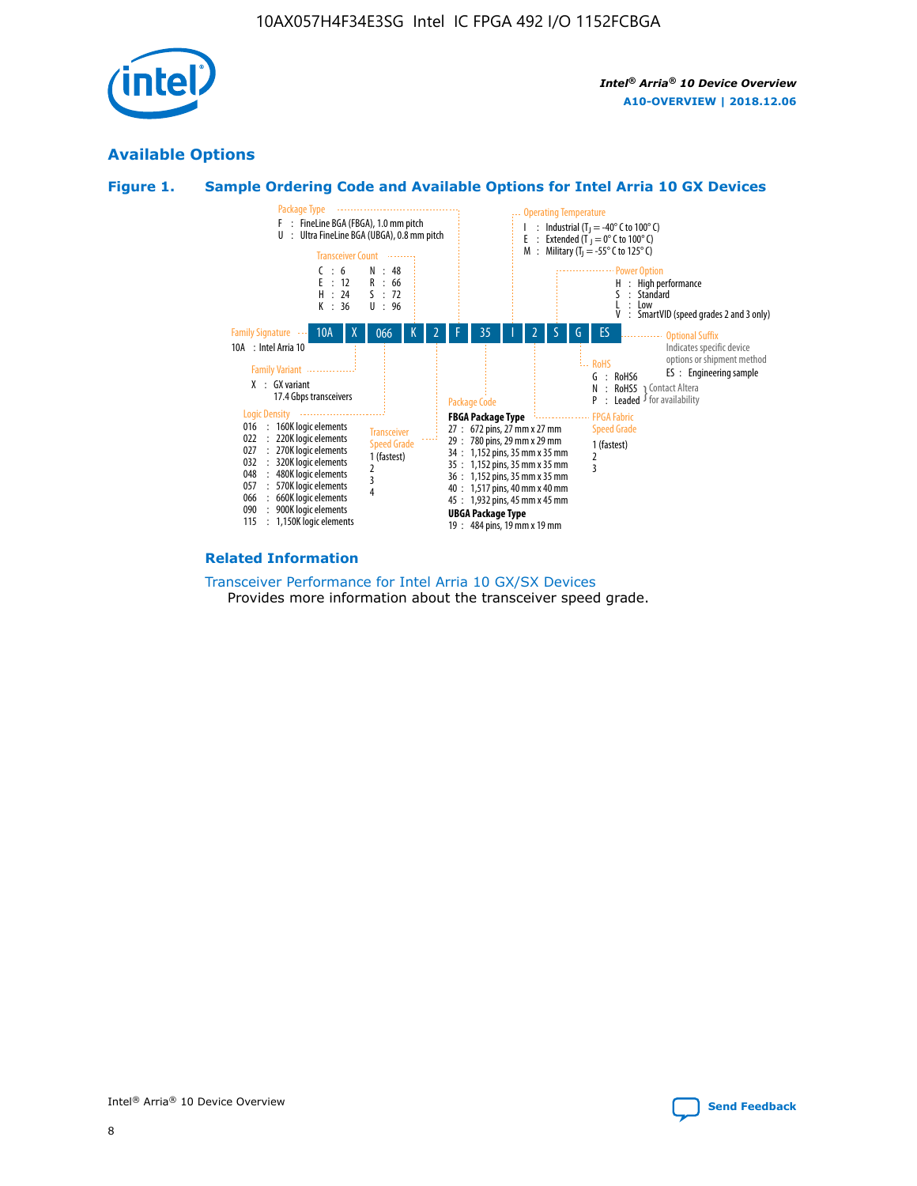## Available Options

### Figure 1. Sample Ordering Code and Available Options for Intel Arria 10 GX Devices

| 10A | X | 066 | K | 2 | F | 35 | I | 2 | S | G | ES |
|---|---|---|---|---|---|---|---|---|---|---|---|

**Family Signature**
10A : Intel Arria 10

**Family Variant**
X : GX variant
17.4 Gbps transceivers

**Logic Density**
016 : 160K logic elements
022 : 220K logic elements
027 : 270K logic elements
032 : 320K logic elements
048 : 480K logic elements
057 : 570K logic elements
066 : 660K logic elements
090 : 900K logic elements
115 : 1,150K logic elements

**Transceiver Count**
C : 6 N : 48
E : 12 R : 66
H : 24 S : 72
K : 36 U : 96

**Transceiver Speed Grade**
1 (fastest)
2
3
4

**Package Type**
F : FineLine BGA (FBGA), 1.0 mm pitch
U : Ultra FineLine BGA (UBGA), 0.8 mm pitch

**Package Code**
**FBGA Package Type**
27 : 672 pins, 27 mm x 27 mm
29 : 780 pins, 29 mm x 29 mm
34 : 1,152 pins, 35 mm x 35 mm
35 : 1,152 pins, 35 mm x 35 mm
36 : 1,152 pins, 35 mm x 35 mm
40 : 1,517 pins, 40 mm x 40 mm
45 : 1,932 pins, 45 mm x 45 mm
**UBGA Package Type**
19 : 484 pins, 19 mm x 19 mm

**Operating Temperature**
I : Industrial ($T_J$ = -40° C to 100° C)
E : Extended ($T_J$ = 0° C to 100° C)
M : Military ($T_J$ = -55° C to 125° C)

**FPGA Fabric Speed Grade**
1 (fastest)
2
3

**Power Option**
H : High performance
S : Standard
L : Low
V : SmartVID (speed grades 2 and 3 only)

**RoHS**
G : RoHS6
N : RoHS5 } Contact Altera for availability
P : Leaded } Contact Altera for availability

**Optional Suffix**
Indicates specific device options or shipment method
ES : Engineering sample

### Related Information

Transceiver Performance for Intel Arria 10 GX/SX Devices
Provides more information about the transceiver speed grade.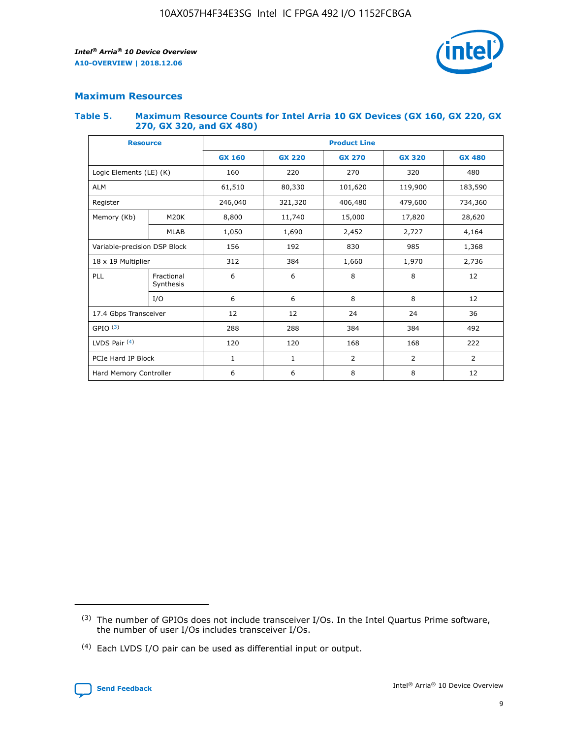## Maximum Resources

### Table 5. Maximum Resource Counts for Intel Arria 10 GX Devices (GX 160, GX 220, GX 270, GX 320, and GX 480)

| Resource | | Product Line | | | | |
|---|---|---|---|---|---|---|
| | | GX 160 | GX 220 | GX 270 | GX 320 | GX 480 |
| Logic Elements (LE) (K) | | 160 | 220 | 270 | 320 | 480 |
| ALM | | 61,510 | 80,330 | 101,620 | 119,900 | 183,590 |
| Register | | 246,040 | 321,320 | 406,480 | 479,600 | 734,360 |
| Memory (Kb) | M20K | 8,800 | 11,740 | 15,000 | 17,820 | 28,620 |
| | MLAB | 1,050 | 1,690 | 2,452 | 2,727 | 4,164 |
| Variable-precision DSP Block | | 156 | 192 | 830 | 985 | 1,368 |
| 18 x 19 Multiplier | | 312 | 384 | 1,660 | 1,970 | 2,736 |
| PLL | Fractional Synthesis | 6 | 6 | 8 | 8 | 12 |
| | I/O | 6 | 6 | 8 | 8 | 12 |
| 17.4 Gbps Transceiver | | 12 | 12 | 24 | 24 | 36 |
| GPIO [3] | | 288 | 288 | 384 | 384 | 492 |
| LVDS Pair [4] | | 120 | 120 | 168 | 168 | 222 |
| PCIe Hard IP Block | | 1 | 1 | 2 | 2 | 2 |
| Hard Memory Controller | | 6 | 6 | 8 | 8 | 12 |

(3) The number of GPIOs does not include transceiver I/Os. In the Intel Quartus Prime software, the number of user I/Os includes transceiver I/Os.

(4) Each LVDS I/O pair can be used as differential input or output.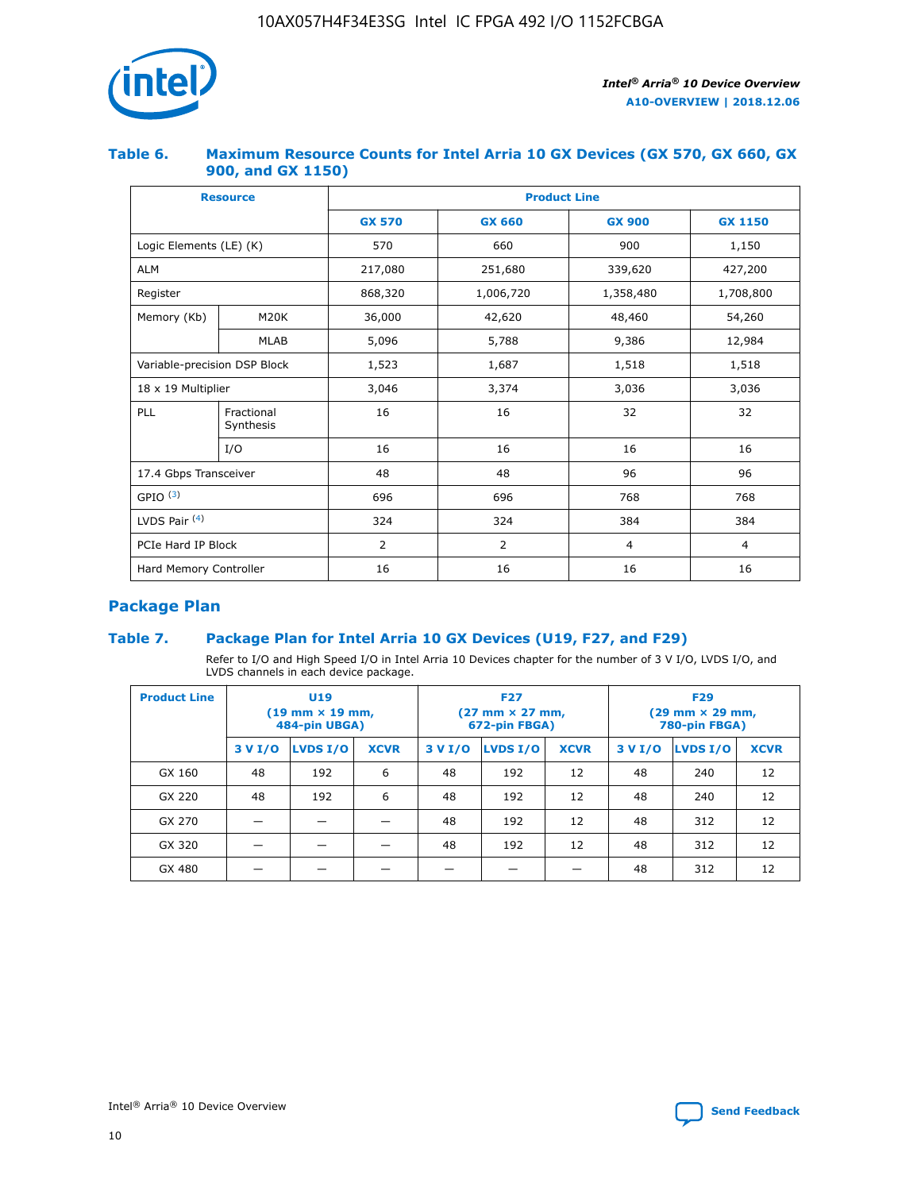### Table 6. Maximum Resource Counts for Intel Arria 10 GX Devices (GX 570, GX 660, GX 900, and GX 1150)

| Resource | | Product Line | | | |
|---|---|---|---|---|---|
| | | GX 570 | GX 660 | GX 900 | GX 1150 |
| Logic Elements (LE) (K) | | 570 | 660 | 900 | 1,150 |
| ALM | | 217,080 | 251,680 | 339,620 | 427,200 |
| Register | | 868,320 | 1,006,720 | 1,358,480 | 1,708,800 |
| Memory (Kb) | M20K | 36,000 | 42,620 | 48,460 | 54,260 |
| | MLAB | 5,096 | 5,788 | 9,386 | 12,984 |
| Variable-precision DSP Block | | 1,523 | 1,687 | 1,518 | 1,518 |
| 18 x 19 Multiplier | | 3,046 | 3,374 | 3,036 | 3,036 |
| PLL | Fractional Synthesis | 16 | 16 | 32 | 32 |
| | I/O | 16 | 16 | 16 | 16 |
| 17.4 Gbps Transceiver | | 48 | 48 | 96 | 96 |
| GPIO [(3)] | | 696 | 696 | 768 | 768 |
| LVDS Pair [(4)] | | 324 | 324 | 384 | 384 |
| PCIe Hard IP Block | | 2 | 2 | 4 | 4 |
| Hard Memory Controller | | 16 | 16 | 16 | 16 |

## Package Plan

### Table 7. Package Plan for Intel Arria 10 GX Devices (U19, F27, and F29)

Refer to I/O and High Speed I/O in Intel Arria 10 Devices chapter for the number of 3 V I/O, LVDS I/O, and LVDS channels in each device package.

| Product Line | U19 (19 mm × 19 mm, 484-pin UBGA) | | | F27 (27 mm × 27 mm, 672-pin FBGA) | | | F29 (29 mm × 29 mm, 780-pin FBGA) | | |
|---|---|---|---|---|---|---|---|---|---|
| | 3 V I/O | LVDS I/O | XCVR | 3 V I/O | LVDS I/O | XCVR | 3 V I/O | LVDS I/O | XCVR |
| GX 160 | 48 | 192 | 6 | 48 | 192 | 12 | 48 | 240 | 12 |
| GX 220 | 48 | 192 | 6 | 48 | 192 | 12 | 48 | 240 | 12 |
| GX 270 | — | — | — | 48 | 192 | 12 | 48 | 312 | 12 |
| GX 320 | — | — | — | 48 | 192 | 12 | 48 | 312 | 12 |
| GX 480 | — | — | — | — | — | — | 48 | 312 | 12 |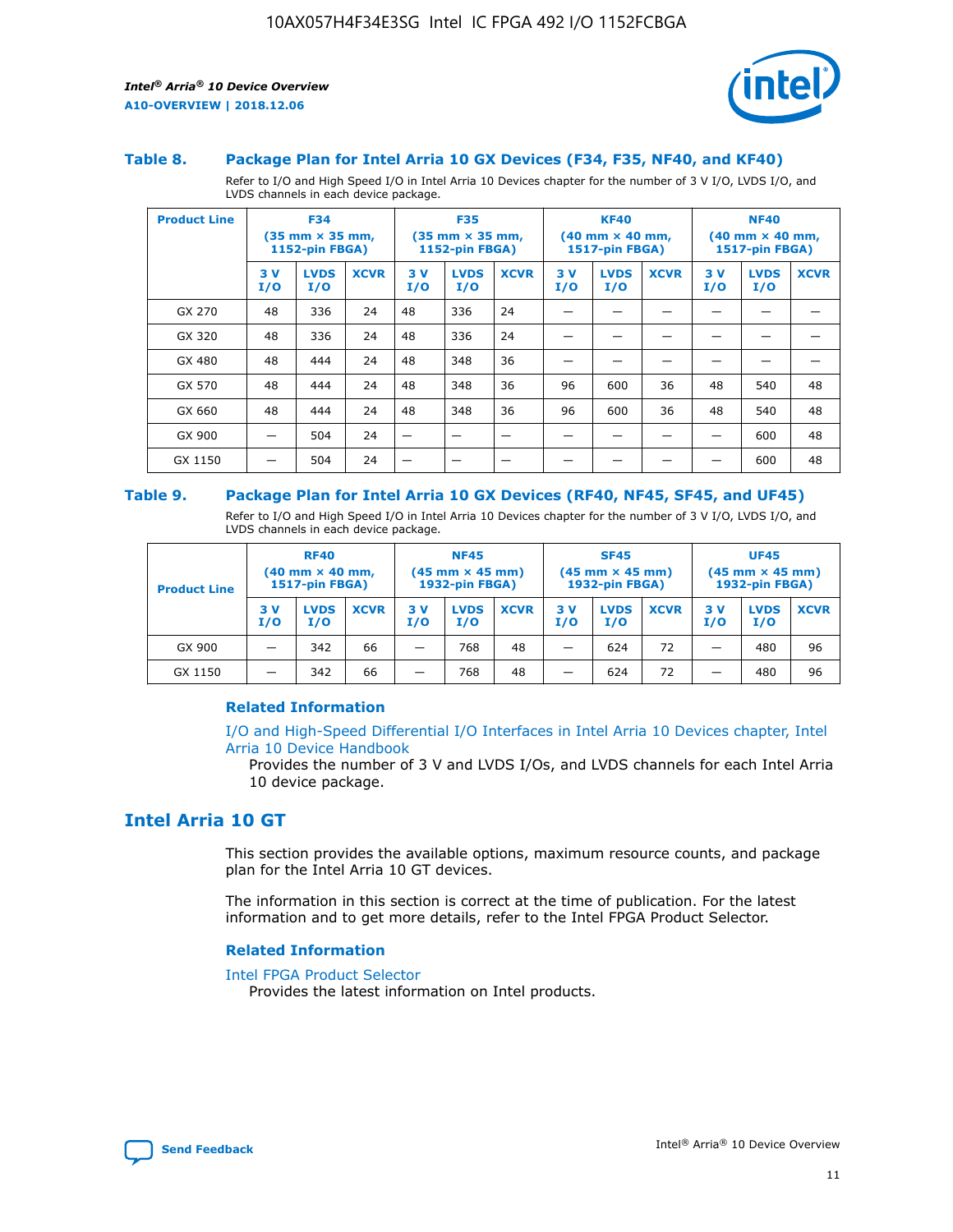### Table 8. Package Plan for Intel Arria 10 GX Devices (F34, F35, NF40, and KF40)

Refer to I/O and High Speed I/O in Intel Arria 10 Devices chapter for the number of 3 V I/O, LVDS I/O, and LVDS channels in each device package.

| Product Line | F34 (35 mm × 35 mm, 1152-pin FBGA) | | | F35 (35 mm × 35 mm, 1152-pin FBGA) | | | KF40 (40 mm × 40 mm, 1517-pin FBGA) | | | NF40 (40 mm × 40 mm, 1517-pin FBGA) | | |
|---|---|---|---|---|---|---|---|---|---|---|---|---|
| | 3 V I/O | LVDS I/O | XCVR | 3 V I/O | LVDS I/O | XCVR | 3 V I/O | LVDS I/O | XCVR | 3 V I/O | LVDS I/O | XCVR |
| GX 270 | 48 | 336 | 24 | 48 | 336 | 24 | — | — | — | — | — | — |
| GX 320 | 48 | 336 | 24 | 48 | 336 | 24 | — | — | — | — | — | — |
| GX 480 | 48 | 444 | 24 | 48 | 348 | 36 | — | — | — | — | — | — |
| GX 570 | 48 | 444 | 24 | 48 | 348 | 36 | 96 | 600 | 36 | 48 | 540 | 48 |
| GX 660 | 48 | 444 | 24 | 48 | 348 | 36 | 96 | 600 | 36 | 48 | 540 | 48 |
| GX 900 | — | 504 | 24 | — | — | — | — | — | — | — | 600 | 48 |
| GX 1150 | — | 504 | 24 | — | — | — | — | — | — | — | 600 | 48 |

### Table 9. Package Plan for Intel Arria 10 GX Devices (RF40, NF45, SF45, and UF45)

Refer to I/O and High Speed I/O in Intel Arria 10 Devices chapter for the number of 3 V I/O, LVDS I/O, and LVDS channels in each device package.

| Product Line | RF40 (40 mm × 40 mm, 1517-pin FBGA) | | | NF45 (45 mm × 45 mm) 1932-pin FBGA) | | | SF45 (45 mm × 45 mm) 1932-pin FBGA) | | | UF45 (45 mm × 45 mm) 1932-pin FBGA) | | |
|---|---|---|---|---|---|---|---|---|---|---|---|---|
| | 3 V I/O | LVDS I/O | XCVR | 3 V I/O | LVDS I/O | XCVR | 3 V I/O | LVDS I/O | XCVR | 3 V I/O | LVDS I/O | XCVR |
| GX 900 | — | 342 | 66 | — | 768 | 48 | — | 624 | 72 | — | 480 | 96 |
| GX 1150 | — | 342 | 66 | — | 768 | 48 | — | 624 | 72 | — | 480 | 96 |

#### Related Information

I/O and High-Speed Differential I/O Interfaces in Intel Arria 10 Devices chapter, Intel Arria 10 Device Handbook

Provides the number of 3 V and LVDS I/Os, and LVDS channels for each Intel Arria 10 device package.

## Intel Arria 10 GT

This section provides the available options, maximum resource counts, and package plan for the Intel Arria 10 GT devices.

The information in this section is correct at the time of publication. For the latest information and to get more details, refer to the Intel FPGA Product Selector.

#### Related Information

Intel FPGA Product Selector

Provides the latest information on Intel products.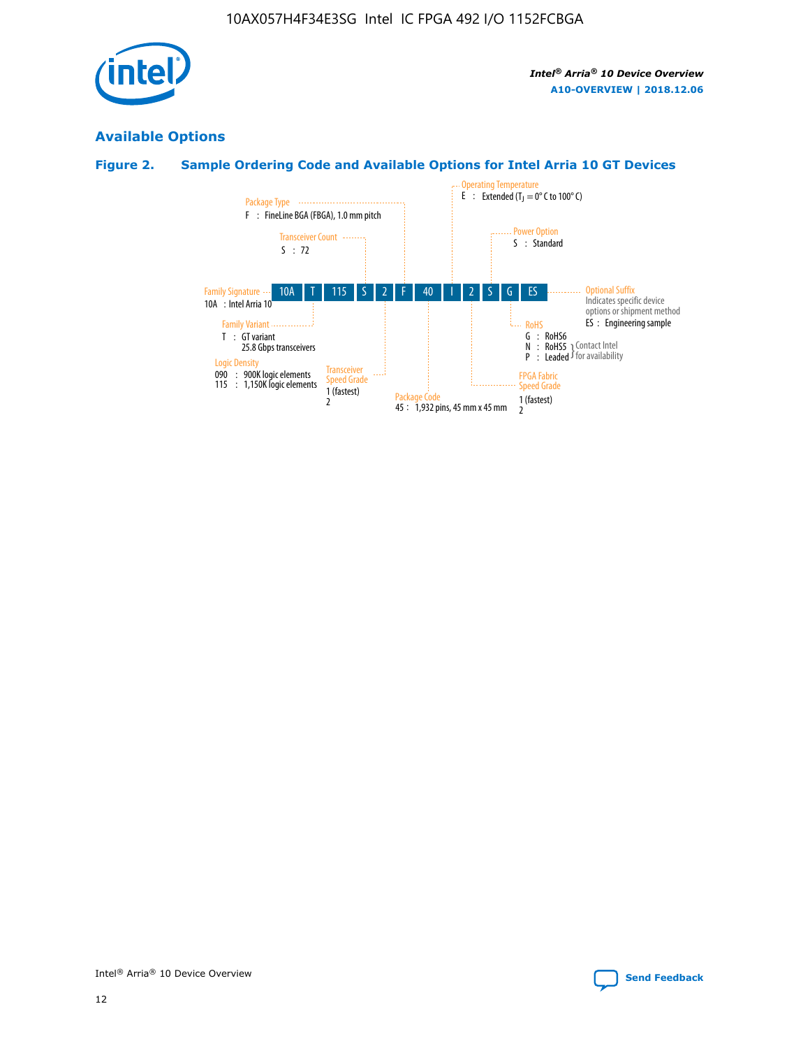## Available Options

### Figure 2. Sample Ordering Code and Available Options for Intel Arria 10 GT Devices

| 10A | T | 115 | S | 2 | F | 40 | I | 2 | S | G | ES |
|---|---|---|---|---|---|---|---|---|---|---|---|

**Family Signature**
10A : Intel Arria 10

**Family Variant**
T : GT variant
25.8 Gbps transceivers

**Logic Density**
090 : 900K logic elements
115 : 1,150K logic elements

**Transceiver Count**
S : 72

**Transceiver Speed Grade**
1 (fastest)
2

**Package Type**
F : FineLine BGA (FBGA), 1.0 mm pitch

**Package Code**
45 : 1,932 pins, 45 mm x 45 mm

**Operating Temperature**
E : Extended ($T_J$ = 0° C to 100° C)

**FPGA Fabric Speed Grade**
1 (fastest)
2

**Power Option**
S : Standard

**RoHS**
G : RoHS6
N : RoHS5 } Contact Intel for availability
P : Leaded } Contact Intel for availability

**Optional Suffix**
Indicates specific device options or shipment method
ES : Engineering sample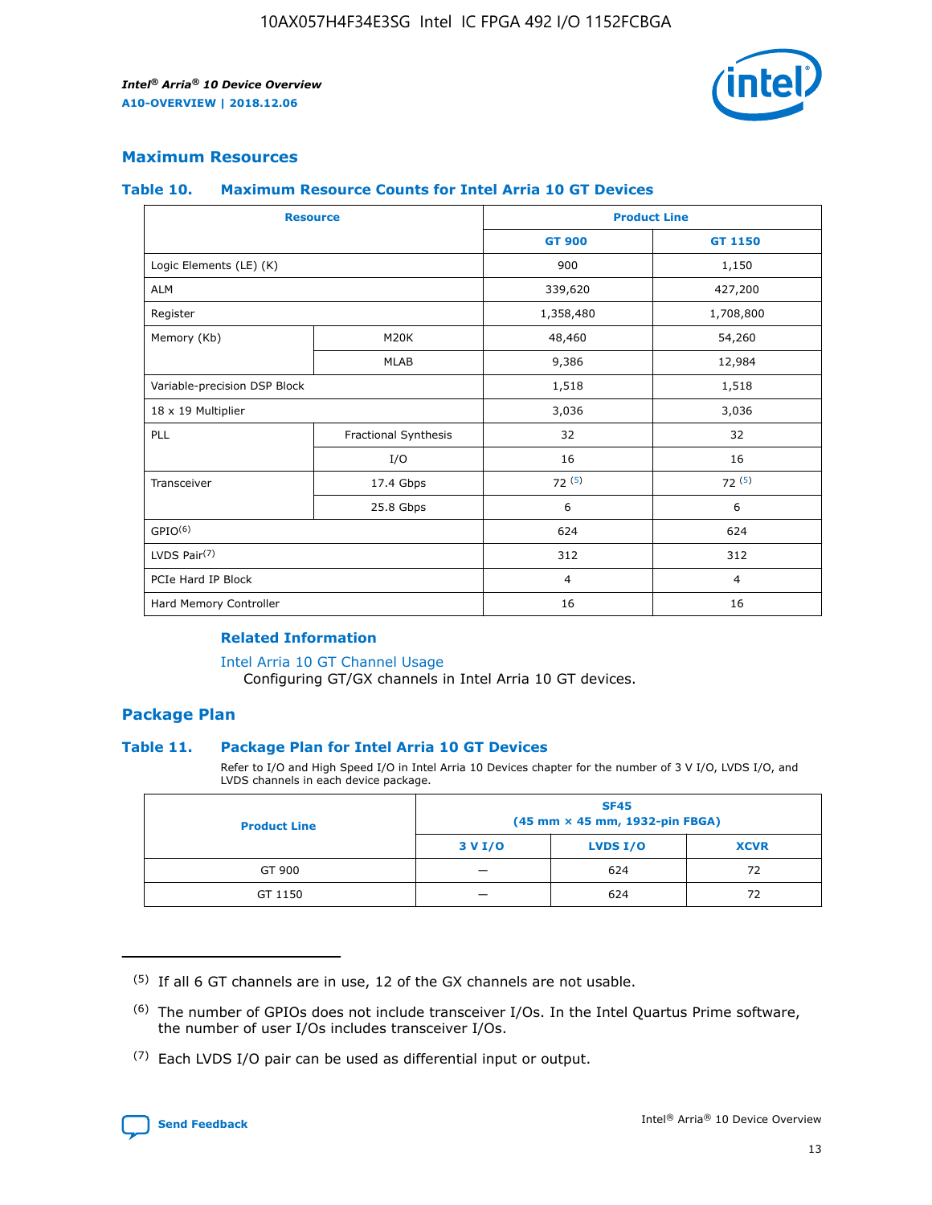## Maximum Resources

### Table 10. Maximum Resource Counts for Intel Arria 10 GT Devices

| Resource | | Product Line | |
|---|---|---|---|
| | | GT 900 | GT 1150 |
| Logic Elements (LE) (K) | | 900 | 1,150 |
| ALM | | 339,620 | 427,200 |
| Register | | 1,358,480 | 1,708,800 |
| Memory (Kb) | M20K | 48,460 | 54,260 |
| | MLAB | 9,386 | 12,984 |
| Variable-precision DSP Block | | 1,518 | 1,518 |
| 18 x 19 Multiplier | | 3,036 | 3,036 |
| PLL | Fractional Synthesis | 32 | 32 |
| | I/O | 16 | 16 |
| Transceiver | 17.4 Gbps | 72 [(5)] | 72 [(5)] |
| | 25.8 Gbps | 6 | 6 |
| GPIO[(6)] | | 624 | 624 |
| LVDS Pair[(7)] | | 312 | 312 |
| PCIe Hard IP Block | | 4 | 4 |
| Hard Memory Controller | | 16 | 16 |

#### Related Information

Intel Arria 10 GT Channel Usage
Configuring GT/GX channels in Intel Arria 10 GT devices.

## Package Plan

### Table 11. Package Plan for Intel Arria 10 GT Devices

Refer to I/O and High Speed I/O in Intel Arria 10 Devices chapter for the number of 3 V I/O, LVDS I/O, and LVDS channels in each device package.

| Product Line | SF45 (45 mm × 45 mm, 1932-pin FBGA) | | |
|---|---|---|---|
| | 3 V I/O | LVDS I/O | XCVR |
| GT 900 | — | 624 | 72 |
| GT 1150 | — | 624 | 72 |

(5) If all 6 GT channels are in use, 12 of the GX channels are not usable.

(6) The number of GPIOs does not include transceiver I/Os. In the Intel Quartus Prime software, the number of user I/Os includes transceiver I/Os.

(7) Each LVDS I/O pair can be used as differential input or output.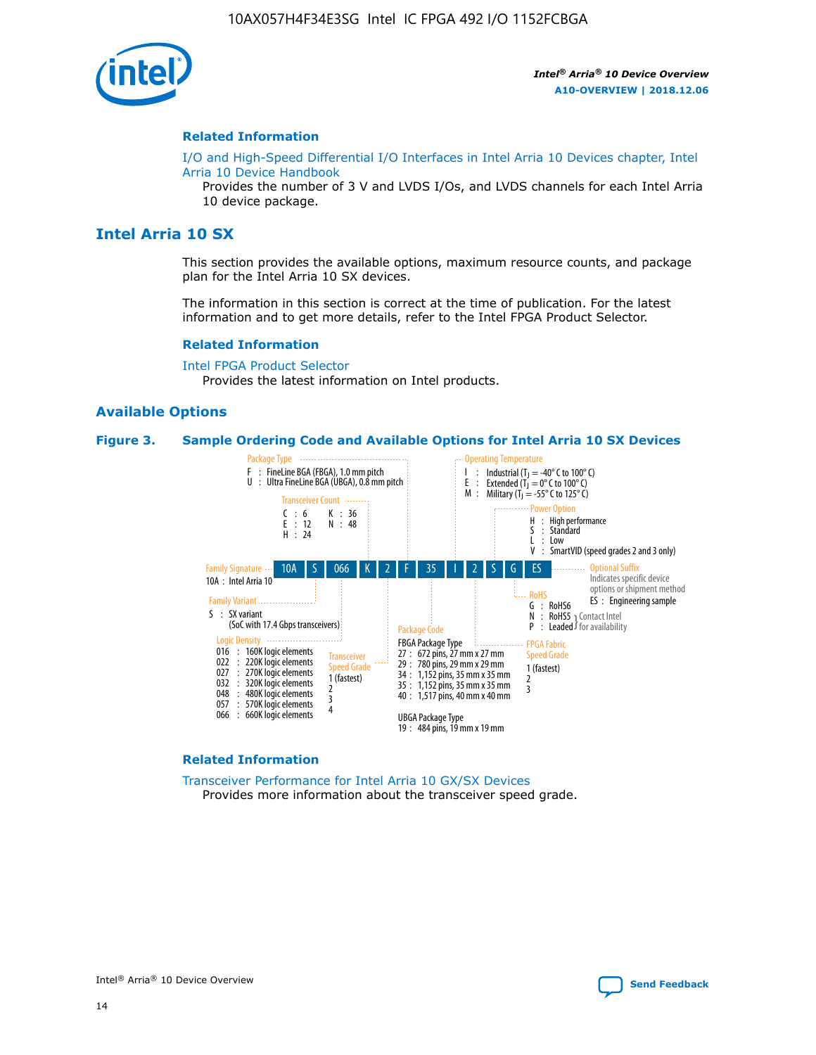## Related Information

I/O and High-Speed Differential I/O Interfaces in Intel Arria 10 Devices chapter, Intel Arria 10 Device Handbook
Provides the number of 3 V and LVDS I/Os, and LVDS channels for each Intel Arria 10 device package.

# Intel Arria 10 SX

This section provides the available options, maximum resource counts, and package plan for the Intel Arria 10 SX devices.

The information in this section is correct at the time of publication. For the latest information and to get more details, refer to the Intel FPGA Product Selector.

## Related Information

Intel FPGA Product Selector
Provides the latest information on Intel products.

## Available Options

**Figure 3. Sample Ordering Code and Available Options for Intel Arria 10 SX Devices**

Sample ordering code: 10A S 066 K 2 F 35 I 2 S G ES

- **Family Signature**
  - 10A : Intel Arria 10
- **Family Variant**
  - S : SX variant (SoC with 17.4 Gbps transceivers)
- **Logic Density**
  - 016 : 160K logic elements
  - 022 : 220K logic elements
  - 027 : 270K logic elements
  - 032 : 320K logic elements
  - 048 : 480K logic elements
  - 057 : 570K logic elements
  - 066 : 660K logic elements
- **Transceiver Count**
  - C : 6
  - E : 12
  - H : 24
  - K : 36
  - N : 48
- **Transceiver Speed Grade**
  - 1 (fastest)
  - 2
  - 3
  - 4
- **Package Type**
  - F : FineLine BGA (FBGA), 1.0 mm pitch
  - U : Ultra FineLine BGA (UBGA), 0.8 mm pitch
- **Package Code**
  - FBGA Package Type
    - 27 : 672 pins, 27 mm x 27 mm
    - 29 : 780 pins, 29 mm x 29 mm
    - 34 : 1,152 pins, 35 mm x 35 mm
    - 35 : 1,152 pins, 35 mm x 35 mm
    - 40 : 1,517 pins, 40 mm x 40 mm
  - UBGA Package Type
    - 19 : 484 pins, 19 mm x 19 mm
- **Operating Temperature**
  - I : Industrial ($T_J$ = -40° C to 100° C)
  - E : Extended ($T_J$ = 0° C to 100° C)
  - M : Military ($T_J$ = -55° C to 125° C)
- **FPGA Fabric Speed Grade**
  - 1 (fastest)
  - 2
  - 3
- **Power Option**
  - H : High performance
  - S : Standard
  - L : Low
  - V : SmartVID (speed grades 2 and 3 only)
- **RoHS**
  - G : RoHS6
  - N : RoHS5 (Contact Intel for availability)
  - P : Leaded (Contact Intel for availability)
- **Optional Suffix**
  - Indicates specific device options or shipment method
  - ES : Engineering sample

## Related Information

Transceiver Performance for Intel Arria 10 GX/SX Devices
Provides more information about the transceiver speed grade.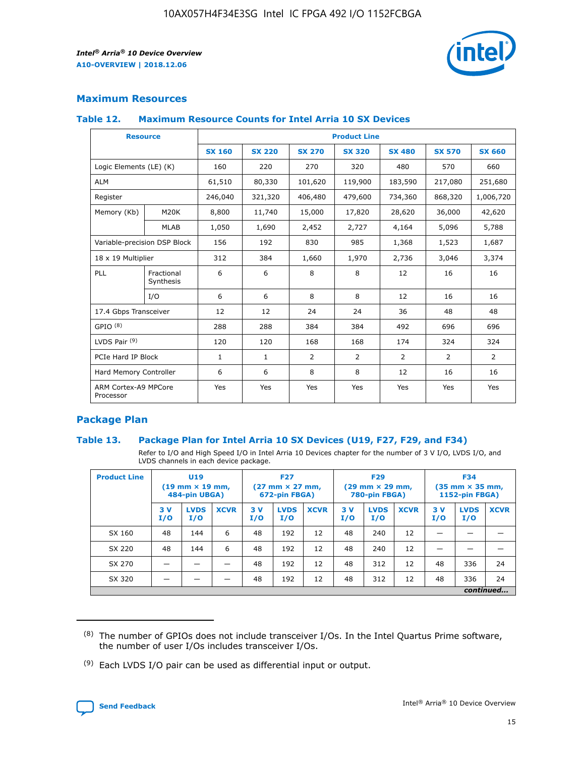## Maximum Resources

### Table 12. Maximum Resource Counts for Intel Arria 10 SX Devices

| Resource | | Product Line | | | | | | |
|---|---|---|---|---|---|---|---|---|
| | | SX 160 | SX 220 | SX 270 | SX 320 | SX 480 | SX 570 | SX 660 |
| Logic Elements (LE) (K) | | 160 | 220 | 270 | 320 | 480 | 570 | 660 |
| ALM | | 61,510 | 80,330 | 101,620 | 119,900 | 183,590 | 217,080 | 251,680 |
| Register | | 246,040 | 321,320 | 406,480 | 479,600 | 734,360 | 868,320 | 1,006,720 |
| Memory (Kb) | M20K | 8,800 | 11,740 | 15,000 | 17,820 | 28,620 | 36,000 | 42,620 |
| | MLAB | 1,050 | 1,690 | 2,452 | 2,727 | 4,164 | 5,096 | 5,788 |
| Variable-precision DSP Block | | 156 | 192 | 830 | 985 | 1,368 | 1,523 | 1,687 |
| 18 x 19 Multiplier | | 312 | 384 | 1,660 | 1,970 | 2,736 | 3,046 | 3,374 |
| PLL | Fractional Synthesis | 6 | 6 | 8 | 8 | 12 | 16 | 16 |
| | I/O | 6 | 6 | 8 | 8 | 12 | 16 | 16 |
| 17.4 Gbps Transceiver | | 12 | 12 | 24 | 24 | 36 | 48 | 48 |
| GPIO [8] | | 288 | 288 | 384 | 384 | 492 | 696 | 696 |
| LVDS Pair [9] | | 120 | 120 | 168 | 168 | 174 | 324 | 324 |
| PCIe Hard IP Block | | 1 | 1 | 2 | 2 | 2 | 2 | 2 |
| Hard Memory Controller | | 6 | 6 | 8 | 8 | 12 | 16 | 16 |
| ARM Cortex-A9 MPCore Processor | | Yes | Yes | Yes | Yes | Yes | Yes | Yes |

## Package Plan

### Table 13. Package Plan for Intel Arria 10 SX Devices (U19, F27, F29, and F34)

Refer to I/O and High Speed I/O in Intel Arria 10 Devices chapter for the number of 3 V I/O, LVDS I/O, and LVDS channels in each device package.

| Product Line | U19 (19 mm × 19 mm, 484-pin UBGA) | | | F27 (27 mm × 27 mm, 672-pin FBGA) | | | F29 (29 mm × 29 mm, 780-pin FBGA) | | | F34 (35 mm × 35 mm, 1152-pin FBGA) | | |
|---|---|---|---|---|---|---|---|---|---|---|---|---|
| | 3 V I/O | LVDS I/O | XCVR | 3 V I/O | LVDS I/O | XCVR | 3 V I/O | LVDS I/O | XCVR | 3 V I/O | LVDS I/O | XCVR |
| SX 160 | 48 | 144 | 6 | 48 | 192 | 12 | 48 | 240 | 12 | — | — | — |
| SX 220 | 48 | 144 | 6 | 48 | 192 | 12 | 48 | 240 | 12 | — | — | — |
| SX 270 | — | — | — | 48 | 192 | 12 | 48 | 312 | 12 | 48 | 336 | 24 |
| SX 320 | — | — | — | 48 | 192 | 12 | 48 | 312 | 12 | 48 | 336 | 24 |

*continued...*

(8) The number of GPIOs does not include transceiver I/Os. In the Intel Quartus Prime software, the number of user I/Os includes transceiver I/Os.

(9) Each LVDS I/O pair can be used as differential input or output.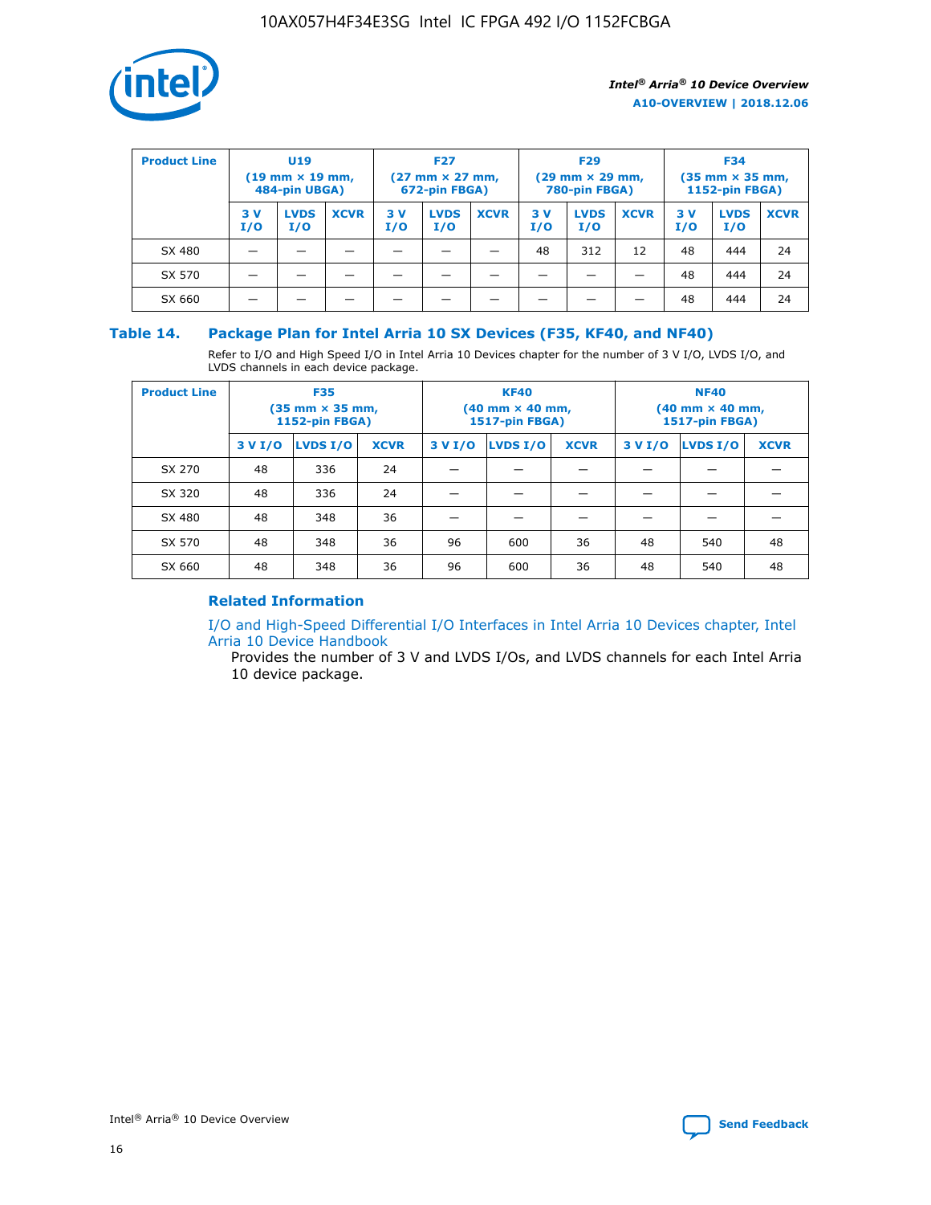| Product Line | U19 (19 mm × 19 mm, 484-pin UBGA) | | | F27 (27 mm × 27 mm, 672-pin FBGA) | | | F29 (29 mm × 29 mm, 780-pin FBGA) | | | F34 (35 mm × 35 mm, 1152-pin FBGA) | | |
|---|---|---|---|---|---|---|---|---|---|---|---|---|
| | 3 V I/O | LVDS I/O | XCVR | 3 V I/O | LVDS I/O | XCVR | 3 V I/O | LVDS I/O | XCVR | 3 V I/O | LVDS I/O | XCVR |
| SX 480 | — | — | — | — | — | — | 48 | 312 | 12 | 48 | 444 | 24 |
| SX 570 | — | — | — | — | — | — | — | — | — | 48 | 444 | 24 |
| SX 660 | — | — | — | — | — | — | — | — | — | 48 | 444 | 24 |

## Table 14. Package Plan for Intel Arria 10 SX Devices (F35, KF40, and NF40)

Refer to I/O and High Speed I/O in Intel Arria 10 Devices chapter for the number of 3 V I/O, LVDS I/O, and LVDS channels in each device package.

| Product Line | F35 (35 mm × 35 mm, 1152-pin FBGA) | | | KF40 (40 mm × 40 mm, 1517-pin FBGA) | | | NF40 (40 mm × 40 mm, 1517-pin FBGA) | | |
|---|---|---|---|---|---|---|---|---|---|
| | 3 V I/O | LVDS I/O | XCVR | 3 V I/O | LVDS I/O | XCVR | 3 V I/O | LVDS I/O | XCVR |
| SX 270 | 48 | 336 | 24 | — | — | — | — | — | — |
| SX 320 | 48 | 336 | 24 | — | — | — | — | — | — |
| SX 480 | 48 | 348 | 36 | — | — | — | — | — | — |
| SX 570 | 48 | 348 | 36 | 96 | 600 | 36 | 48 | 540 | 48 |
| SX 660 | 48 | 348 | 36 | 96 | 600 | 36 | 48 | 540 | 48 |

### Related Information

I/O and High-Speed Differential I/O Interfaces in Intel Arria 10 Devices chapter, Intel Arria 10 Device Handbook

Provides the number of 3 V and LVDS I/Os, and LVDS channels for each Intel Arria 10 device package.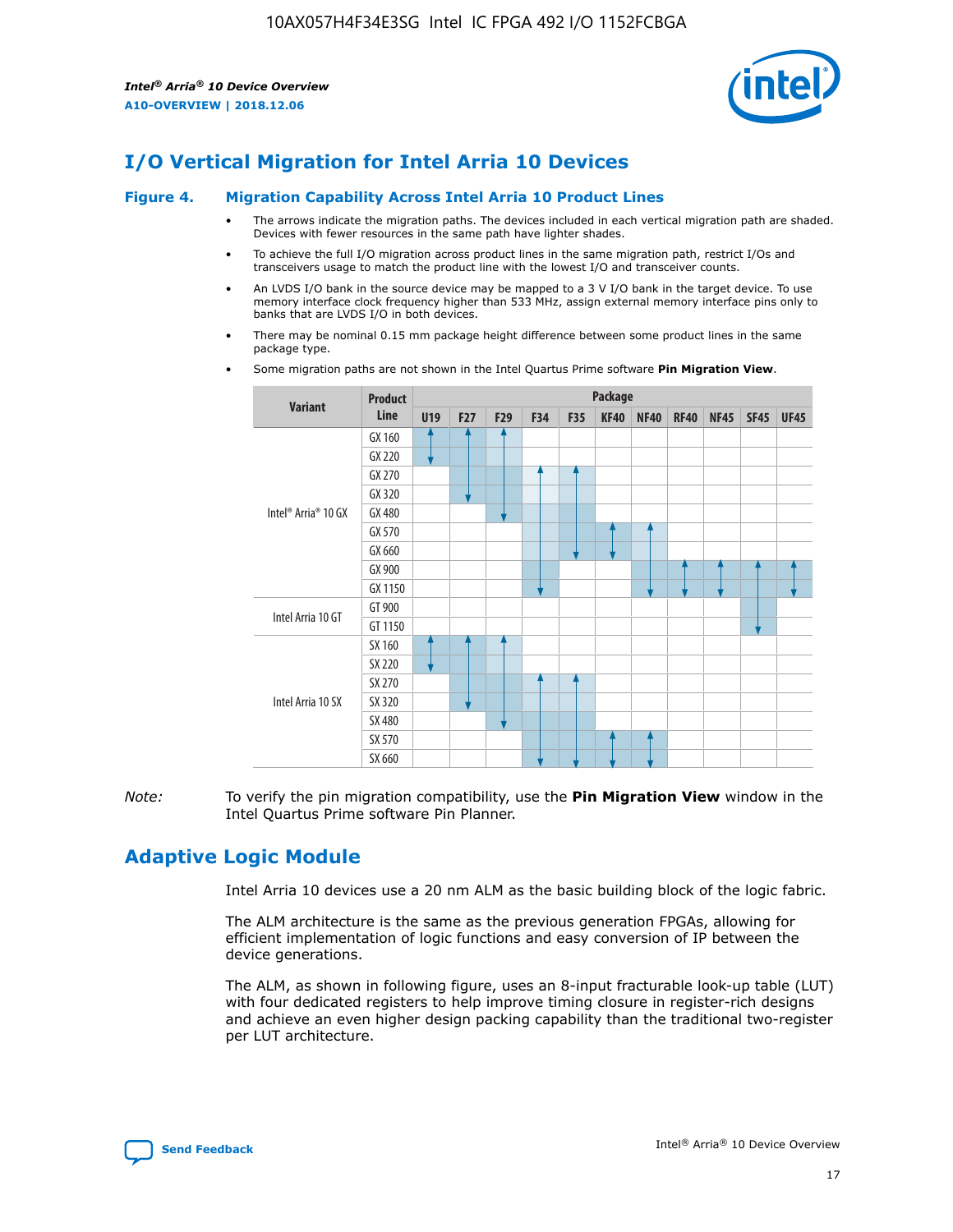# I/O Vertical Migration for Intel Arria 10 Devices

**Figure 4. Migration Capability Across Intel Arria 10 Product Lines**

- The arrows indicate the migration paths. The devices included in each vertical migration path are shaded. Devices with fewer resources in the same path have lighter shades.
- To achieve the full I/O migration across product lines in the same migration path, restrict I/Os and transceivers usage to match the product line with the lowest I/O and transceiver counts.
- An LVDS I/O bank in the source device may be mapped to a 3 V I/O bank in the target device. To use memory interface clock frequency higher than 533 MHz, assign external memory interface pins only to banks that are LVDS I/O in both devices.
- There may be nominal 0.15 mm package height difference between some product lines in the same package type.
- Some migration paths are not shown in the Intel Quartus Prime software **Pin Migration View**.

| Variant | Product Line | Package | | | | | | | | | | |
|---|---|---|---|---|---|---|---|---|---|---|---|---|
| | | U19 | F27 | F29 | F34 | F35 | KF40 | NF40 | RF40 | NF45 | SF45 | UF45 |
| Intel® Arria® 10 GX | GX 160 | | | | | | | | | | | |
| | GX 220 | | | | | | | | | | | |
| | GX 270 | | | | | | | | | | | |
| | GX 320 | | | | | | | | | | | |
| | GX 480 | | | | | | | | | | | |
| | GX 570 | | | | | | | | | | | |
| | GX 660 | | | | | | | | | | | |
| | GX 900 | | | | | | | | | | | |
| | GX 1150 | | | | | | | | | | | |
| Intel Arria 10 GT | GT 900 | | | | | | | | | | | |
| | GT 1150 | | | | | | | | | | | |
| Intel Arria 10 SX | SX 160 | | | | | | | | | | | |
| | SX 220 | | | | | | | | | | | |
| | SX 270 | | | | | | | | | | | |
| | SX 320 | | | | | | | | | | | |
| | SX 480 | | | | | | | | | | | |
| | SX 570 | | | | | | | | | | | |
| | SX 660 | | | | | | | | | | | |

*Note:* To verify the pin migration compatibility, use the **Pin Migration View** window in the Intel Quartus Prime software Pin Planner.

# Adaptive Logic Module

Intel Arria 10 devices use a 20 nm ALM as the basic building block of the logic fabric.

The ALM architecture is the same as the previous generation FPGAs, allowing for efficient implementation of logic functions and easy conversion of IP between the device generations.

The ALM, as shown in following figure, uses an 8-input fracturable look-up table (LUT) with four dedicated registers to help improve timing closure in register-rich designs and achieve an even higher design packing capability than the traditional two-register per LUT architecture.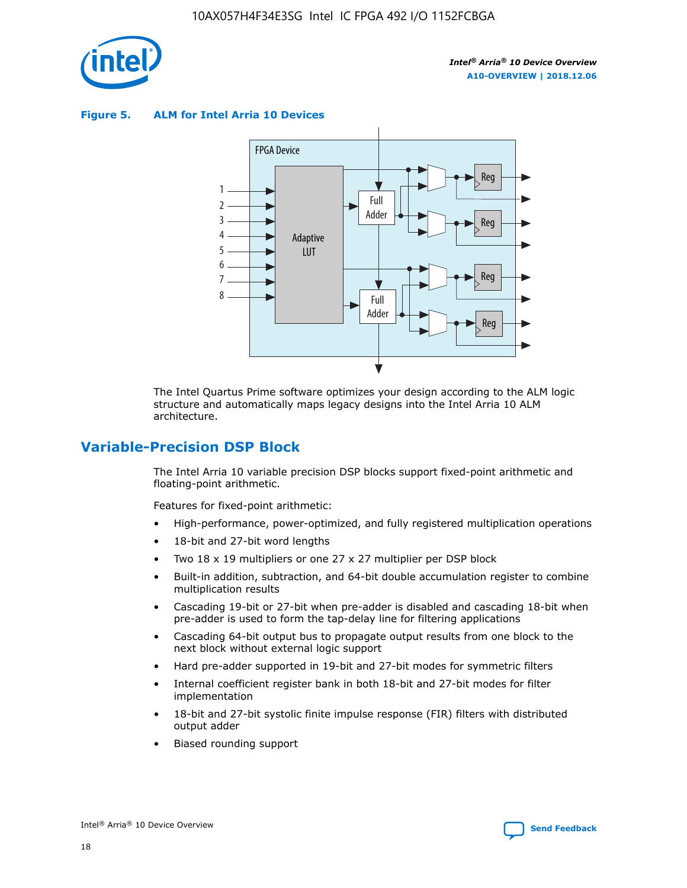#### Figure 5. ALM for Intel Arria 10 Devices

The Intel Quartus Prime software optimizes your design according to the ALM logic structure and automatically maps legacy designs into the Intel Arria 10 ALM architecture.

## Variable-Precision DSP Block

The Intel Arria 10 variable precision DSP blocks support fixed-point arithmetic and floating-point arithmetic.

Features for fixed-point arithmetic:

- High-performance, power-optimized, and fully registered multiplication operations
- 18-bit and 27-bit word lengths
- Two 18 x 19 multipliers or one 27 x 27 multiplier per DSP block
- Built-in addition, subtraction, and 64-bit double accumulation register to combine multiplication results
- Cascading 19-bit or 27-bit when pre-adder is disabled and cascading 18-bit when pre-adder is used to form the tap-delay line for filtering applications
- Cascading 64-bit output bus to propagate output results from one block to the next block without external logic support
- Hard pre-adder supported in 19-bit and 27-bit modes for symmetric filters
- Internal coefficient register bank in both 18-bit and 27-bit modes for filter implementation
- 18-bit and 27-bit systolic finite impulse response (FIR) filters with distributed output adder
- Biased rounding support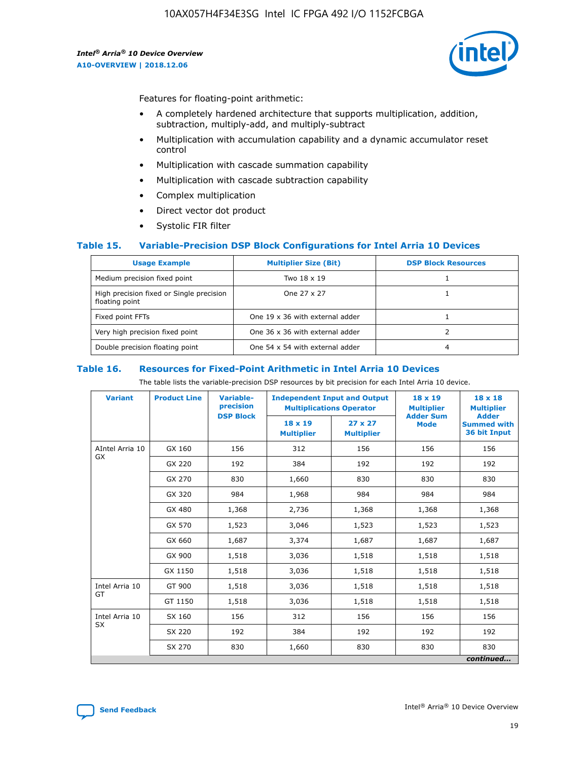Features for floating-point arithmetic:

- A completely hardened architecture that supports multiplication, addition, subtraction, multiply-add, and multiply-subtract
- Multiplication with accumulation capability and a dynamic accumulator reset control
- Multiplication with cascade summation capability
- Multiplication with cascade subtraction capability
- Complex multiplication
- Direct vector dot product
- Systolic FIR filter

### Table 15. Variable-Precision DSP Block Configurations for Intel Arria 10 Devices

| Usage Example | Multiplier Size (Bit) | DSP Block Resources |
|---|---|---|
| Medium precision fixed point | Two 18 x 19 | 1 |
| High precision fixed or Single precision floating point | One 27 x 27 | 1 |
| Fixed point FFTs | One 19 x 36 with external adder | 1 |
| Very high precision fixed point | One 36 x 36 with external adder | 2 |
| Double precision floating point | One 54 x 54 with external adder | 4 |

### Table 16. Resources for Fixed-Point Arithmetic in Intel Arria 10 Devices

The table lists the variable-precision DSP resources by bit precision for each Intel Arria 10 device.

| Variant | Product Line | Variable-precision DSP Block | Independent Input and Output Multiplications Operator | | 18 x 19 Multiplier Adder Sum Mode | 18 x 18 Multiplier Adder Summed with 36 bit Input |
|---|---|---|---|---|---|---|
| | | | 18 x 19 Multiplier | 27 x 27 Multiplier | | |
| AIntel Arria 10 GX | GX 160 | 156 | 312 | 156 | 156 | 156 |
| | GX 220 | 192 | 384 | 192 | 192 | 192 |
| | GX 270 | 830 | 1,660 | 830 | 830 | 830 |
| | GX 320 | 984 | 1,968 | 984 | 984 | 984 |
| | GX 480 | 1,368 | 2,736 | 1,368 | 1,368 | 1,368 |
| | GX 570 | 1,523 | 3,046 | 1,523 | 1,523 | 1,523 |
| | GX 660 | 1,687 | 3,374 | 1,687 | 1,687 | 1,687 |
| | GX 900 | 1,518 | 3,036 | 1,518 | 1,518 | 1,518 |
| | GX 1150 | 1,518 | 3,036 | 1,518 | 1,518 | 1,518 |
| Intel Arria 10 GT | GT 900 | 1,518 | 3,036 | 1,518 | 1,518 | 1,518 |
| | GT 1150 | 1,518 | 3,036 | 1,518 | 1,518 | 1,518 |
| Intel Arria 10 SX | SX 160 | 156 | 312 | 156 | 156 | 156 |
| | SX 220 | 192 | 384 | 192 | 192 | 192 |
| | SX 270 | 830 | 1,660 | 830 | 830 | 830 |

*continued...*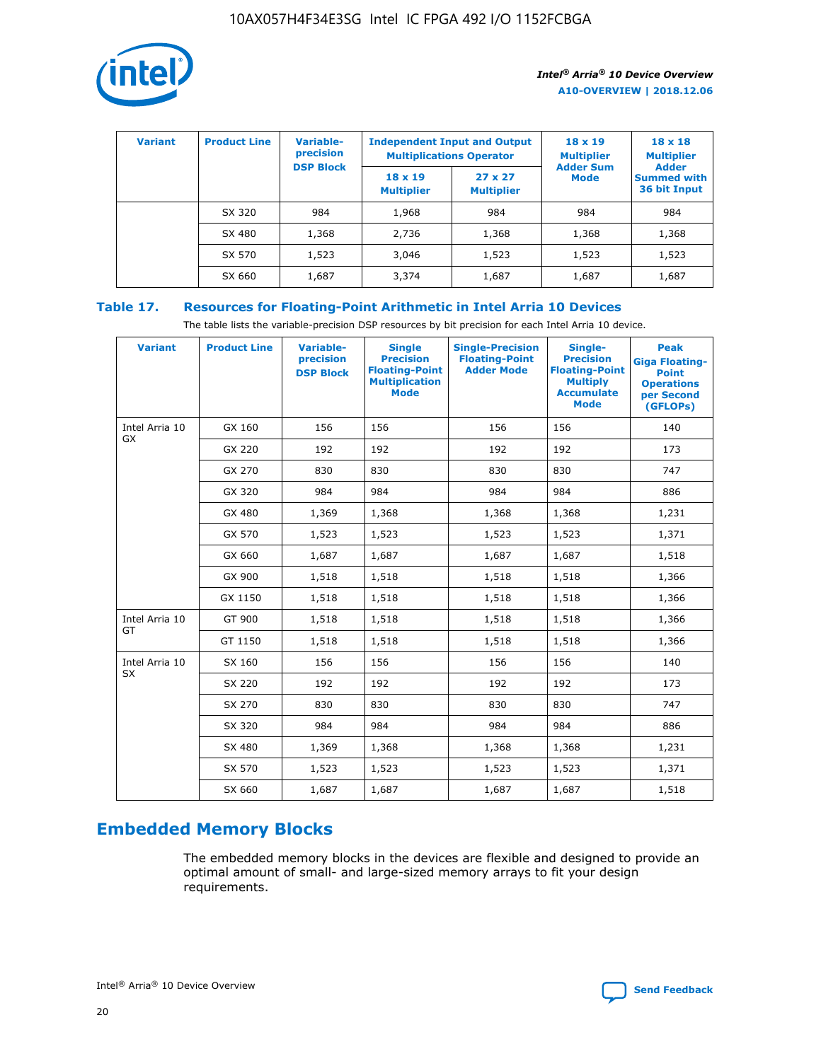| Variant | Product Line | Variable-precision DSP Block | Independent Input and Output Multiplications Operator | | 18 x 19 Multiplier Adder Sum Mode | 18 x 18 Multiplier Adder Summed with 36 bit Input |
|---|---|---|---|---|---|---|
| | | | 18 x 19 Multiplier | 27 x 27 Multiplier | | |
| | SX 320 | 984 | 1,968 | 984 | 984 | 984 |
| | SX 480 | 1,368 | 2,736 | 1,368 | 1,368 | 1,368 |
| | SX 570 | 1,523 | 3,046 | 1,523 | 1,523 | 1,523 |
| | SX 660 | 1,687 | 3,374 | 1,687 | 1,687 | 1,687 |

## Table 17. Resources for Floating-Point Arithmetic in Intel Arria 10 Devices

The table lists the variable-precision DSP resources by bit precision for each Intel Arria 10 device.

| Variant | Product Line | Variable-precision DSP Block | Single Precision Floating-Point Multiplication Mode | Single-Precision Floating-Point Adder Mode | Single-Precision Floating-Point Multiply Accumulate Mode | Peak Giga Floating-Point Operations per Second (GFLOPs) |
|---|---|---|---|---|---|---|
| Intel Arria 10 GX | GX 160 | 156 | 156 | 156 | 156 | 140 |
| | GX 220 | 192 | 192 | 192 | 192 | 173 |
| | GX 270 | 830 | 830 | 830 | 830 | 747 |
| | GX 320 | 984 | 984 | 984 | 984 | 886 |
| | GX 480 | 1,369 | 1,368 | 1,368 | 1,368 | 1,231 |
| | GX 570 | 1,523 | 1,523 | 1,523 | 1,523 | 1,371 |
| | GX 660 | 1,687 | 1,687 | 1,687 | 1,687 | 1,518 |
| | GX 900 | 1,518 | 1,518 | 1,518 | 1,518 | 1,366 |
| | GX 1150 | 1,518 | 1,518 | 1,518 | 1,518 | 1,366 |
| Intel Arria 10 GT | GT 900 | 1,518 | 1,518 | 1,518 | 1,518 | 1,366 |
| | GT 1150 | 1,518 | 1,518 | 1,518 | 1,518 | 1,366 |
| Intel Arria 10 SX | SX 160 | 156 | 156 | 156 | 156 | 140 |
| | SX 220 | 192 | 192 | 192 | 192 | 173 |
| | SX 270 | 830 | 830 | 830 | 830 | 747 |
| | SX 320 | 984 | 984 | 984 | 984 | 886 |
| | SX 480 | 1,369 | 1,368 | 1,368 | 1,368 | 1,231 |
| | SX 570 | 1,523 | 1,523 | 1,523 | 1,523 | 1,371 |
| | SX 660 | 1,687 | 1,687 | 1,687 | 1,687 | 1,518 |

## Embedded Memory Blocks

The embedded memory blocks in the devices are flexible and designed to provide an optimal amount of small- and large-sized memory arrays to fit your design requirements.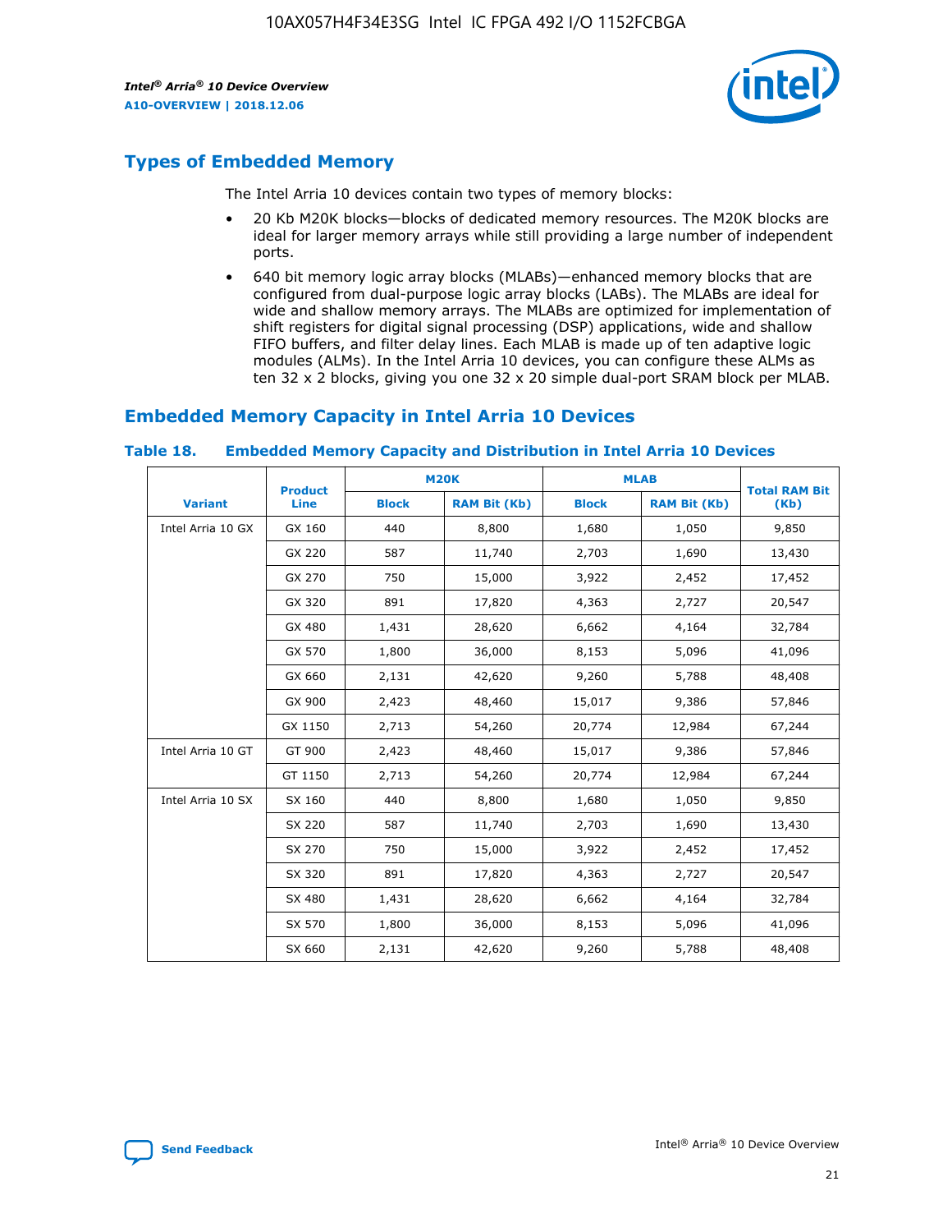## Types of Embedded Memory

The Intel Arria 10 devices contain two types of memory blocks:

- 20 Kb M20K blocks—blocks of dedicated memory resources. The M20K blocks are ideal for larger memory arrays while still providing a large number of independent ports.
- 640 bit memory logic array blocks (MLABs)—enhanced memory blocks that are configured from dual-purpose logic array blocks (LABs). The MLABs are ideal for wide and shallow memory arrays. The MLABs are optimized for implementation of shift registers for digital signal processing (DSP) applications, wide and shallow FIFO buffers, and filter delay lines. Each MLAB is made up of ten adaptive logic modules (ALMs). In the Intel Arria 10 devices, you can configure these ALMs as ten 32 x 2 blocks, giving you one 32 x 20 simple dual-port SRAM block per MLAB.

## Embedded Memory Capacity in Intel Arria 10 Devices

**Table 18. Embedded Memory Capacity and Distribution in Intel Arria 10 Devices**

| Variant | Product Line | M20K | | MLAB | | Total RAM Bit (Kb) |
|---|---|---|---|---|---|---|
| | | Block | RAM Bit (Kb) | Block | RAM Bit (Kb) | |
| Intel Arria 10 GX | GX 160 | 440 | 8,800 | 1,680 | 1,050 | 9,850 |
| | GX 220 | 587 | 11,740 | 2,703 | 1,690 | 13,430 |
| | GX 270 | 750 | 15,000 | 3,922 | 2,452 | 17,452 |
| | GX 320 | 891 | 17,820 | 4,363 | 2,727 | 20,547 |
| | GX 480 | 1,431 | 28,620 | 6,662 | 4,164 | 32,784 |
| | GX 570 | 1,800 | 36,000 | 8,153 | 5,096 | 41,096 |
| | GX 660 | 2,131 | 42,620 | 9,260 | 5,788 | 48,408 |
| | GX 900 | 2,423 | 48,460 | 15,017 | 9,386 | 57,846 |
| | GX 1150 | 2,713 | 54,260 | 20,774 | 12,984 | 67,244 |
| Intel Arria 10 GT | GT 900 | 2,423 | 48,460 | 15,017 | 9,386 | 57,846 |
| | GT 1150 | 2,713 | 54,260 | 20,774 | 12,984 | 67,244 |
| Intel Arria 10 SX | SX 160 | 440 | 8,800 | 1,680 | 1,050 | 9,850 |
| | SX 220 | 587 | 11,740 | 2,703 | 1,690 | 13,430 |
| | SX 270 | 750 | 15,000 | 3,922 | 2,452 | 17,452 |
| | SX 320 | 891 | 17,820 | 4,363 | 2,727 | 20,547 |
| | SX 480 | 1,431 | 28,620 | 6,662 | 4,164 | 32,784 |
| | SX 570 | 1,800 | 36,000 | 8,153 | 5,096 | 41,096 |
| | SX 660 | 2,131 | 42,620 | 9,260 | 5,788 | 48,408 |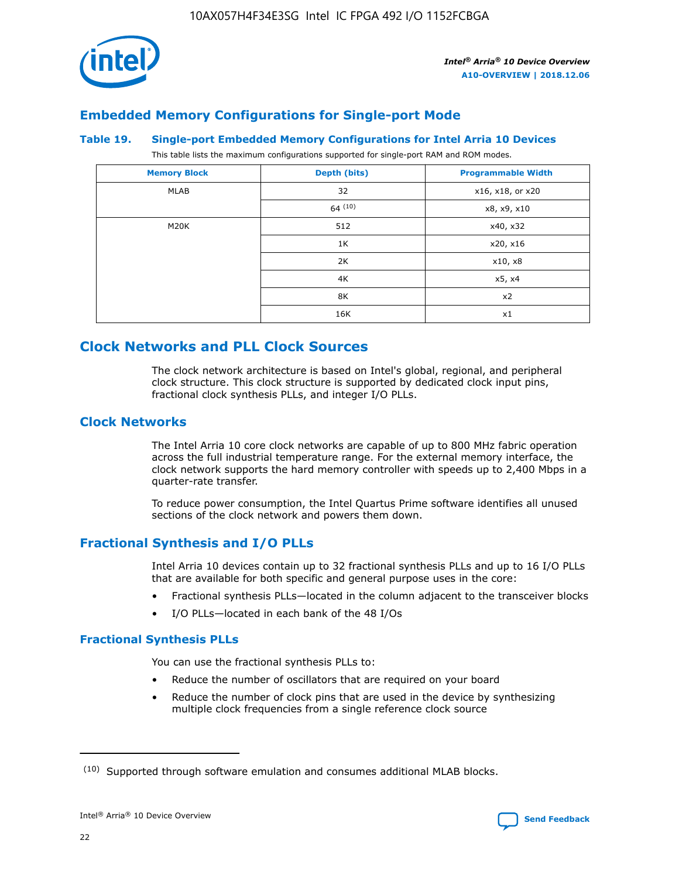## Embedded Memory Configurations for Single-port Mode

### Table 19. Single-port Embedded Memory Configurations for Intel Arria 10 Devices

This table lists the maximum configurations supported for single-port RAM and ROM modes.

| Memory Block | Depth (bits) | Programmable Width |
|---|---|---|
| MLAB | 32 | x16, x18, or x20 |
| | 64 [10] | x8, x9, x10 |
| M20K | 512 | x40, x32 |
| | 1K | x20, x16 |
| | 2K | x10, x8 |
| | 4K | x5, x4 |
| | 8K | x2 |
| | 16K | x1 |

# Clock Networks and PLL Clock Sources

The clock network architecture is based on Intel's global, regional, and peripheral clock structure. This clock structure is supported by dedicated clock input pins, fractional clock synthesis PLLs, and integer I/O PLLs.

## Clock Networks

The Intel Arria 10 core clock networks are capable of up to 800 MHz fabric operation across the full industrial temperature range. For the external memory interface, the clock network supports the hard memory controller with speeds up to 2,400 Mbps in a quarter-rate transfer.

To reduce power consumption, the Intel Quartus Prime software identifies all unused sections of the clock network and powers them down.

## Fractional Synthesis and I/O PLLs

Intel Arria 10 devices contain up to 32 fractional synthesis PLLs and up to 16 I/O PLLs that are available for both specific and general purpose uses in the core:

- Fractional synthesis PLLs—located in the column adjacent to the transceiver blocks
- I/O PLLs—located in each bank of the 48 I/Os

### Fractional Synthesis PLLs

You can use the fractional synthesis PLLs to:

- Reduce the number of oscillators that are required on your board
- Reduce the number of clock pins that are used in the device by synthesizing multiple clock frequencies from a single reference clock source

(10) Supported through software emulation and consumes additional MLAB blocks.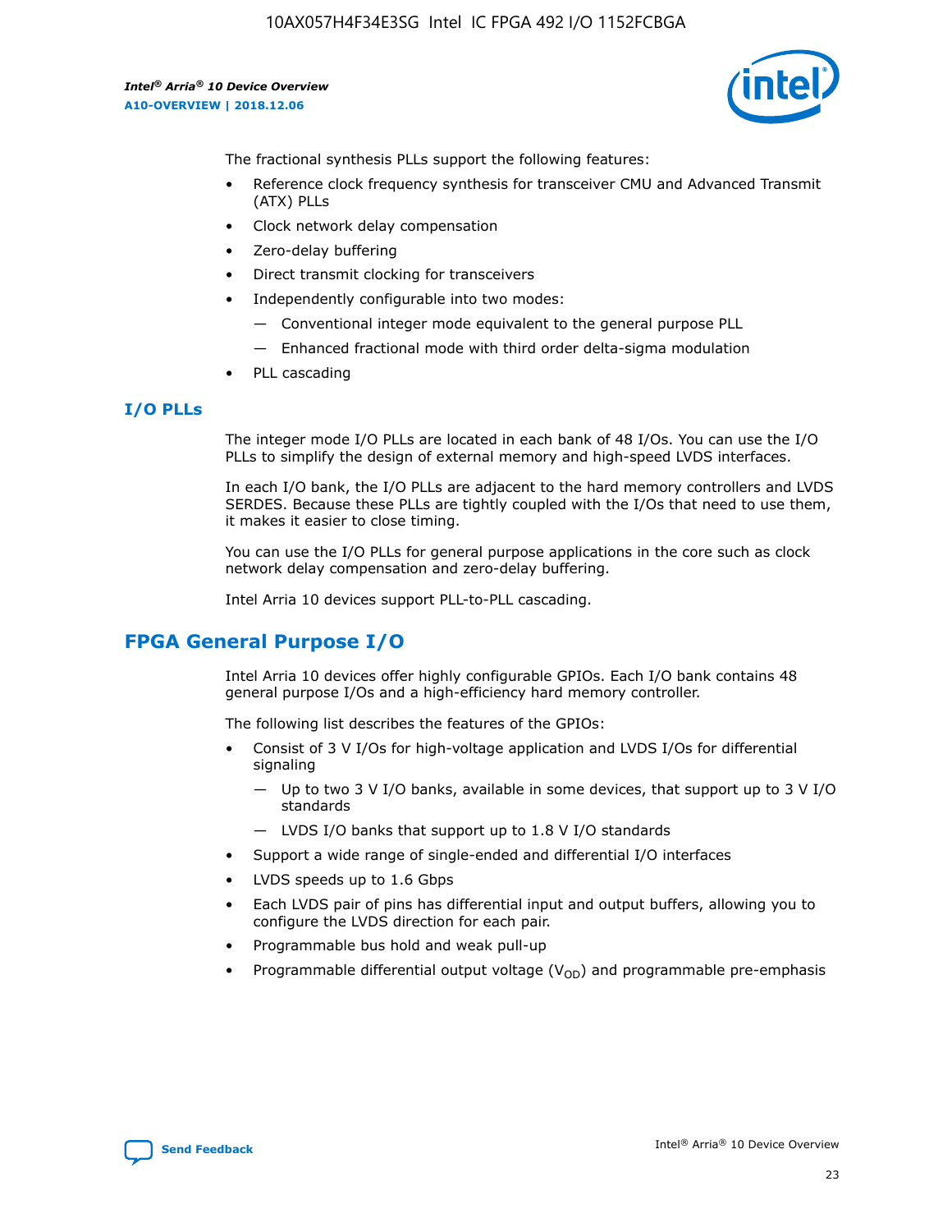The fractional synthesis PLLs support the following features:

- Reference clock frequency synthesis for transceiver CMU and Advanced Transmit (ATX) PLLs
- Clock network delay compensation
- Zero-delay buffering
- Direct transmit clocking for transceivers
- Independently configurable into two modes:
  - — Conventional integer mode equivalent to the general purpose PLL
  - — Enhanced fractional mode with third order delta-sigma modulation
- PLL cascading

### I/O PLLs

The integer mode I/O PLLs are located in each bank of 48 I/Os. You can use the I/O PLLs to simplify the design of external memory and high-speed LVDS interfaces.

In each I/O bank, the I/O PLLs are adjacent to the hard memory controllers and LVDS SERDES. Because these PLLs are tightly coupled with the I/Os that need to use them, it makes it easier to close timing.

You can use the I/O PLLs for general purpose applications in the core such as clock network delay compensation and zero-delay buffering.

Intel Arria 10 devices support PLL-to-PLL cascading.

## FPGA General Purpose I/O

Intel Arria 10 devices offer highly configurable GPIOs. Each I/O bank contains 48 general purpose I/Os and a high-efficiency hard memory controller.

The following list describes the features of the GPIOs:

- Consist of 3 V I/Os for high-voltage application and LVDS I/Os for differential signaling
  - — Up to two 3 V I/O banks, available in some devices, that support up to 3 V I/O standards
  - — LVDS I/O banks that support up to 1.8 V I/O standards
- Support a wide range of single-ended and differential I/O interfaces
- LVDS speeds up to 1.6 Gbps
- Each LVDS pair of pins has differential input and output buffers, allowing you to configure the LVDS direction for each pair.
- Programmable bus hold and weak pull-up
- Programmable differential output voltage ($V_{OD}$) and programmable pre-emphasis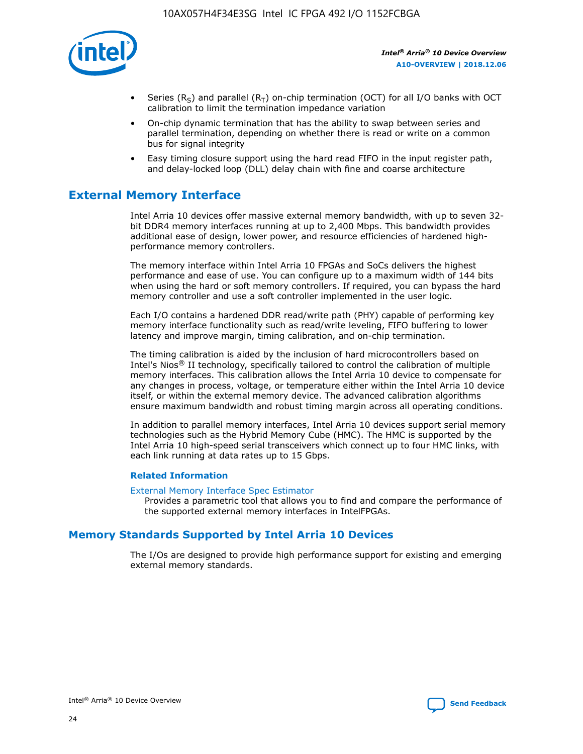- Series ($R_S$) and parallel ($R_T$) on-chip termination (OCT) for all I/O banks with OCT calibration to limit the termination impedance variation
- On-chip dynamic termination that has the ability to swap between series and parallel termination, depending on whether there is read or write on a common bus for signal integrity
- Easy timing closure support using the hard read FIFO in the input register path, and delay-locked loop (DLL) delay chain with fine and coarse architecture

## External Memory Interface

Intel Arria 10 devices offer massive external memory bandwidth, with up to seven 32-bit DDR4 memory interfaces running at up to 2,400 Mbps. This bandwidth provides additional ease of design, lower power, and resource efficiencies of hardened high-performance memory controllers.

The memory interface within Intel Arria 10 FPGAs and SoCs delivers the highest performance and ease of use. You can configure up to a maximum width of 144 bits when using the hard or soft memory controllers. If required, you can bypass the hard memory controller and use a soft controller implemented in the user logic.

Each I/O contains a hardened DDR read/write path (PHY) capable of performing key memory interface functionality such as read/write leveling, FIFO buffering to lower latency and improve margin, timing calibration, and on-chip termination.

The timing calibration is aided by the inclusion of hard microcontrollers based on Intel's Nios® II technology, specifically tailored to control the calibration of multiple memory interfaces. This calibration allows the Intel Arria 10 device to compensate for any changes in process, voltage, or temperature either within the Intel Arria 10 device itself, or within the external memory device. The advanced calibration algorithms ensure maximum bandwidth and robust timing margin across all operating conditions.

In addition to parallel memory interfaces, Intel Arria 10 devices support serial memory technologies such as the Hybrid Memory Cube (HMC). The HMC is supported by the Intel Arria 10 high-speed serial transceivers which connect up to four HMC links, with each link running at data rates up to 15 Gbps.

#### Related Information

External Memory Interface Spec Estimator
Provides a parametric tool that allows you to find and compare the performance of the supported external memory interfaces in IntelFPGAs.

## Memory Standards Supported by Intel Arria 10 Devices

The I/Os are designed to provide high performance support for existing and emerging external memory standards.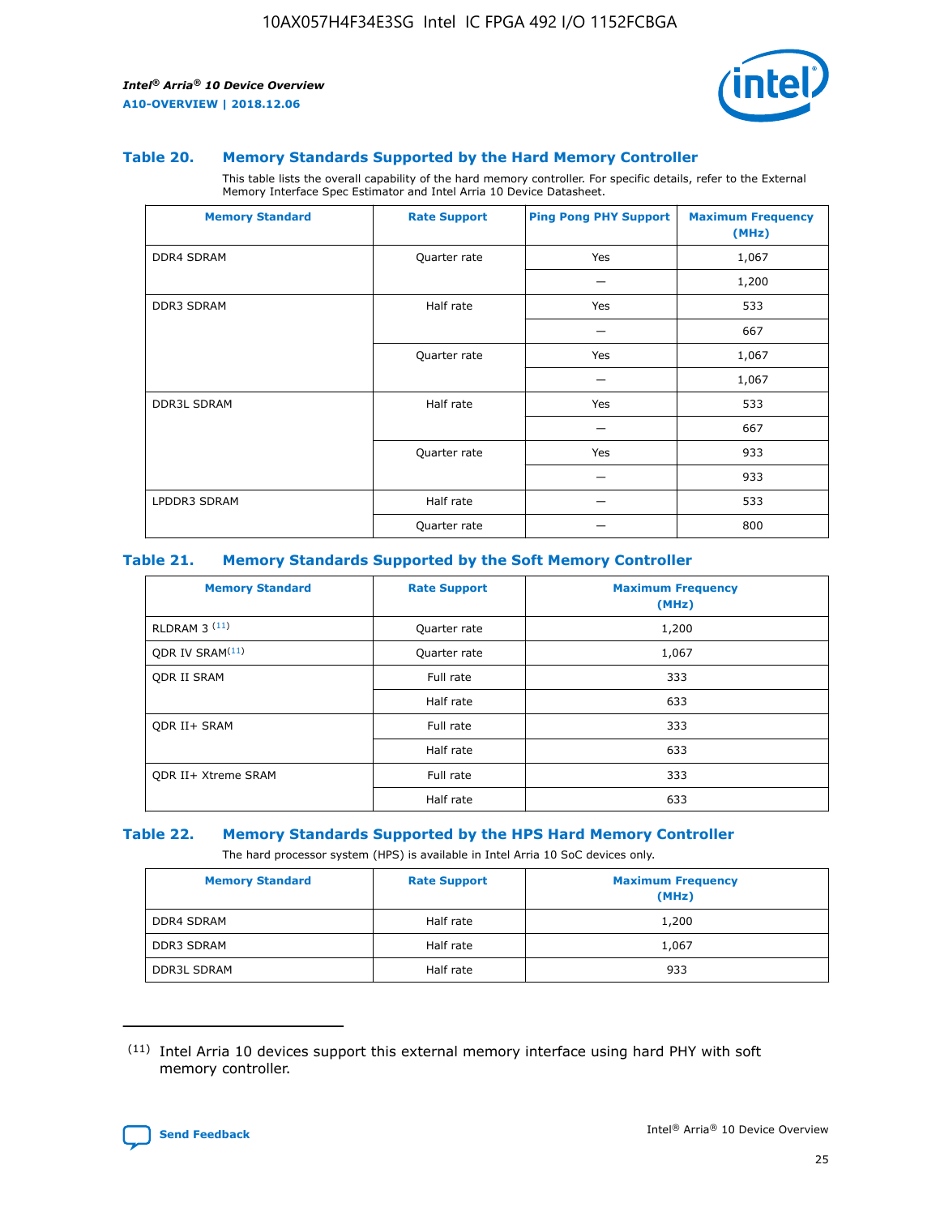### Table 20. Memory Standards Supported by the Hard Memory Controller

This table lists the overall capability of the hard memory controller. For specific details, refer to the External Memory Interface Spec Estimator and Intel Arria 10 Device Datasheet.

| Memory Standard | Rate Support | Ping Pong PHY Support | Maximum Frequency (MHz) |
|---|---|---|---|
| DDR4 SDRAM | Quarter rate | Yes | 1,067 |
| | | — | 1,200 |
| DDR3 SDRAM | Half rate | Yes | 533 |
| | | — | 667 |
| | Quarter rate | Yes | 1,067 |
| | | — | 1,067 |
| DDR3L SDRAM | Half rate | Yes | 533 |
| | | — | 667 |
| | Quarter rate | Yes | 933 |
| | | — | 933 |
| LPDDR3 SDRAM | Half rate | — | 533 |
| | Quarter rate | — | 800 |

### Table 21. Memory Standards Supported by the Soft Memory Controller

| Memory Standard | Rate Support | Maximum Frequency (MHz) |
|---|---|---|
| RLDRAM 3 [(11)] | Quarter rate | 1,200 |
| QDR IV SRAM[(11)] | Quarter rate | 1,067 |
| QDR II SRAM | Full rate | 333 |
| | Half rate | 633 |
| QDR II+ SRAM | Full rate | 333 |
| | Half rate | 633 |
| QDR II+ Xtreme SRAM | Full rate | 333 |
| | Half rate | 633 |

### Table 22. Memory Standards Supported by the HPS Hard Memory Controller

The hard processor system (HPS) is available in Intel Arria 10 SoC devices only.

| Memory Standard | Rate Support | Maximum Frequency (MHz) |
|---|---|---|
| DDR4 SDRAM | Half rate | 1,200 |
| DDR3 SDRAM | Half rate | 1,067 |
| DDR3L SDRAM | Half rate | 933 |

(11) Intel Arria 10 devices support this external memory interface using hard PHY with soft memory controller.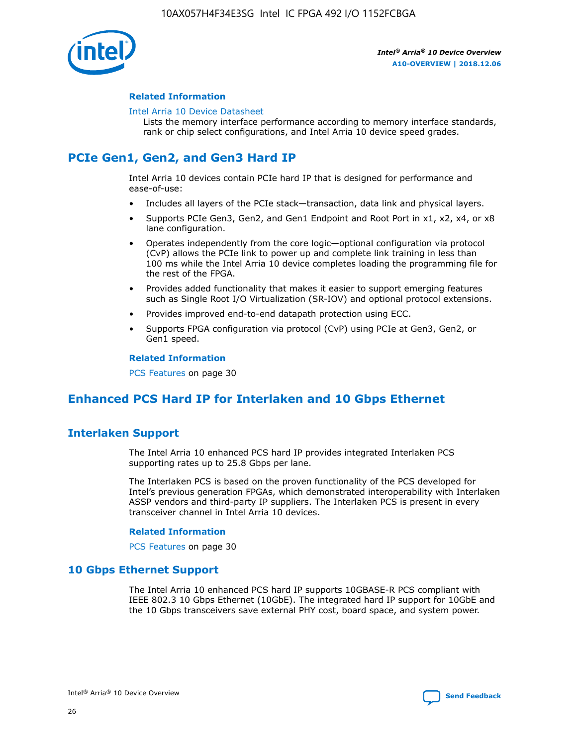#### Related Information

Intel Arria 10 Device Datasheet
Lists the memory interface performance according to memory interface standards, rank or chip select configurations, and Intel Arria 10 device speed grades.

## PCIe Gen1, Gen2, and Gen3 Hard IP

Intel Arria 10 devices contain PCIe hard IP that is designed for performance and ease-of-use:

- Includes all layers of the PCIe stack—transaction, data link and physical layers.
- Supports PCIe Gen3, Gen2, and Gen1 Endpoint and Root Port in x1, x2, x4, or x8 lane configuration.
- Operates independently from the core logic—optional configuration via protocol (CvP) allows the PCIe link to power up and complete link training in less than 100 ms while the Intel Arria 10 device completes loading the programming file for the rest of the FPGA.
- Provides added functionality that makes it easier to support emerging features such as Single Root I/O Virtualization (SR-IOV) and optional protocol extensions.
- Provides improved end-to-end datapath protection using ECC.
- Supports FPGA configuration via protocol (CvP) using PCIe at Gen3, Gen2, or Gen1 speed.

#### Related Information

PCS Features on page 30

## Enhanced PCS Hard IP for Interlaken and 10 Gbps Ethernet

### Interlaken Support

The Intel Arria 10 enhanced PCS hard IP provides integrated Interlaken PCS supporting rates up to 25.8 Gbps per lane.

The Interlaken PCS is based on the proven functionality of the PCS developed for Intel's previous generation FPGAs, which demonstrated interoperability with Interlaken ASSP vendors and third-party IP suppliers. The Interlaken PCS is present in every transceiver channel in Intel Arria 10 devices.

#### Related Information

PCS Features on page 30

### 10 Gbps Ethernet Support

The Intel Arria 10 enhanced PCS hard IP supports 10GBASE-R PCS compliant with IEEE 802.3 10 Gbps Ethernet (10GbE). The integrated hard IP support for 10GbE and the 10 Gbps transceivers save external PHY cost, board space, and system power.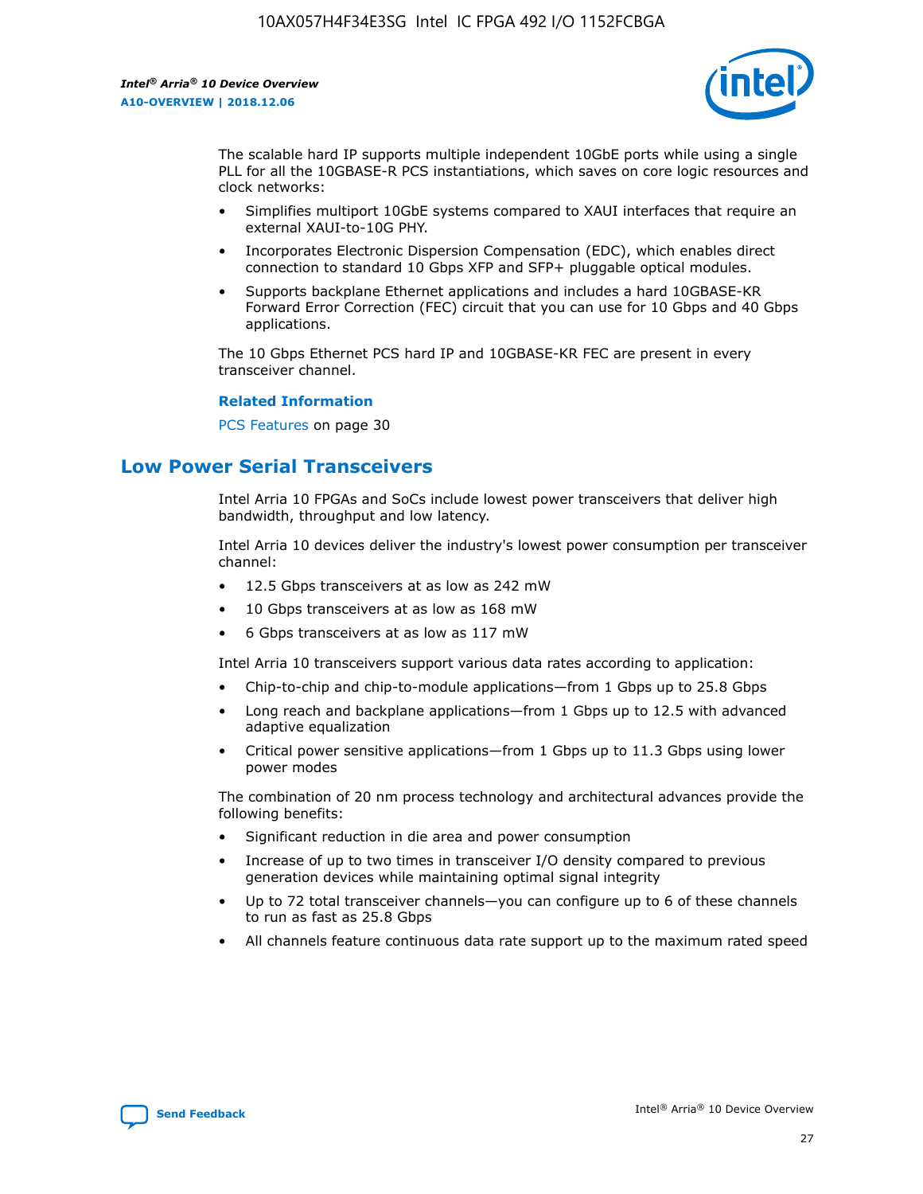The scalable hard IP supports multiple independent 10GbE ports while using a single PLL for all the 10GBASE-R PCS instantiations, which saves on core logic resources and clock networks:

- Simplifies multiport 10GbE systems compared to XAUI interfaces that require an external XAUI-to-10G PHY.
- Incorporates Electronic Dispersion Compensation (EDC), which enables direct connection to standard 10 Gbps XFP and SFP+ pluggable optical modules.
- Supports backplane Ethernet applications and includes a hard 10GBASE-KR Forward Error Correction (FEC) circuit that you can use for 10 Gbps and 40 Gbps applications.

The 10 Gbps Ethernet PCS hard IP and 10GBASE-KR FEC are present in every transceiver channel.

**Related Information**

PCS Features on page 30

## Low Power Serial Transceivers

Intel Arria 10 FPGAs and SoCs include lowest power transceivers that deliver high bandwidth, throughput and low latency.

Intel Arria 10 devices deliver the industry's lowest power consumption per transceiver channel:

- 12.5 Gbps transceivers at as low as 242 mW
- 10 Gbps transceivers at as low as 168 mW
- 6 Gbps transceivers at as low as 117 mW

Intel Arria 10 transceivers support various data rates according to application:

- Chip-to-chip and chip-to-module applications—from 1 Gbps up to 25.8 Gbps
- Long reach and backplane applications—from 1 Gbps up to 12.5 with advanced adaptive equalization
- Critical power sensitive applications—from 1 Gbps up to 11.3 Gbps using lower power modes

The combination of 20 nm process technology and architectural advances provide the following benefits:

- Significant reduction in die area and power consumption
- Increase of up to two times in transceiver I/O density compared to previous generation devices while maintaining optimal signal integrity
- Up to 72 total transceiver channels—you can configure up to 6 of these channels to run as fast as 25.8 Gbps
- All channels feature continuous data rate support up to the maximum rated speed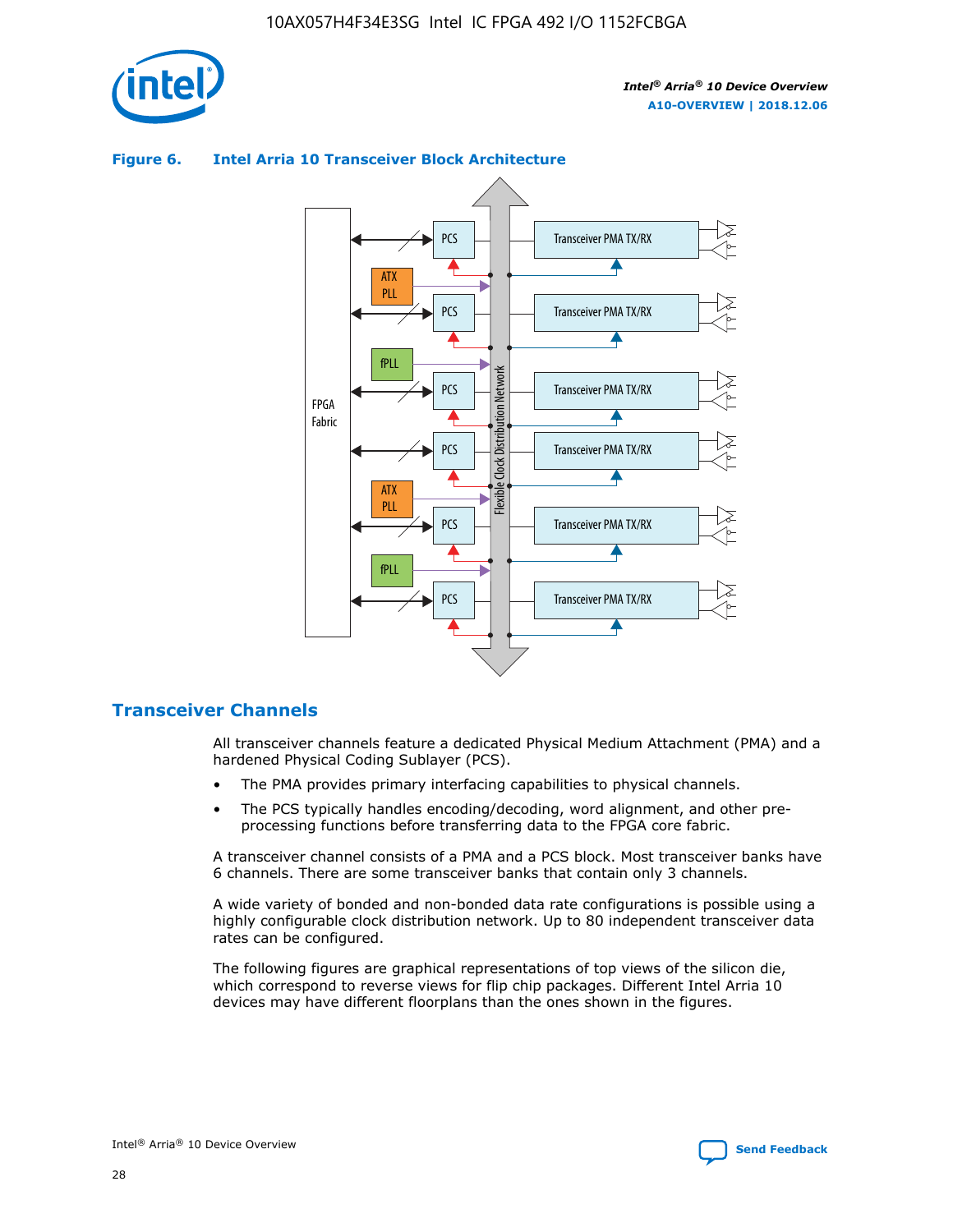**Figure 6. Intel Arria 10 Transceiver Block Architecture**

## Transceiver Channels

All transceiver channels feature a dedicated Physical Medium Attachment (PMA) and a hardened Physical Coding Sublayer (PCS).

- The PMA provides primary interfacing capabilities to physical channels.
- The PCS typically handles encoding/decoding, word alignment, and other pre-processing functions before transferring data to the FPGA core fabric.

A transceiver channel consists of a PMA and a PCS block. Most transceiver banks have 6 channels. There are some transceiver banks that contain only 3 channels.

A wide variety of bonded and non-bonded data rate configurations is possible using a highly configurable clock distribution network. Up to 80 independent transceiver data rates can be configured.

The following figures are graphical representations of top views of the silicon die, which correspond to reverse views for flip chip packages. Different Intel Arria 10 devices may have different floorplans than the ones shown in the figures.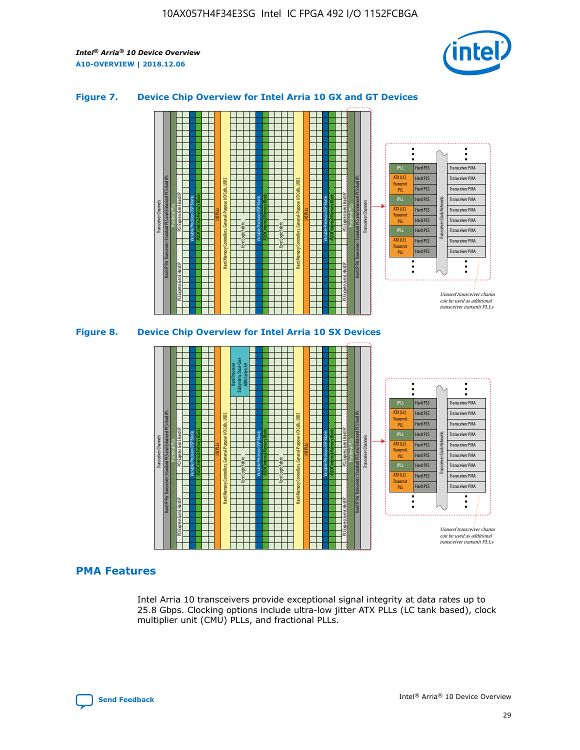**Figure 7. Device Chip Overview for Intel Arria 10 GX and GT Devices**

**Figure 8. Device Chip Overview for Intel Arria 10 SX Devices**

## PMA Features

Intel Arria 10 transceivers provide exceptional signal integrity at data rates up to 25.8 Gbps. Clocking options include ultra-low jitter ATX PLLs (LC tank based), clock multiplier unit (CMU) PLLs, and fractional PLLs.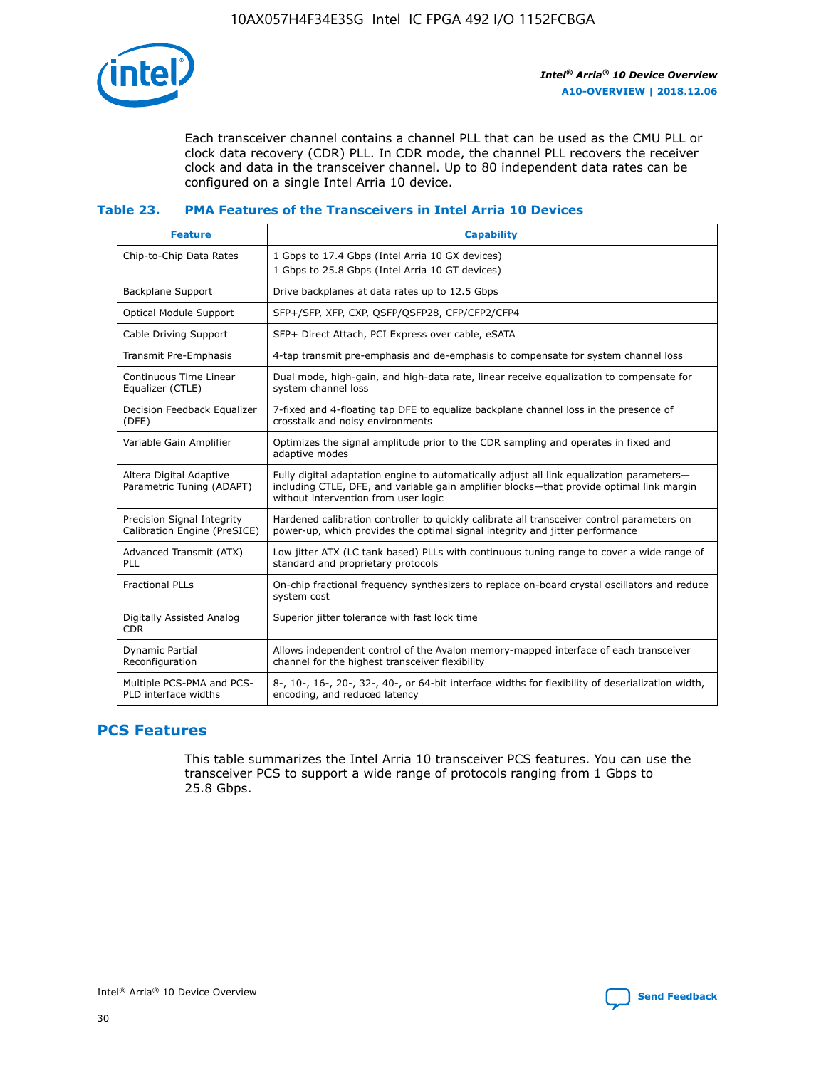Each transceiver channel contains a channel PLL that can be used as the CMU PLL or clock data recovery (CDR) PLL. In CDR mode, the channel PLL recovers the receiver clock and data in the transceiver channel. Up to 80 independent data rates can be configured on a single Intel Arria 10 device.

**Table 23. PMA Features of the Transceivers in Intel Arria 10 Devices**

| Feature | Capability |
| --- | --- |
| Chip-to-Chip Data Rates | 1 Gbps to 17.4 Gbps (Intel Arria 10 GX devices)<br>1 Gbps to 25.8 Gbps (Intel Arria 10 GT devices) |
| Backplane Support | Drive backplanes at data rates up to 12.5 Gbps |
| Optical Module Support | SFP+/SFP, XFP, CXP, QSFP/QSFP28, CFP/CFP2/CFP4 |
| Cable Driving Support | SFP+ Direct Attach, PCI Express over cable, eSATA |
| Transmit Pre-Emphasis | 4-tap transmit pre-emphasis and de-emphasis to compensate for system channel loss |
| Continuous Time Linear Equalizer (CTLE) | Dual mode, high-gain, and high-data rate, linear receive equalization to compensate for system channel loss |
| Decision Feedback Equalizer (DFE) | 7-fixed and 4-floating tap DFE to equalize backplane channel loss in the presence of crosstalk and noisy environments |
| Variable Gain Amplifier | Optimizes the signal amplitude prior to the CDR sampling and operates in fixed and adaptive modes |
| Altera Digital Adaptive Parametric Tuning (ADAPT) | Fully digital adaptation engine to automatically adjust all link equalization parameters—including CTLE, DFE, and variable gain amplifier blocks—that provide optimal link margin without intervention from user logic |
| Precision Signal Integrity Calibration Engine (PreSICE) | Hardened calibration controller to quickly calibrate all transceiver control parameters on power-up, which provides the optimal signal integrity and jitter performance |
| Advanced Transmit (ATX) PLL | Low jitter ATX (LC tank based) PLLs with continuous tuning range to cover a wide range of standard and proprietary protocols |
| Fractional PLLs | On-chip fractional frequency synthesizers to replace on-board crystal oscillators and reduce system cost |
| Digitally Assisted Analog CDR | Superior jitter tolerance with fast lock time |
| Dynamic Partial Reconfiguration | Allows independent control of the Avalon memory-mapped interface of each transceiver channel for the highest transceiver flexibility |
| Multiple PCS-PMA and PCS-PLD interface widths | 8-, 10-, 16-, 20-, 32-, 40-, or 64-bit interface widths for flexibility of deserialization width, encoding, and reduced latency |

## PCS Features

This table summarizes the Intel Arria 10 transceiver PCS features. You can use the transceiver PCS to support a wide range of protocols ranging from 1 Gbps to 25.8 Gbps.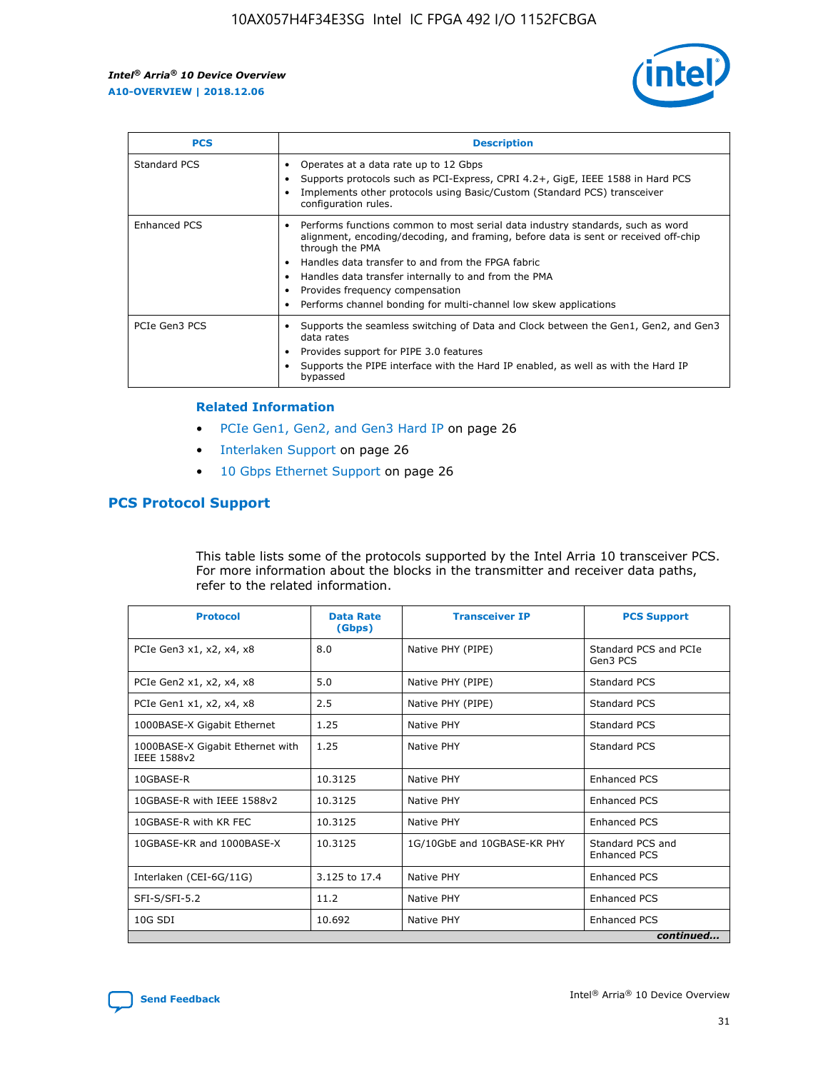| PCS | Description |
| --- | --- |
| Standard PCS | • Operates at a data rate up to 12 Gbps<br>• Supports protocols such as PCI-Express, CPRI 4.2+, GigE, IEEE 1588 in Hard PCS<br>• Implements other protocols using Basic/Custom (Standard PCS) transceiver configuration rules. |
| Enhanced PCS | • Performs functions common to most serial data industry standards, such as word alignment, encoding/decoding, and framing, before data is sent or received off-chip through the PMA<br>• Handles data transfer to and from the FPGA fabric<br>• Handles data transfer internally to and from the PMA<br>• Provides frequency compensation<br>• Performs channel bonding for multi-channel low skew applications |
| PCIe Gen3 PCS | • Supports the seamless switching of Data and Clock between the Gen1, Gen2, and Gen3 data rates<br>• Provides support for PIPE 3.0 features<br>• Supports the PIPE interface with the Hard IP enabled, as well as with the Hard IP bypassed |

### Related Information

- PCIe Gen1, Gen2, and Gen3 Hard IP on page 26
- Interlaken Support on page 26
- 10 Gbps Ethernet Support on page 26

## PCS Protocol Support

This table lists some of the protocols supported by the Intel Arria 10 transceiver PCS. For more information about the blocks in the transmitter and receiver data paths, refer to the related information.

| Protocol | Data Rate (Gbps) | Transceiver IP | PCS Support |
| --- | --- | --- | --- |
| PCIe Gen3 x1, x2, x4, x8 | 8.0 | Native PHY (PIPE) | Standard PCS and PCIe Gen3 PCS |
| PCIe Gen2 x1, x2, x4, x8 | 5.0 | Native PHY (PIPE) | Standard PCS |
| PCIe Gen1 x1, x2, x4, x8 | 2.5 | Native PHY (PIPE) | Standard PCS |
| 1000BASE-X Gigabit Ethernet | 1.25 | Native PHY | Standard PCS |
| 1000BASE-X Gigabit Ethernet with IEEE 1588v2 | 1.25 | Native PHY | Standard PCS |
| 10GBASE-R | 10.3125 | Native PHY | Enhanced PCS |
| 10GBASE-R with IEEE 1588v2 | 10.3125 | Native PHY | Enhanced PCS |
| 10GBASE-R with KR FEC | 10.3125 | Native PHY | Enhanced PCS |
| 10GBASE-KR and 1000BASE-X | 10.3125 | 1G/10GbE and 10GBASE-KR PHY | Standard PCS and Enhanced PCS |
| Interlaken (CEI-6G/11G) | 3.125 to 17.4 | Native PHY | Enhanced PCS |
| SFI-S/SFI-5.2 | 11.2 | Native PHY | Enhanced PCS |
| 10G SDI | 10.692 | Native PHY | Enhanced PCS |

*continued...*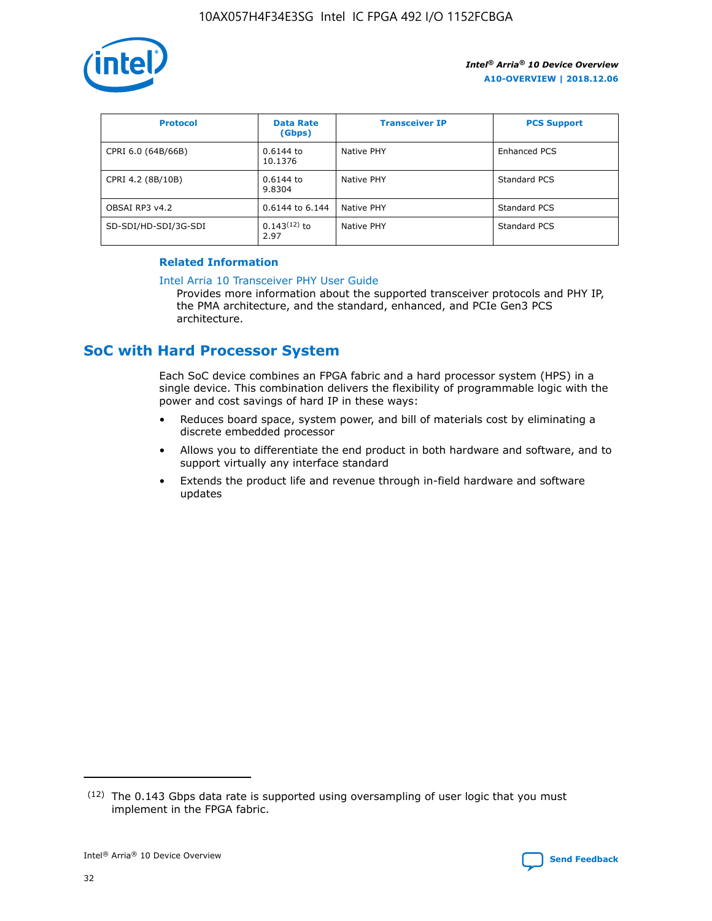| Protocol | Data Rate (Gbps) | Transceiver IP | PCS Support |
| --- | --- | --- | --- |
| CPRI 6.0 (64B/66B) | 0.6144 to 10.1376 | Native PHY | Enhanced PCS |
| CPRI 4.2 (8B/10B) | 0.6144 to 9.8304 | Native PHY | Standard PCS |
| OBSAI RP3 v4.2 | 0.6144 to 6.144 | Native PHY | Standard PCS |
| SD-SDI/HD-SDI/3G-SDI | 0.143[12] to 2.97 | Native PHY | Standard PCS |

**Related Information**

Intel Arria 10 Transceiver PHY User Guide

Provides more information about the supported transceiver protocols and PHY IP, the PMA architecture, and the standard, enhanced, and PCIe Gen3 PCS architecture.

## SoC with Hard Processor System

Each SoC device combines an FPGA fabric and a hard processor system (HPS) in a single device. This combination delivers the flexibility of programmable logic with the power and cost savings of hard IP in these ways:

- Reduces board space, system power, and bill of materials cost by eliminating a discrete embedded processor
- Allows you to differentiate the end product in both hardware and software, and to support virtually any interface standard
- Extends the product life and revenue through in-field hardware and software updates

(12) The 0.143 Gbps data rate is supported using oversampling of user logic that you must implement in the FPGA fabric.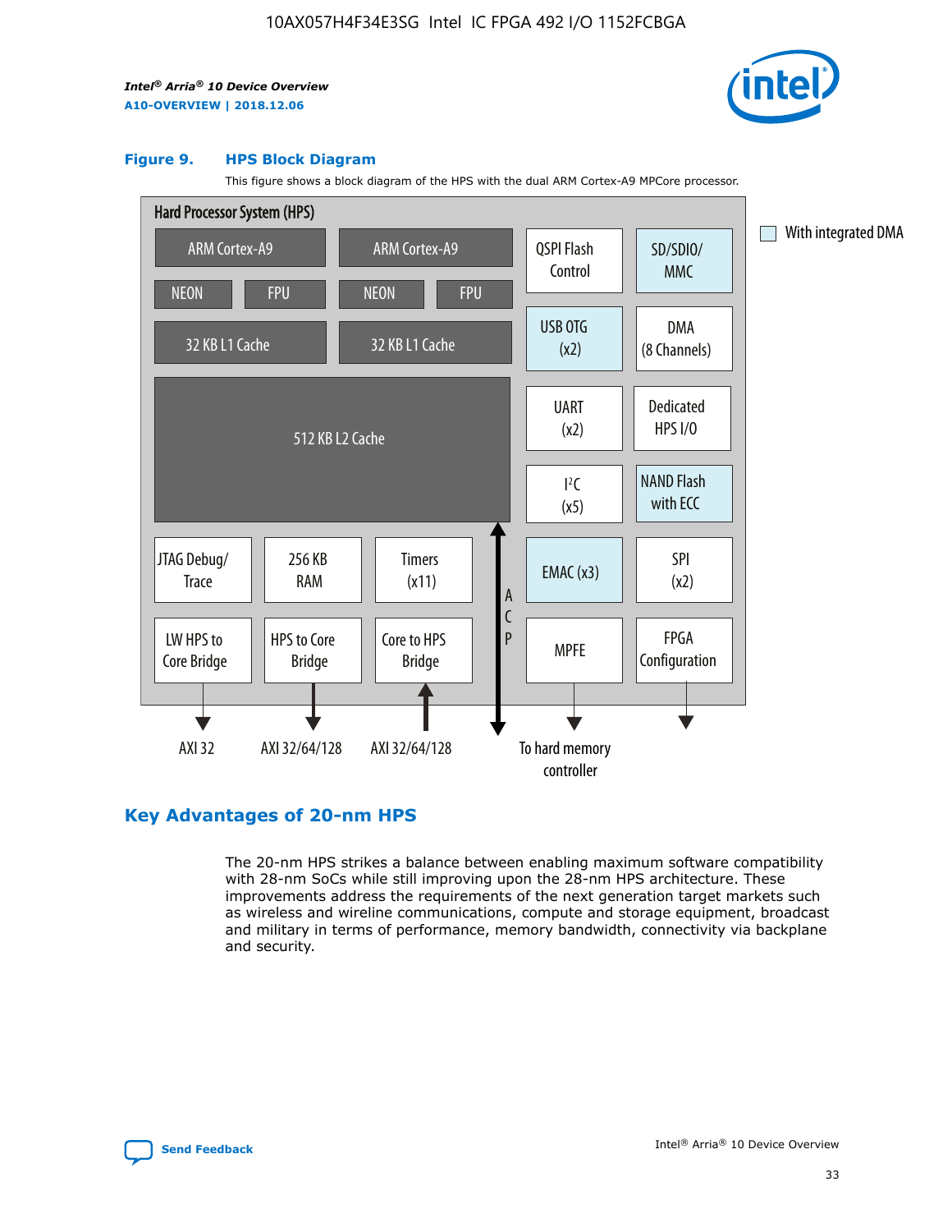**Figure 9. HPS Block Diagram**

This figure shows a block diagram of the HPS with the dual ARM Cortex-A9 MPCore processor.

Hard Processor System (HPS)

ARM Cortex-A9 | ARM Cortex-A9
NEON | FPU | NEON | FPU
32 KB L1 Cache | 32 KB L1 Cache
512 KB L2 Cache

QSPI Flash Control | SD/SDIO/MMC
USB OTG (x2) | DMA (8 Channels)
UART (x2) | Dedicated HPS I/O
I²C (x5) | NAND Flash with ECC
EMAC (x3) | SPI (x2)
MPFE | FPGA Configuration

JTAG Debug/Trace | 256 KB RAM | Timers (x11)
LW HPS to Core Bridge | HPS to Core Bridge | Core to HPS Bridge

ACP

AXI 32 | AXI 32/64/128 | AXI 32/64/128 | To hard memory controller

With integrated DMA

## Key Advantages of 20-nm HPS

The 20-nm HPS strikes a balance between enabling maximum software compatibility with 28-nm SoCs while still improving upon the 28-nm HPS architecture. These improvements address the requirements of the next generation target markets such as wireless and wireline communications, compute and storage equipment, broadcast and military in terms of performance, memory bandwidth, connectivity via backplane and security.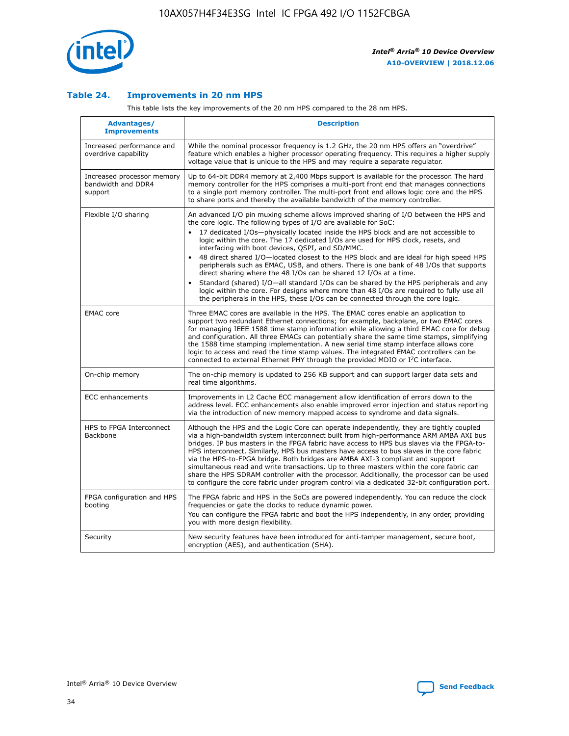### Table 24. Improvements in 20 nm HPS

This table lists the key improvements of the 20 nm HPS compared to the 28 nm HPS.

| Advantages/ Improvements | Description |
| --- | --- |
| Increased performance and overdrive capability | While the nominal processor frequency is 1.2 GHz, the 20 nm HPS offers an "overdrive" feature which enables a higher processor operating frequency. This requires a higher supply voltage value that is unique to the HPS and may require a separate regulator. |
| Increased processor memory bandwidth and DDR4 support | Up to 64-bit DDR4 memory at 2,400 Mbps support is available for the processor. The hard memory controller for the HPS comprises a multi-port front end that manages connections to a single port memory controller. The multi-port front end allows logic core and the HPS to share ports and thereby the available bandwidth of the memory controller. |
| Flexible I/O sharing | An advanced I/O pin muxing scheme allows improved sharing of I/O between the HPS and the core logic. The following types of I/O are available for SoC:<br>• 17 dedicated I/Os—physically located inside the HPS block and are not accessible to logic within the core. The 17 dedicated I/Os are used for HPS clock, resets, and interfacing with boot devices, QSPI, and SD/MMC.<br>• 48 direct shared I/O—located closest to the HPS block and are ideal for high speed HPS peripherals such as EMAC, USB, and others. There is one bank of 48 I/Os that supports direct sharing where the 48 I/Os can be shared 12 I/Os at a time.<br>• Standard (shared) I/O—all standard I/Os can be shared by the HPS peripherals and any logic within the core. For designs where more than 48 I/Os are required to fully use all the peripherals in the HPS, these I/Os can be connected through the core logic. |
| EMAC core | Three EMAC cores are available in the HPS. The EMAC cores enable an application to support two redundant Ethernet connections; for example, backplane, or two EMAC cores for managing IEEE 1588 time stamp information while allowing a third EMAC core for debug and configuration. All three EMACs can potentially share the same time stamps, simplifying the 1588 time stamping implementation. A new serial time stamp interface allows core logic to access and read the time stamp values. The integrated EMAC controllers can be connected to external Ethernet PHY through the provided MDIO or I²C interface. |
| On-chip memory | The on-chip memory is updated to 256 KB support and can support larger data sets and real time algorithms. |
| ECC enhancements | Improvements in L2 Cache ECC management allow identification of errors down to the address level. ECC enhancements also enable improved error injection and status reporting via the introduction of new memory mapped access to syndrome and data signals. |
| HPS to FPGA Interconnect Backbone | Although the HPS and the Logic Core can operate independently, they are tightly coupled via a high-bandwidth system interconnect built from high-performance ARM AMBA AXI bus bridges. IP bus masters in the FPGA fabric have access to HPS bus slaves via the FPGA-to-HPS interconnect. Similarly, HPS bus masters have access to bus slaves in the core fabric via the HPS-to-FPGA bridge. Both bridges are AMBA AXI-3 compliant and support simultaneous read and write transactions. Up to three masters within the core fabric can share the HPS SDRAM controller with the processor. Additionally, the processor can be used to configure the core fabric under program control via a dedicated 32-bit configuration port. |
| FPGA configuration and HPS booting | The FPGA fabric and HPS in the SoCs are powered independently. You can reduce the clock frequencies or gate the clocks to reduce dynamic power.<br>You can configure the FPGA fabric and boot the HPS independently, in any order, providing you with more design flexibility. |
| Security | New security features have been introduced for anti-tamper management, secure boot, encryption (AES), and authentication (SHA). |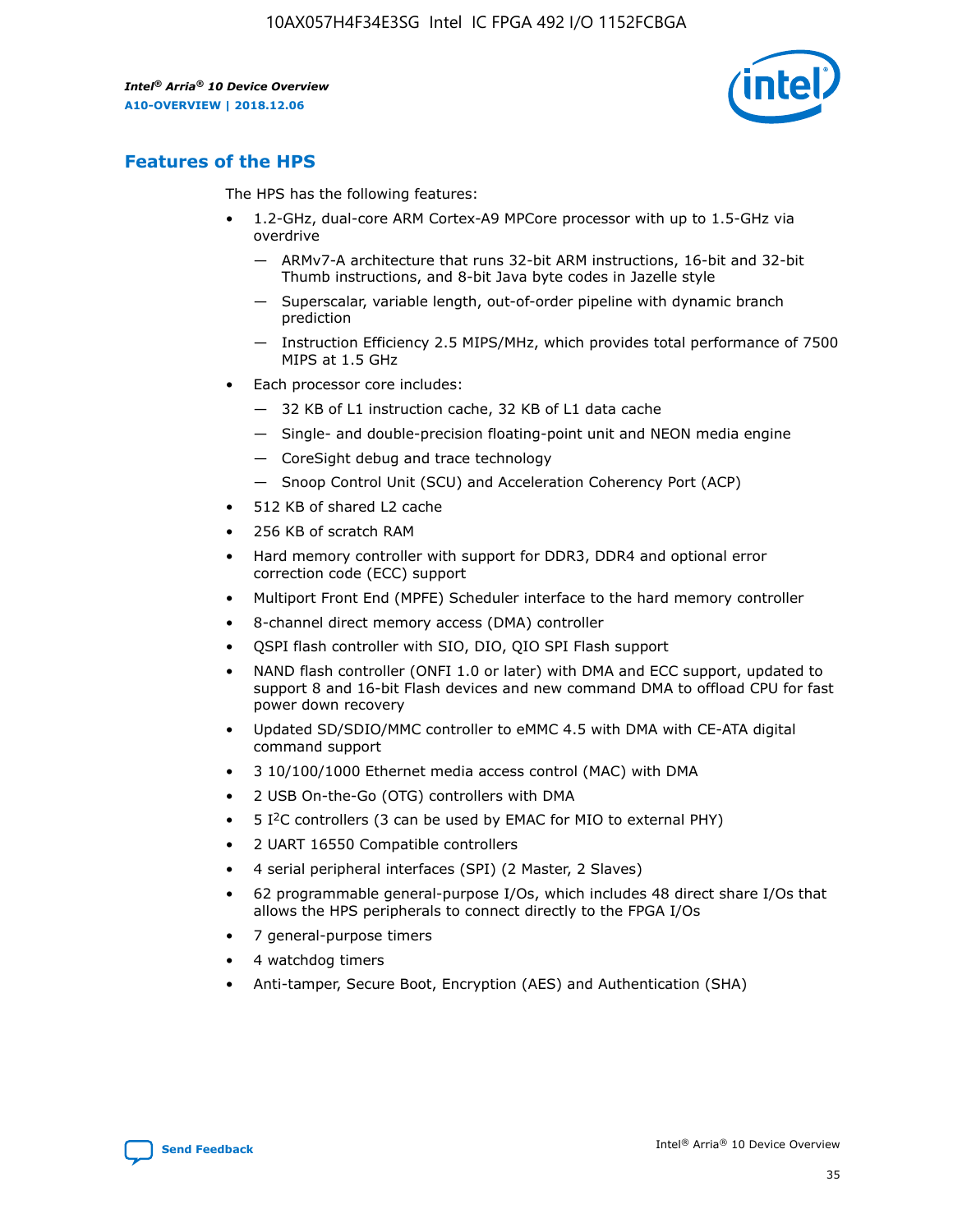## Features of the HPS

The HPS has the following features:

- 1.2-GHz, dual-core ARM Cortex-A9 MPCore processor with up to 1.5-GHz via overdrive
  - — ARMv7-A architecture that runs 32-bit ARM instructions, 16-bit and 32-bit Thumb instructions, and 8-bit Java byte codes in Jazelle style
  - — Superscalar, variable length, out-of-order pipeline with dynamic branch prediction
  - — Instruction Efficiency 2.5 MIPS/MHz, which provides total performance of 7500 MIPS at 1.5 GHz
- Each processor core includes:
  - — 32 KB of L1 instruction cache, 32 KB of L1 data cache
  - — Single- and double-precision floating-point unit and NEON media engine
  - — CoreSight debug and trace technology
  - — Snoop Control Unit (SCU) and Acceleration Coherency Port (ACP)
- 512 KB of shared L2 cache
- 256 KB of scratch RAM
- Hard memory controller with support for DDR3, DDR4 and optional error correction code (ECC) support
- Multiport Front End (MPFE) Scheduler interface to the hard memory controller
- 8-channel direct memory access (DMA) controller
- QSPI flash controller with SIO, DIO, QIO SPI Flash support
- NAND flash controller (ONFI 1.0 or later) with DMA and ECC support, updated to support 8 and 16-bit Flash devices and new command DMA to offload CPU for fast power down recovery
- Updated SD/SDIO/MMC controller to eMMC 4.5 with DMA with CE-ATA digital command support
- 3 10/100/1000 Ethernet media access control (MAC) with DMA
- 2 USB On-the-Go (OTG) controllers with DMA
- 5 I²C controllers (3 can be used by EMAC for MIO to external PHY)
- 2 UART 16550 Compatible controllers
- 4 serial peripheral interfaces (SPI) (2 Master, 2 Slaves)
- 62 programmable general-purpose I/Os, which includes 48 direct share I/Os that allows the HPS peripherals to connect directly to the FPGA I/Os
- 7 general-purpose timers
- 4 watchdog timers
- Anti-tamper, Secure Boot, Encryption (AES) and Authentication (SHA)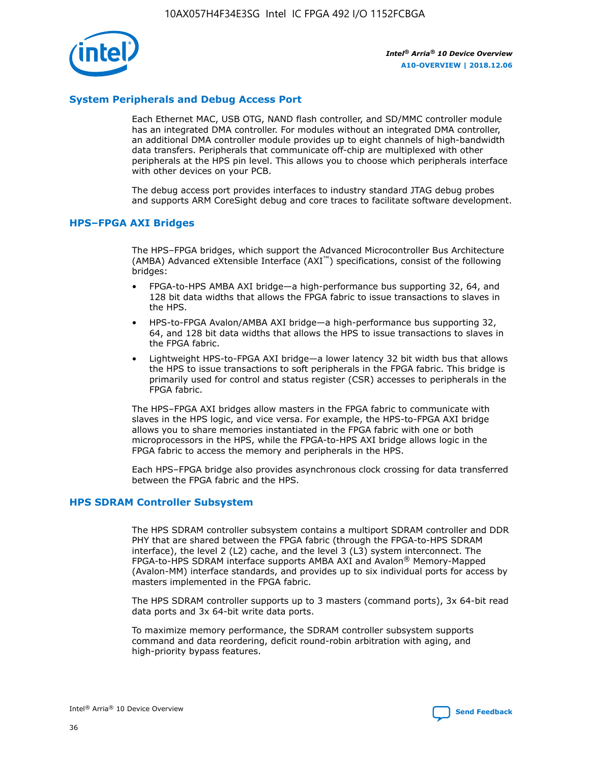## System Peripherals and Debug Access Port

Each Ethernet MAC, USB OTG, NAND flash controller, and SD/MMC controller module has an integrated DMA controller. For modules without an integrated DMA controller, an additional DMA controller module provides up to eight channels of high-bandwidth data transfers. Peripherals that communicate off-chip are multiplexed with other peripherals at the HPS pin level. This allows you to choose which peripherals interface with other devices on your PCB.

The debug access port provides interfaces to industry standard JTAG debug probes and supports ARM CoreSight debug and core traces to facilitate software development.

## HPS–FPGA AXI Bridges

The HPS–FPGA bridges, which support the Advanced Microcontroller Bus Architecture (AMBA) Advanced eXtensible Interface (AXI™) specifications, consist of the following bridges:

- FPGA-to-HPS AMBA AXI bridge—a high-performance bus supporting 32, 64, and 128 bit data widths that allows the FPGA fabric to issue transactions to slaves in the HPS.
- HPS-to-FPGA Avalon/AMBA AXI bridge—a high-performance bus supporting 32, 64, and 128 bit data widths that allows the HPS to issue transactions to slaves in the FPGA fabric.
- Lightweight HPS-to-FPGA AXI bridge—a lower latency 32 bit width bus that allows the HPS to issue transactions to soft peripherals in the FPGA fabric. This bridge is primarily used for control and status register (CSR) accesses to peripherals in the FPGA fabric.

The HPS–FPGA AXI bridges allow masters in the FPGA fabric to communicate with slaves in the HPS logic, and vice versa. For example, the HPS-to-FPGA AXI bridge allows you to share memories instantiated in the FPGA fabric with one or both microprocessors in the HPS, while the FPGA-to-HPS AXI bridge allows logic in the FPGA fabric to access the memory and peripherals in the HPS.

Each HPS–FPGA bridge also provides asynchronous clock crossing for data transferred between the FPGA fabric and the HPS.

## HPS SDRAM Controller Subsystem

The HPS SDRAM controller subsystem contains a multiport SDRAM controller and DDR PHY that are shared between the FPGA fabric (through the FPGA-to-HPS SDRAM interface), the level 2 (L2) cache, and the level 3 (L3) system interconnect. The FPGA-to-HPS SDRAM interface supports AMBA AXI and Avalon® Memory-Mapped (Avalon-MM) interface standards, and provides up to six individual ports for access by masters implemented in the FPGA fabric.

The HPS SDRAM controller supports up to 3 masters (command ports), 3x 64-bit read data ports and 3x 64-bit write data ports.

To maximize memory performance, the SDRAM controller subsystem supports command and data reordering, deficit round-robin arbitration with aging, and high-priority bypass features.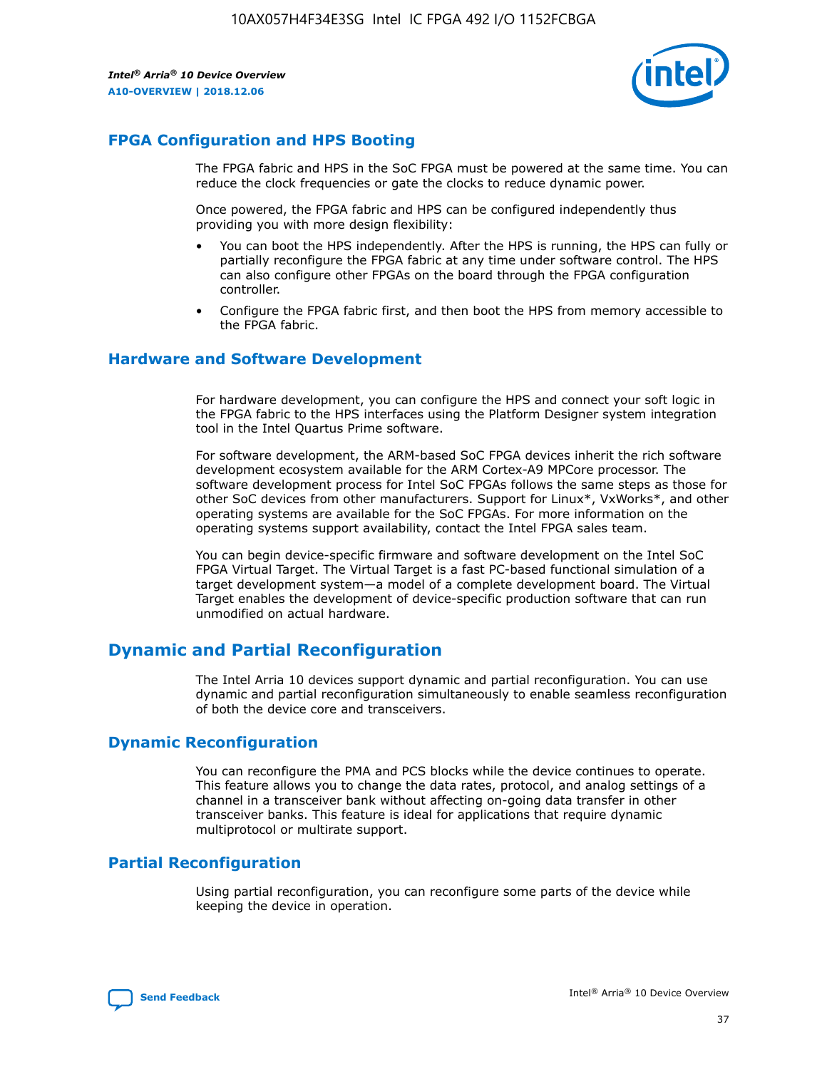## FPGA Configuration and HPS Booting

The FPGA fabric and HPS in the SoC FPGA must be powered at the same time. You can reduce the clock frequencies or gate the clocks to reduce dynamic power.

Once powered, the FPGA fabric and HPS can be configured independently thus providing you with more design flexibility:

- You can boot the HPS independently. After the HPS is running, the HPS can fully or partially reconfigure the FPGA fabric at any time under software control. The HPS can also configure other FPGAs on the board through the FPGA configuration controller.
- Configure the FPGA fabric first, and then boot the HPS from memory accessible to the FPGA fabric.

## Hardware and Software Development

For hardware development, you can configure the HPS and connect your soft logic in the FPGA fabric to the HPS interfaces using the Platform Designer system integration tool in the Intel Quartus Prime software.

For software development, the ARM-based SoC FPGA devices inherit the rich software development ecosystem available for the ARM Cortex-A9 MPCore processor. The software development process for Intel SoC FPGAs follows the same steps as those for other SoC devices from other manufacturers. Support for Linux*, VxWorks*, and other operating systems are available for the SoC FPGAs. For more information on the operating systems support availability, contact the Intel FPGA sales team.

You can begin device-specific firmware and software development on the Intel SoC FPGA Virtual Target. The Virtual Target is a fast PC-based functional simulation of a target development system—a model of a complete development board. The Virtual Target enables the development of device-specific production software that can run unmodified on actual hardware.

# Dynamic and Partial Reconfiguration

The Intel Arria 10 devices support dynamic and partial reconfiguration. You can use dynamic and partial reconfiguration simultaneously to enable seamless reconfiguration of both the device core and transceivers.

## Dynamic Reconfiguration

You can reconfigure the PMA and PCS blocks while the device continues to operate. This feature allows you to change the data rates, protocol, and analog settings of a channel in a transceiver bank without affecting on-going data transfer in other transceiver banks. This feature is ideal for applications that require dynamic multiprotocol or multirate support.

## Partial Reconfiguration

Using partial reconfiguration, you can reconfigure some parts of the device while keeping the device in operation.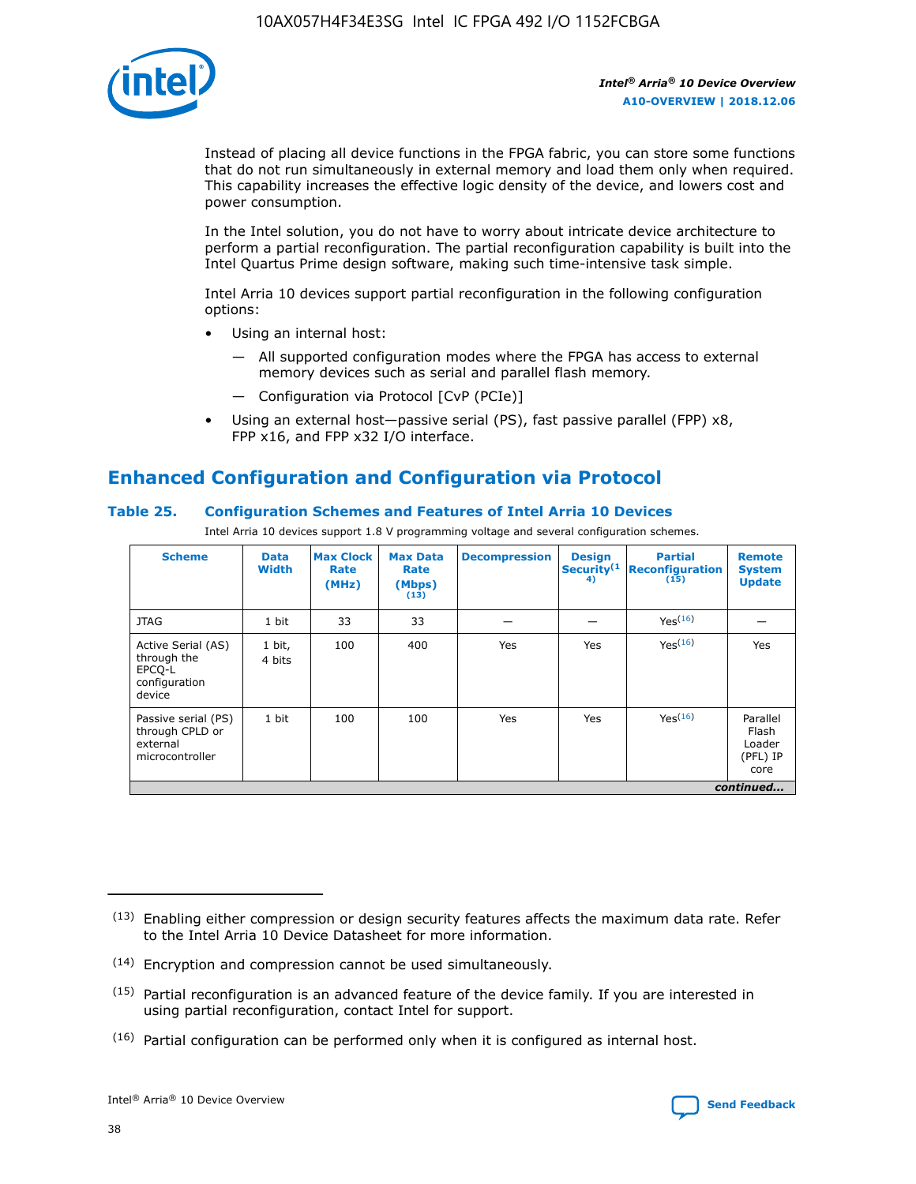Instead of placing all device functions in the FPGA fabric, you can store some functions that do not run simultaneously in external memory and load them only when required. This capability increases the effective logic density of the device, and lowers cost and power consumption.

In the Intel solution, you do not have to worry about intricate device architecture to perform a partial reconfiguration. The partial reconfiguration capability is built into the Intel Quartus Prime design software, making such time-intensive task simple.

Intel Arria 10 devices support partial reconfiguration in the following configuration options:

- Using an internal host:
  - All supported configuration modes where the FPGA has access to external memory devices such as serial and parallel flash memory.
  - Configuration via Protocol [CvP (PCIe)]
- Using an external host—passive serial (PS), fast passive parallel (FPP) x8, FPP x16, and FPP x32 I/O interface.

## Enhanced Configuration and Configuration via Protocol

**Table 25. Configuration Schemes and Features of Intel Arria 10 Devices**

Intel Arria 10 devices support 1.8 V programming voltage and several configuration schemes.

| Scheme | Data Width | Max Clock Rate (MHz) | Max Data Rate (Mbps) (13) | Decompression | Design Security(14) | Partial Reconfiguration (15) | Remote System Update |
|---|---|---|---|---|---|---|---|
| JTAG | 1 bit | 33 | 33 | — | — | Yes(16) | — |
| Active Serial (AS) through the EPCQ-L configuration device | 1 bit, 4 bits | 100 | 400 | Yes | Yes | Yes(16) | Yes |
| Passive serial (PS) through CPLD or external microcontroller | 1 bit | 100 | 100 | Yes | Yes | Yes(16) | Parallel Flash Loader (PFL) IP core |

*continued...*

(13) Enabling either compression or design security features affects the maximum data rate. Refer to the Intel Arria 10 Device Datasheet for more information.

(14) Encryption and compression cannot be used simultaneously.

(15) Partial reconfiguration is an advanced feature of the device family. If you are interested in using partial reconfiguration, contact Intel for support.

(16) Partial configuration can be performed only when it is configured as internal host.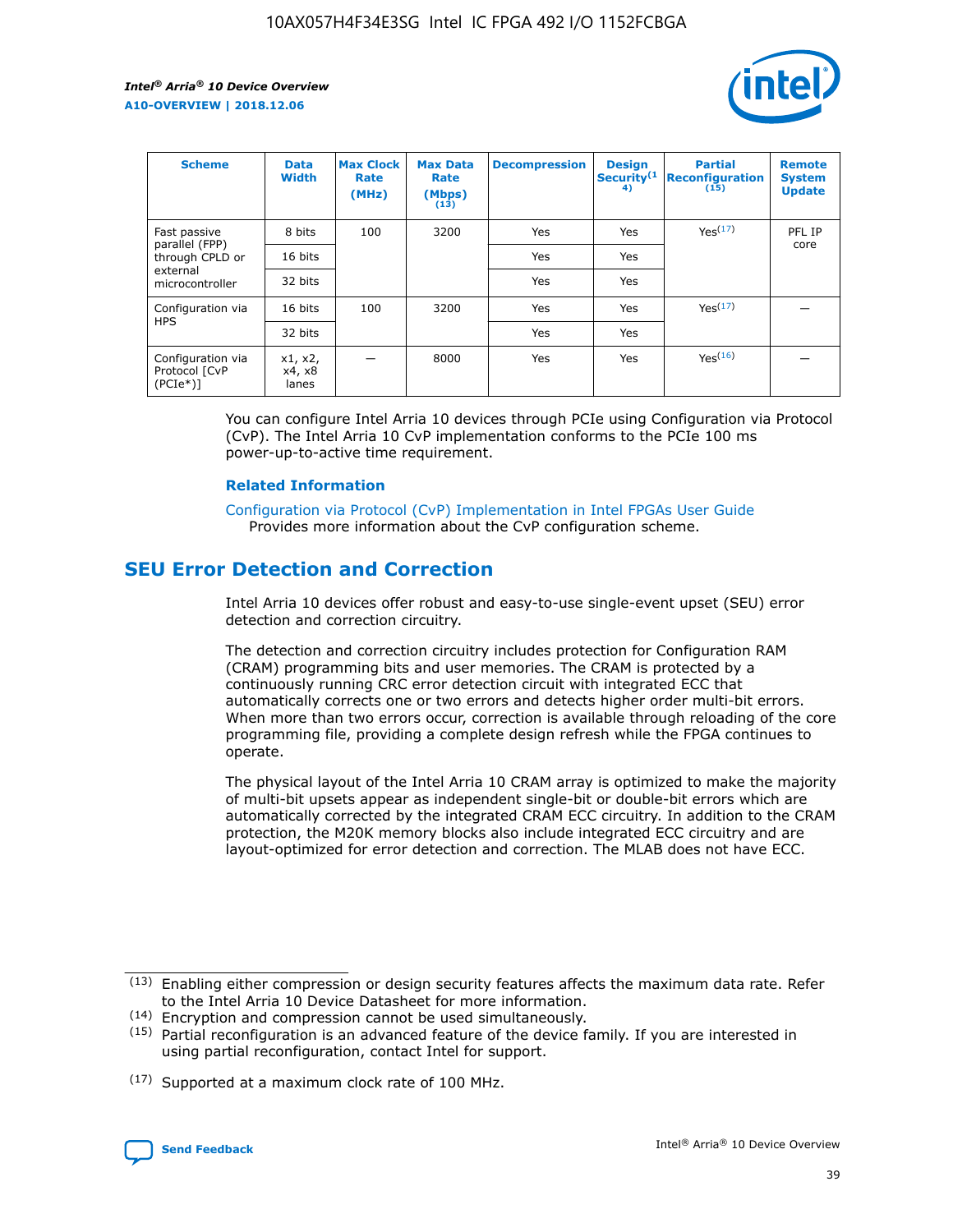| Scheme | Data Width | Max Clock Rate (MHz) | Max Data Rate (Mbps) (13) | Decompression | Design Security(14) | Partial Reconfiguration (15) | Remote System Update |
| --- | --- | --- | --- | --- | --- | --- | --- |
| Fast passive parallel (FPP) through CPLD or external microcontroller | 8 bits | 100 | 3200 | Yes | Yes | Yes(17) | PFL IP core |
| | 16 bits | | | Yes | Yes | | |
| | 32 bits | | | Yes | Yes | | |
| Configuration via HPS | 16 bits | 100 | 3200 | Yes | Yes | Yes(17) | — |
| | 32 bits | | | Yes | Yes | | |
| Configuration via Protocol [CvP (PCIe*)] | x1, x2, x4, x8 lanes | — | 8000 | Yes | Yes | Yes(16) | — |

You can configure Intel Arria 10 devices through PCIe using Configuration via Protocol (CvP). The Intel Arria 10 CvP implementation conforms to the PCIe 100 ms power-up-to-active time requirement.

### Related Information

Configuration via Protocol (CvP) Implementation in Intel FPGAs User Guide
Provides more information about the CvP configuration scheme.

## SEU Error Detection and Correction

Intel Arria 10 devices offer robust and easy-to-use single-event upset (SEU) error detection and correction circuitry.

The detection and correction circuitry includes protection for Configuration RAM (CRAM) programming bits and user memories. The CRAM is protected by a continuously running CRC error detection circuit with integrated ECC that automatically corrects one or two errors and detects higher order multi-bit errors. When more than two errors occur, correction is available through reloading of the core programming file, providing a complete design refresh while the FPGA continues to operate.

The physical layout of the Intel Arria 10 CRAM array is optimized to make the majority of multi-bit upsets appear as independent single-bit or double-bit errors which are automatically corrected by the integrated CRAM ECC circuitry. In addition to the CRAM protection, the M20K memory blocks also include integrated ECC circuitry and are layout-optimized for error detection and correction. The MLAB does not have ECC.

(13) Enabling either compression or design security features affects the maximum data rate. Refer to the Intel Arria 10 Device Datasheet for more information.

(14) Encryption and compression cannot be used simultaneously.

(15) Partial reconfiguration is an advanced feature of the device family. If you are interested in using partial reconfiguration, contact Intel for support.

(17) Supported at a maximum clock rate of 100 MHz.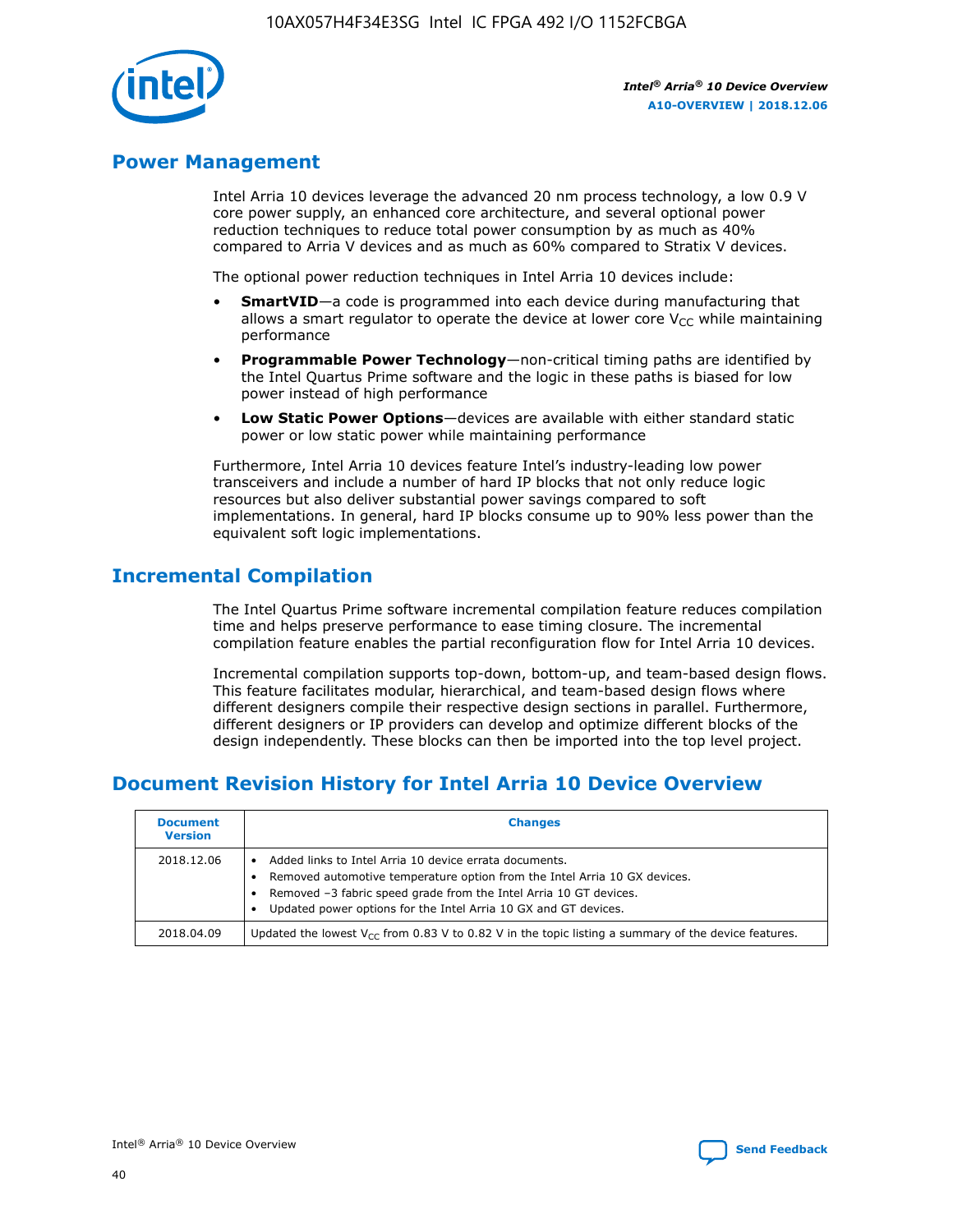## Power Management

Intel Arria 10 devices leverage the advanced 20 nm process technology, a low 0.9 V core power supply, an enhanced core architecture, and several optional power reduction techniques to reduce total power consumption by as much as 40% compared to Arria V devices and as much as 60% compared to Stratix V devices.

The optional power reduction techniques in Intel Arria 10 devices include:

- **SmartVID**—a code is programmed into each device during manufacturing that allows a smart regulator to operate the device at lower core $V_{CC}$ while maintaining performance
- **Programmable Power Technology**—non-critical timing paths are identified by the Intel Quartus Prime software and the logic in these paths is biased for low power instead of high performance
- **Low Static Power Options**—devices are available with either standard static power or low static power while maintaining performance

Furthermore, Intel Arria 10 devices feature Intel's industry-leading low power transceivers and include a number of hard IP blocks that not only reduce logic resources but also deliver substantial power savings compared to soft implementations. In general, hard IP blocks consume up to 90% less power than the equivalent soft logic implementations.

## Incremental Compilation

The Intel Quartus Prime software incremental compilation feature reduces compilation time and helps preserve performance to ease timing closure. The incremental compilation feature enables the partial reconfiguration flow for Intel Arria 10 devices.

Incremental compilation supports top-down, bottom-up, and team-based design flows. This feature facilitates modular, hierarchical, and team-based design flows where different designers compile their respective design sections in parallel. Furthermore, different designers or IP providers can develop and optimize different blocks of the design independently. These blocks can then be imported into the top level project.

## Document Revision History for Intel Arria 10 Device Overview

| Document Version | Changes |
| --- | --- |
| 2018.12.06 | • Added links to Intel Arria 10 device errata documents.<br>• Removed automotive temperature option from the Intel Arria 10 GX devices.<br>• Removed –3 fabric speed grade from the Intel Arria 10 GT devices.<br>• Updated power options for the Intel Arria 10 GX and GT devices. |
| 2018.04.09 | Updated the lowest $V_{CC}$ from 0.83 V to 0.82 V in the topic listing a summary of the device features. |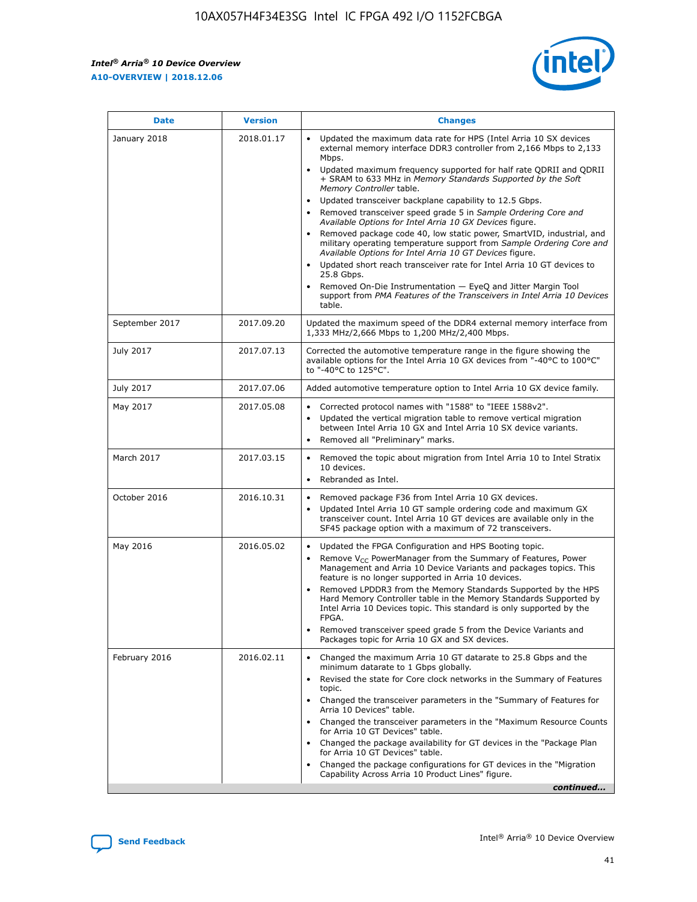| Date | Version | Changes |
|---|---|---|
| January 2018 | 2018.01.17 | • Updated the maximum data rate for HPS (Intel Arria 10 SX devices external memory interface DDR3 controller from 2,166 Mbps to 2,133 Mbps.<br>• Updated maximum frequency supported for half rate QDRII and QDRII + SRAM to 633 MHz in *Memory Standards Supported by the Soft Memory Controller* table.<br>• Updated transceiver backplane capability to 12.5 Gbps.<br>• Removed transceiver speed grade 5 in *Sample Ordering Core and Available Options for Intel Arria 10 GX Devices* figure.<br>• Removed package code 40, low static power, SmartVID, industrial, and military operating temperature support from *Sample Ordering Core and Available Options for Intel Arria 10 GT Devices* figure.<br>• Updated short reach transceiver rate for Intel Arria 10 GT devices to 25.8 Gbps.<br>• Removed On-Die Instrumentation — EyeQ and Jitter Margin Tool support from *PMA Features of the Transceivers in Intel Arria 10 Devices* table. |
| September 2017 | 2017.09.20 | Updated the maximum speed of the DDR4 external memory interface from 1,333 MHz/2,666 Mbps to 1,200 MHz/2,400 Mbps. |
| July 2017 | 2017.07.13 | Corrected the automotive temperature range in the figure showing the available options for the Intel Arria 10 GX devices from "-40°C to 100°C" to "-40°C to 125°C". |
| July 2017 | 2017.07.06 | Added automotive temperature option to Intel Arria 10 GX device family. |
| May 2017 | 2017.05.08 | • Corrected protocol names with "1588" to "IEEE 1588v2".<br>• Updated the vertical migration table to remove vertical migration between Intel Arria 10 GX and Intel Arria 10 SX device variants.<br>• Removed all "Preliminary" marks. |
| March 2017 | 2017.03.15 | • Removed the topic about migration from Intel Arria 10 to Intel Stratix 10 devices.<br>• Rebranded as Intel. |
| October 2016 | 2016.10.31 | • Removed package F36 from Intel Arria 10 GX devices.<br>• Updated Intel Arria 10 GT sample ordering code and maximum GX transceiver count. Intel Arria 10 GT devices are available only in the SF45 package option with a maximum of 72 transceivers. |
| May 2016 | 2016.05.02 | • Updated the FPGA Configuration and HPS Booting topic.<br>• Remove $V_{CC}$ PowerManager from the Summary of Features, Power Management and Arria 10 Device Variants and packages topics. This feature is no longer supported in Arria 10 devices.<br>• Removed LPDDR3 from the Memory Standards Supported by the HPS Hard Memory Controller table in the Memory Standards Supported by Intel Arria 10 Devices topic. This standard is only supported by the FPGA.<br>• Removed transceiver speed grade 5 from the Device Variants and Packages topic for Arria 10 GX and SX devices. |
| February 2016 | 2016.02.11 | • Changed the maximum Arria 10 GT datarate to 25.8 Gbps and the minimum datarate to 1 Gbps globally.<br>• Revised the state for Core clock networks in the Summary of Features topic.<br>• Changed the transceiver parameters in the "Summary of Features for Arria 10 Devices" table.<br>• Changed the transceiver parameters in the "Maximum Resource Counts for Arria 10 GT Devices" table.<br>• Changed the package availability for GT devices in the "Package Plan for Arria 10 GT Devices" table.<br>• Changed the package configurations for GT devices in the "Migration Capability Across Arria 10 Product Lines" figure. |

*continued...*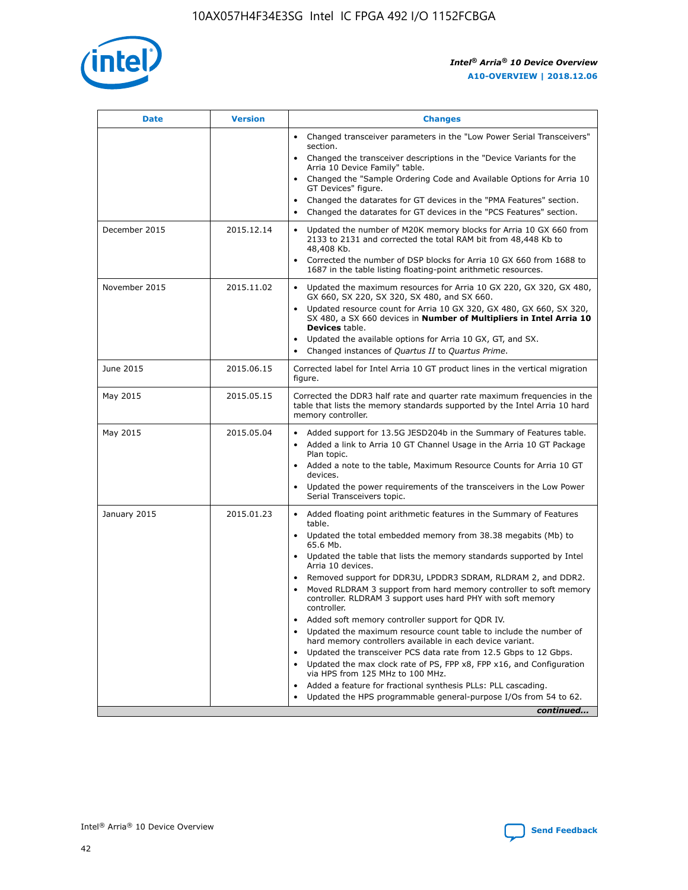| Date | Version | Changes |
| --- | --- | --- |
| | | • Changed transceiver parameters in the "Low Power Serial Transceivers" section.<br>• Changed the transceiver descriptions in the "Device Variants for the Arria 10 Device Family" table.<br>• Changed the "Sample Ordering Code and Available Options for Arria 10 GT Devices" figure.<br>• Changed the datarates for GT devices in the "PMA Features" section.<br>• Changed the datarates for GT devices in the "PCS Features" section. |
| December 2015 | 2015.12.14 | • Updated the number of M20K memory blocks for Arria 10 GX 660 from 2133 to 2131 and corrected the total RAM bit from 48,448 Kb to 48,408 Kb.<br>• Corrected the number of DSP blocks for Arria 10 GX 660 from 1688 to 1687 in the table listing floating-point arithmetic resources. |
| November 2015 | 2015.11.02 | • Updated the maximum resources for Arria 10 GX 220, GX 320, GX 480, GX 660, SX 220, SX 320, SX 480, and SX 660.<br>• Updated resource count for Arria 10 GX 320, GX 480, GX 660, SX 320, SX 480, a SX 660 devices in **Number of Multipliers in Intel Arria 10 Devices** table.<br>• Updated the available options for Arria 10 GX, GT, and SX.<br>• Changed instances of *Quartus II* to *Quartus Prime*. |
| June 2015 | 2015.06.15 | Corrected label for Intel Arria 10 GT product lines in the vertical migration figure. |
| May 2015 | 2015.05.15 | Corrected the DDR3 half rate and quarter rate maximum frequencies in the table that lists the memory standards supported by the Intel Arria 10 hard memory controller. |
| May 2015 | 2015.05.04 | • Added support for 13.5G JESD204b in the Summary of Features table.<br>• Added a link to Arria 10 GT Channel Usage in the Arria 10 GT Package Plan topic.<br>• Added a note to the table, Maximum Resource Counts for Arria 10 GT devices.<br>• Updated the power requirements of the transceivers in the Low Power Serial Transceivers topic. |
| January 2015 | 2015.01.23 | • Added floating point arithmetic features in the Summary of Features table.<br>• Updated the total embedded memory from 38.38 megabits (Mb) to 65.6 Mb.<br>• Updated the table that lists the memory standards supported by Intel Arria 10 devices.<br>• Removed support for DDR3U, LPDDR3 SDRAM, RLDRAM 2, and DDR2.<br>• Moved RLDRAM 3 support from hard memory controller to soft memory controller. RLDRAM 3 support uses hard PHY with soft memory controller.<br>• Added soft memory controller support for QDR IV.<br>• Updated the maximum resource count table to include the number of hard memory controllers available in each device variant.<br>• Updated the transceiver PCS data rate from 12.5 Gbps to 12 Gbps.<br>• Updated the max clock rate of PS, FPP x8, FPP x16, and Configuration via HPS from 125 MHz to 100 MHz.<br>• Added a feature for fractional synthesis PLLs: PLL cascading.<br>• Updated the HPS programmable general-purpose I/Os from 54 to 62. |

*continued...*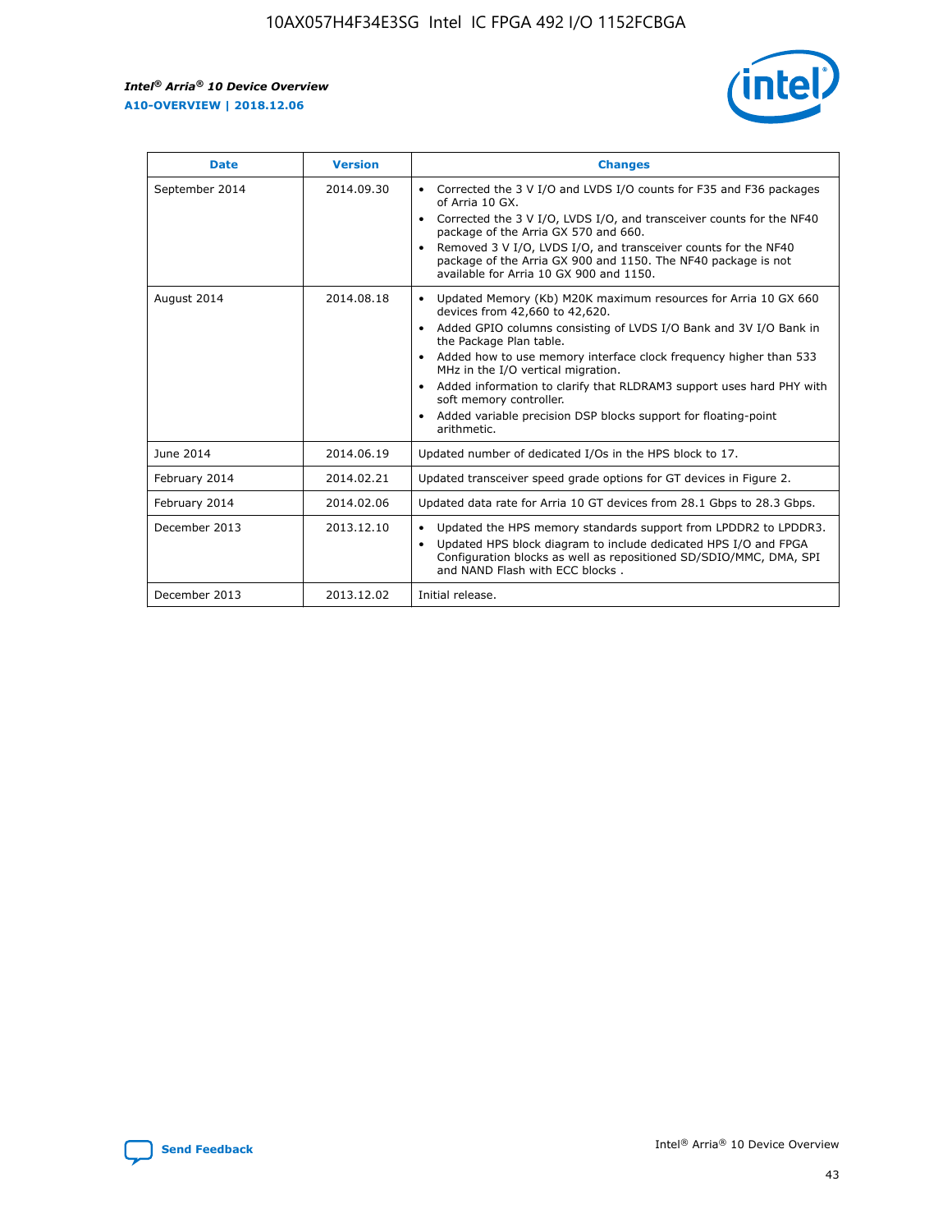| Date | Version | Changes |
|---|---|---|
| September 2014 | 2014.09.30 | • Corrected the 3 V I/O and LVDS I/O counts for F35 and F36 packages of Arria 10 GX.<br>• Corrected the 3 V I/O, LVDS I/O, and transceiver counts for the NF40 package of the Arria GX 570 and 660.<br>• Removed 3 V I/O, LVDS I/O, and transceiver counts for the NF40 package of the Arria GX 900 and 1150. The NF40 package is not available for Arria 10 GX 900 and 1150. |
| August 2014 | 2014.08.18 | • Updated Memory (Kb) M20K maximum resources for Arria 10 GX 660 devices from 42,660 to 42,620.<br>• Added GPIO columns consisting of LVDS I/O Bank and 3V I/O Bank in the Package Plan table.<br>• Added how to use memory interface clock frequency higher than 533 MHz in the I/O vertical migration.<br>• Added information to clarify that RLDRAM3 support uses hard PHY with soft memory controller.<br>• Added variable precision DSP blocks support for floating-point arithmetic. |
| June 2014 | 2014.06.19 | Updated number of dedicated I/Os in the HPS block to 17. |
| February 2014 | 2014.02.21 | Updated transceiver speed grade options for GT devices in Figure 2. |
| February 2014 | 2014.02.06 | Updated data rate for Arria 10 GT devices from 28.1 Gbps to 28.3 Gbps. |
| December 2013 | 2013.12.10 | • Updated the HPS memory standards support from LPDDR2 to LPDDR3.<br>• Updated HPS block diagram to include dedicated HPS I/O and FPGA Configuration blocks as well as repositioned SD/SDIO/MMC, DMA, SPI and NAND Flash with ECC blocks . |
| December 2013 | 2013.12.02 | Initial release. |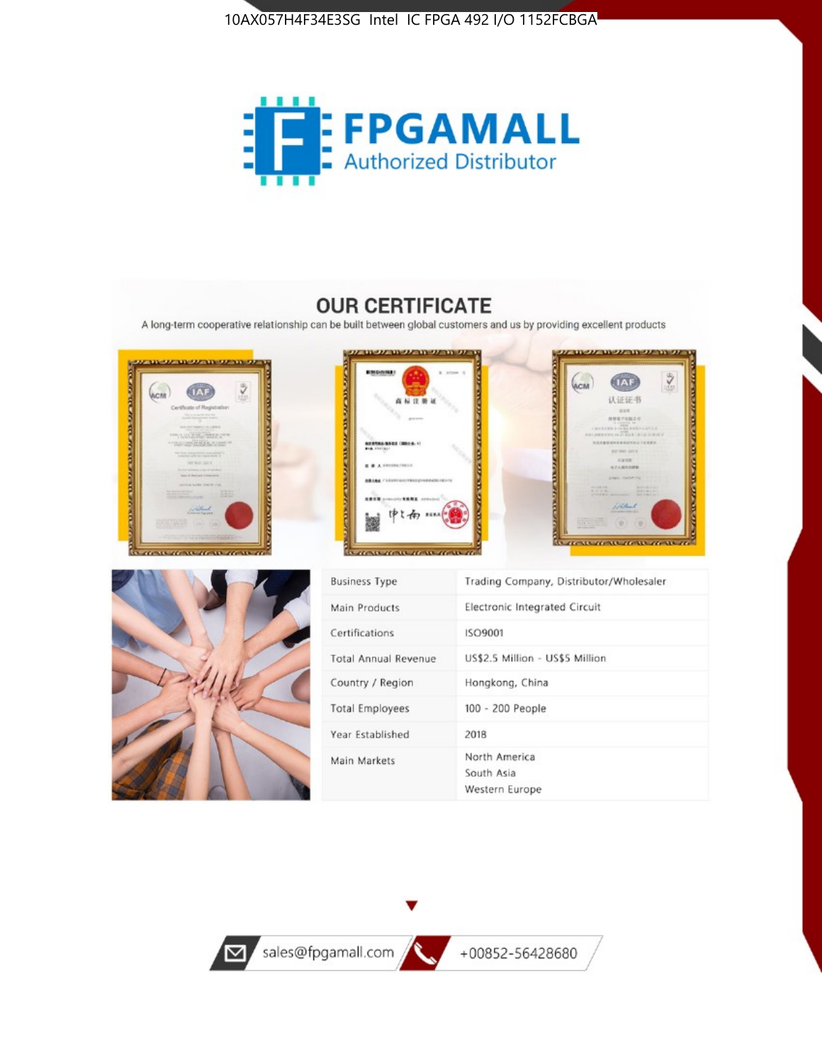FPGAMALL
Authorized Distributor

## OUR CERTIFICATE

A long-term cooperative relationship can be built between global customers and us by providing excellent products

| | |
|---|---|
| Business Type | Trading Company, Distributor/Wholesaler |
| Main Products | Electronic Integrated Circuit |
| Certifications | ISO9001 |
| Total Annual Revenue | US$2.5 Million - US$5 Million |
| Country / Region | Hongkong, China |
| Total Employees | 100 - 200 People |
| Year Established | 2018 |
| Main Markets | North America<br>South Asia<br>Western Europe |

sales@fpgamall.com

+00852-56428680